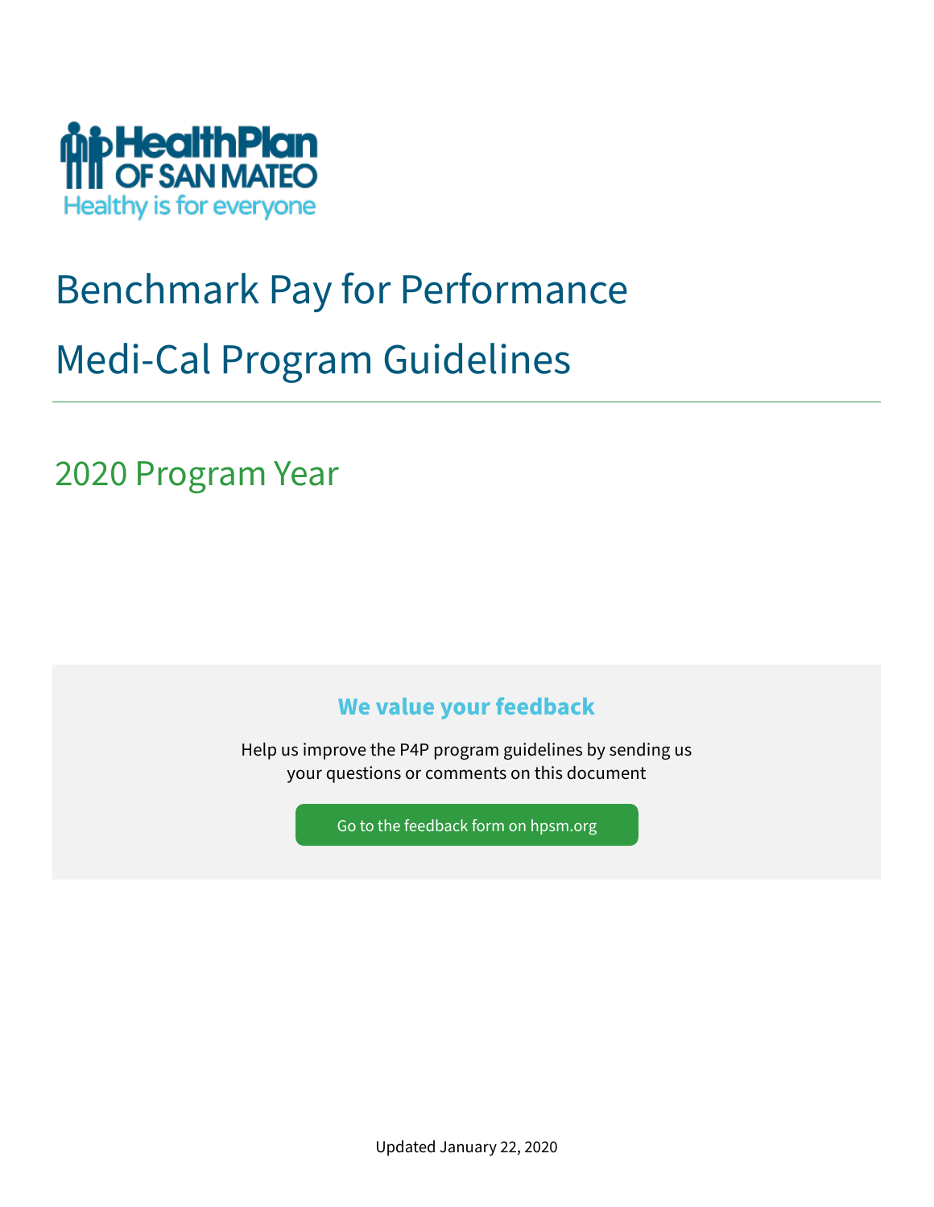HealthPlan OF SAN MATEO

Healthy is for everyone

# Benchmark Pay for Performance

# Medi-Cal Program Guidelines

## 2020 Program Year

### We value your feedback

Help us improve the P4P program guidelines by sending us your questions or comments on this document

Go to the feedback form on hpsm.org

Updated January 22, 2020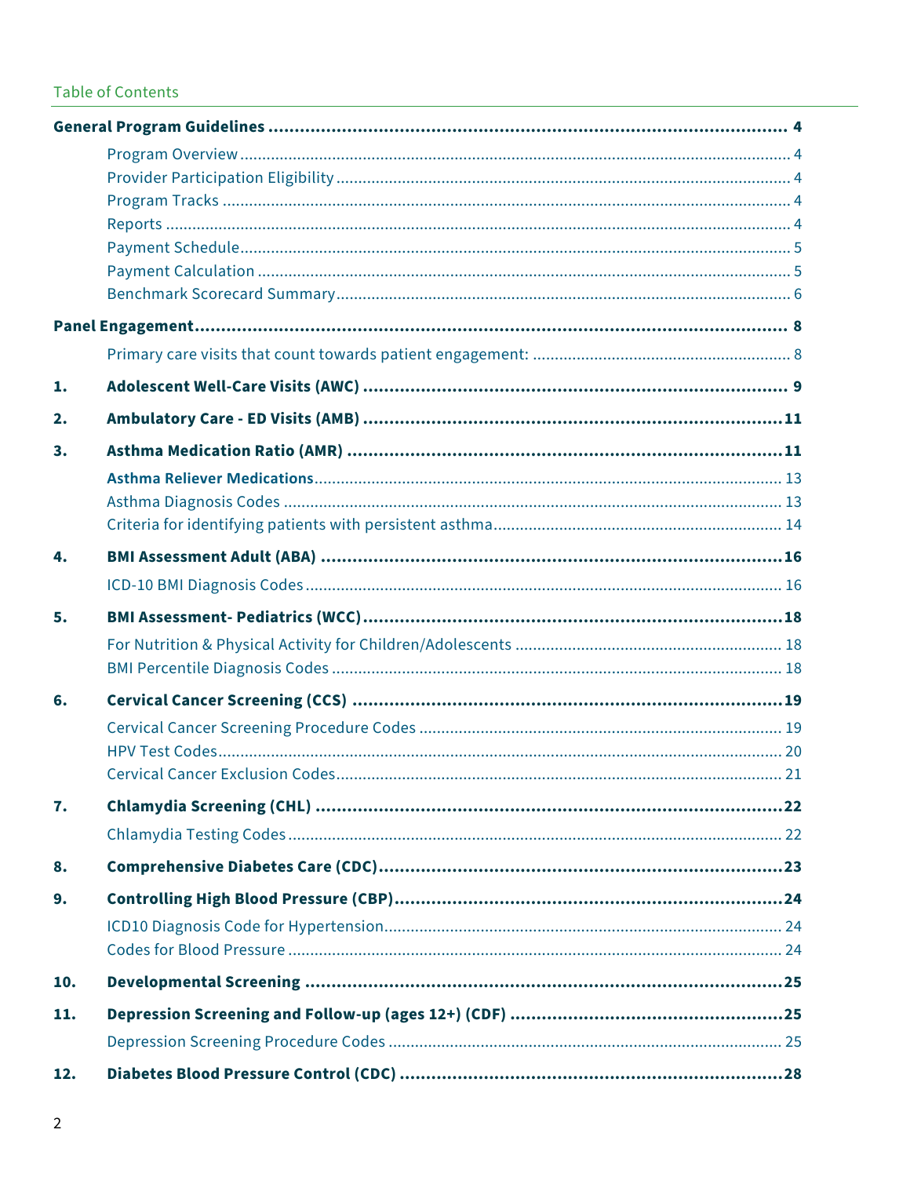## Table of Contents

**General Program Guidelines** ... 4
- Program Overview ... 4
- Provider Participation Eligibility ... 4
- Program Tracks ... 4
- Reports ... 4
- Payment Schedule ... 5
- Payment Calculation ... 5
- Benchmark Scorecard Summary ... 6

**Panel Engagement** ... 8
- Primary care visits that count towards patient engagement: ... 8

**1. Adolescent Well-Care Visits (AWC)** ... 9

**2. Ambulatory Care - ED Visits (AMB)** ... 11

**3. Asthma Medication Ratio (AMR)** ... 11
- **Asthma Reliever Medications** ... 13
- Asthma Diagnosis Codes ... 13
- Criteria for identifying patients with persistent asthma ... 14

**4. BMI Assessment Adult (ABA)** ... 16
- ICD-10 BMI Diagnosis Codes ... 16

**5. BMI Assessment- Pediatrics (WCC)** ... 18
- For Nutrition & Physical Activity for Children/Adolescents ... 18
- BMI Percentile Diagnosis Codes ... 18

**6. Cervical Cancer Screening (CCS)** ... 19
- Cervical Cancer Screening Procedure Codes ... 19
- HPV Test Codes ... 20
- Cervical Cancer Exclusion Codes ... 21

**7. Chlamydia Screening (CHL)** ... 22
- Chlamydia Testing Codes ... 22

**8. Comprehensive Diabetes Care (CDC)** ... 23

**9. Controlling High Blood Pressure (CBP)** ... 24
- ICD10 Diagnosis Code for Hypertension ... 24
- Codes for Blood Pressure ... 24

**10. Developmental Screening** ... 25

**11. Depression Screening and Follow-up (ages 12+) (CDF)** ... 25
- Depression Screening Procedure Codes ... 25

**12. Diabetes Blood Pressure Control (CDC)** ... 28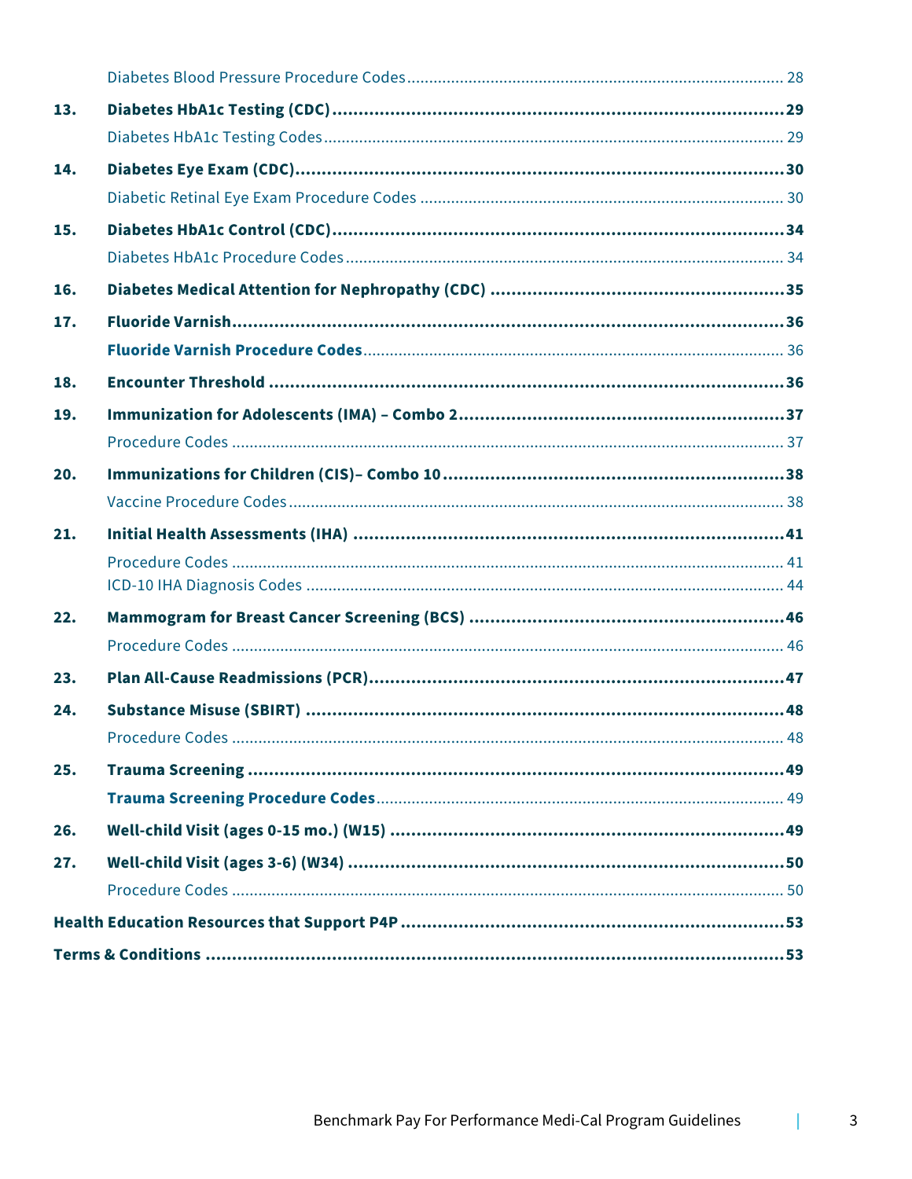Diabetes Blood Pressure Procedure Codes ........ 28

**13. Diabetes HbA1c Testing (CDC) ........ 29**

Diabetes HbA1c Testing Codes ........ 29

**14. Diabetes Eye Exam (CDC) ........ 30**

Diabetic Retinal Eye Exam Procedure Codes ........ 30

**15. Diabetes HbA1c Control (CDC) ........ 34**

Diabetes HbA1c Procedure Codes ........ 34

**16. Diabetes Medical Attention for Nephropathy (CDC) ........ 35**

**17. Fluoride Varnish ........ 36**

**Fluoride Varnish Procedure Codes** ........ 36

**18. Encounter Threshold ........ 36**

**19. Immunization for Adolescents (IMA) – Combo 2 ........ 37**

Procedure Codes ........ 37

**20. Immunizations for Children (CIS)– Combo 10 ........ 38**

Vaccine Procedure Codes ........ 38

**21. Initial Health Assessments (IHA) ........ 41**

Procedure Codes ........ 41

ICD-10 IHA Diagnosis Codes ........ 44

**22. Mammogram for Breast Cancer Screening (BCS) ........ 46**

Procedure Codes ........ 46

**23. Plan All-Cause Readmissions (PCR) ........ 47**

**24. Substance Misuse (SBIRT) ........ 48**

Procedure Codes ........ 48

**25. Trauma Screening ........ 49**

**Trauma Screening Procedure Codes** ........ 49

**26. Well-child Visit (ages 0-15 mo.) (W15) ........ 49**

**27. Well-child Visit (ages 3-6) (W34) ........ 50**

Procedure Codes ........ 50

**Health Education Resources that Support P4P ........ 53**

**Terms & Conditions ........ 53**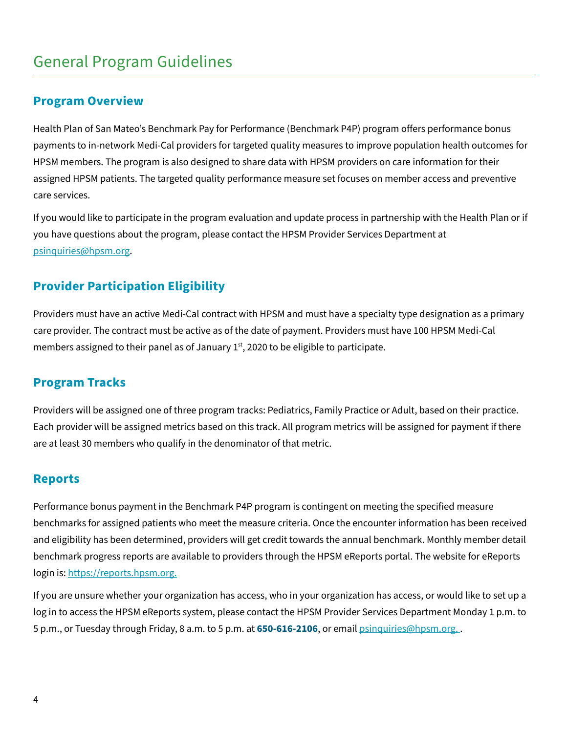# General Program Guidelines

## Program Overview

Health Plan of San Mateo's Benchmark Pay for Performance (Benchmark P4P) program offers performance bonus payments to in-network Medi-Cal providers for targeted quality measures to improve population health outcomes for HPSM members. The program is also designed to share data with HPSM providers on care information for their assigned HPSM patients. The targeted quality performance measure set focuses on member access and preventive care services.

If you would like to participate in the program evaluation and update process in partnership with the Health Plan or if you have questions about the program, please contact the HPSM Provider Services Department at psinquiries@hpsm.org.

## Provider Participation Eligibility

Providers must have an active Medi-Cal contract with HPSM and must have a specialty type designation as a primary care provider. The contract must be active as of the date of payment. Providers must have 100 HPSM Medi-Cal members assigned to their panel as of January 1st, 2020 to be eligible to participate.

## Program Tracks

Providers will be assigned one of three program tracks: Pediatrics, Family Practice or Adult, based on their practice. Each provider will be assigned metrics based on this track. All program metrics will be assigned for payment if there are at least 30 members who qualify in the denominator of that metric.

## Reports

Performance bonus payment in the Benchmark P4P program is contingent on meeting the specified measure benchmarks for assigned patients who meet the measure criteria. Once the encounter information has been received and eligibility has been determined, providers will get credit towards the annual benchmark. Monthly member detail benchmark progress reports are available to providers through the HPSM eReports portal. The website for eReports login is: https://reports.hpsm.org.

If you are unsure whether your organization has access, who in your organization has access, or would like to set up a log in to access the HPSM eReports system, please contact the HPSM Provider Services Department Monday 1 p.m. to 5 p.m., or Tuesday through Friday, 8 a.m. to 5 p.m. at **650-616-2106**, or email psinquiries@hpsm.org.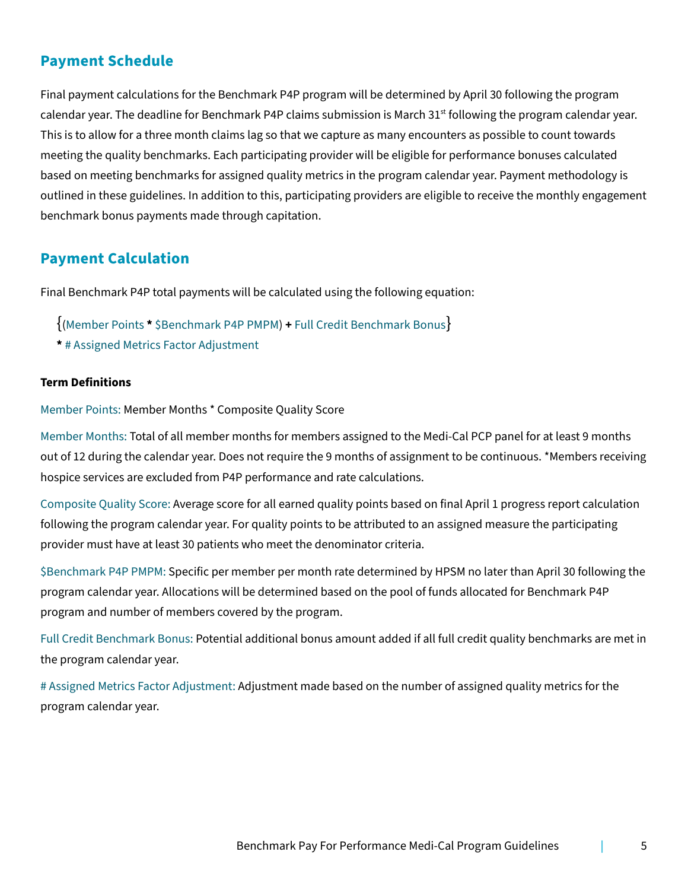## Payment Schedule

Final payment calculations for the Benchmark P4P program will be determined by April 30 following the program calendar year. The deadline for Benchmark P4P claims submission is March 31st following the program calendar year. This is to allow for a three month claims lag so that we capture as many encounters as possible to count towards meeting the quality benchmarks. Each participating provider will be eligible for performance bonuses calculated based on meeting benchmarks for assigned quality metrics in the program calendar year. Payment methodology is outlined in these guidelines. In addition to this, participating providers are eligible to receive the monthly engagement benchmark bonus payments made through capitation.

## Payment Calculation

Final Benchmark P4P total payments will be calculated using the following equation:

{(Member Points **\*** $Benchmark P4P PMPM) **+** Full Credit Benchmark Bonus}
**\*** # Assigned Metrics Factor Adjustment

**Term Definitions**

Member Points: Member Months * Composite Quality Score

Member Months: Total of all member months for members assigned to the Medi-Cal PCP panel for at least 9 months out of 12 during the calendar year. Does not require the 9 months of assignment to be continuous. *Members receiving hospice services are excluded from P4P performance and rate calculations.

Composite Quality Score: Average score for all earned quality points based on final April 1 progress report calculation following the program calendar year. For quality points to be attributed to an assigned measure the participating provider must have at least 30 patients who meet the denominator criteria.

$Benchmark P4P PMPM: Specific per member per month rate determined by HPSM no later than April 30 following the program calendar year. Allocations will be determined based on the pool of funds allocated for Benchmark P4P program and number of members covered by the program.

Full Credit Benchmark Bonus: Potential additional bonus amount added if all full credit quality benchmarks are met in the program calendar year.

# Assigned Metrics Factor Adjustment: Adjustment made based on the number of assigned quality metrics for the program calendar year.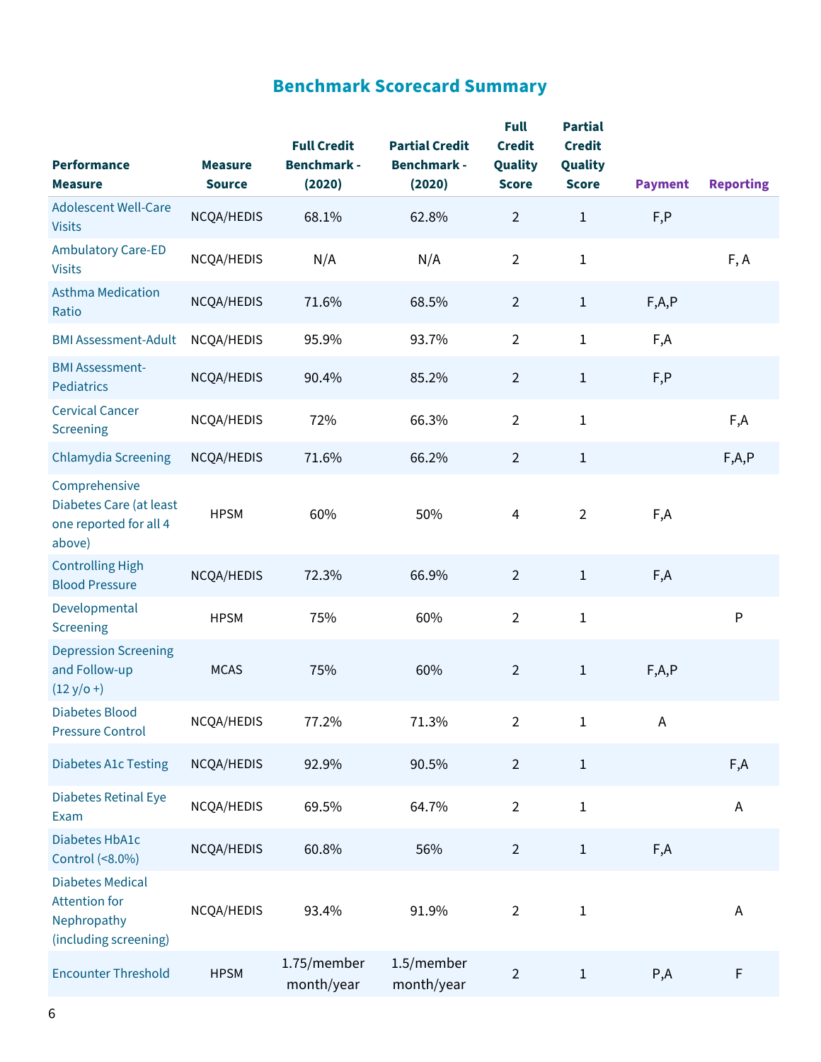## Benchmark Scorecard Summary

| Performance Measure | Measure Source | Full Credit Benchmark - (2020) | Partial Credit Benchmark - (2020) | Full Credit Quality Score | Partial Credit Quality Score | Payment | Reporting |
|---|---|---|---|---|---|---|---|
| Adolescent Well-Care Visits | NCQA/HEDIS | 68.1% | 62.8% | 2 | 1 | F,P | |
| Ambulatory Care-ED Visits | NCQA/HEDIS | N/A | N/A | 2 | 1 | | F, A |
| Asthma Medication Ratio | NCQA/HEDIS | 71.6% | 68.5% | 2 | 1 | F,A,P | |
| BMI Assessment-Adult | NCQA/HEDIS | 95.9% | 93.7% | 2 | 1 | F,A | |
| BMI Assessment-Pediatrics | NCQA/HEDIS | 90.4% | 85.2% | 2 | 1 | F,P | |
| Cervical Cancer Screening | NCQA/HEDIS | 72% | 66.3% | 2 | 1 | | F,A |
| Chlamydia Screening | NCQA/HEDIS | 71.6% | 66.2% | 2 | 1 | | F,A,P |
| Comprehensive Diabetes Care (at least one reported for all 4 above) | HPSM | 60% | 50% | 4 | 2 | F,A | |
| Controlling High Blood Pressure | NCQA/HEDIS | 72.3% | 66.9% | 2 | 1 | F,A | |
| Developmental Screening | HPSM | 75% | 60% | 2 | 1 | | P |
| Depression Screening and Follow-up (12 y/o +) | MCAS | 75% | 60% | 2 | 1 | F,A,P | |
| Diabetes Blood Pressure Control | NCQA/HEDIS | 77.2% | 71.3% | 2 | 1 | A | |
| Diabetes A1c Testing | NCQA/HEDIS | 92.9% | 90.5% | 2 | 1 | | F,A |
| Diabetes Retinal Eye Exam | NCQA/HEDIS | 69.5% | 64.7% | 2 | 1 | | A |
| Diabetes HbA1c Control (<8.0%) | NCQA/HEDIS | 60.8% | 56% | 2 | 1 | F,A | |
| Diabetes Medical Attention for Nephropathy (including screening) | NCQA/HEDIS | 93.4% | 91.9% | 2 | 1 | | A |
| Encounter Threshold | HPSM | 1.75/member month/year | 1.5/member month/year | 2 | 1 | P,A | F |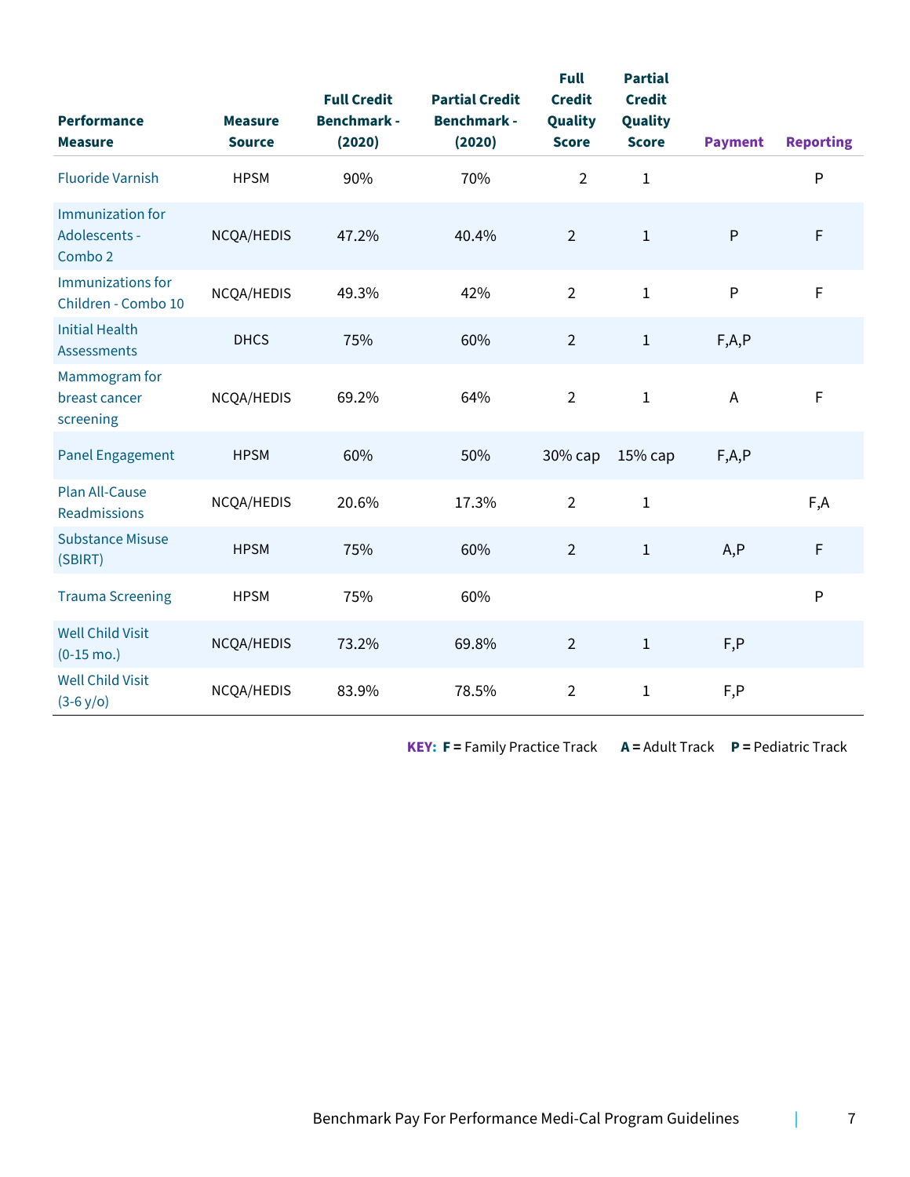| Performance Measure | Measure Source | Full Credit Benchmark - (2020) | Partial Credit Benchmark - (2020) | Full Credit Quality Score | Partial Credit Quality Score | Payment | Reporting |
|---|---|---|---|---|---|---|---|
| Fluoride Varnish | HPSM | 90% | 70% | 2 | 1 | | P |
| Immunization for Adolescents - Combo 2 | NCQA/HEDIS | 47.2% | 40.4% | 2 | 1 | P | F |
| Immunizations for Children - Combo 10 | NCQA/HEDIS | 49.3% | 42% | 2 | 1 | P | F |
| Initial Health Assessments | DHCS | 75% | 60% | 2 | 1 | F,A,P | |
| Mammogram for breast cancer screening | NCQA/HEDIS | 69.2% | 64% | 2 | 1 | A | F |
| Panel Engagement | HPSM | 60% | 50% | 30% cap | 15% cap | F,A,P | |
| Plan All-Cause Readmissions | NCQA/HEDIS | 20.6% | 17.3% | 2 | 1 | | F,A |
| Substance Misuse (SBIRT) | HPSM | 75% | 60% | 2 | 1 | A,P | F |
| Trauma Screening | HPSM | 75% | 60% | | | | P |
| Well Child Visit (0-15 mo.) | NCQA/HEDIS | 73.2% | 69.8% | 2 | 1 | F,P | |
| Well Child Visit (3-6 y/o) | NCQA/HEDIS | 83.9% | 78.5% | 2 | 1 | F,P | |

**KEY:** **F =** Family Practice Track **A =** Adult Track **P =** Pediatric Track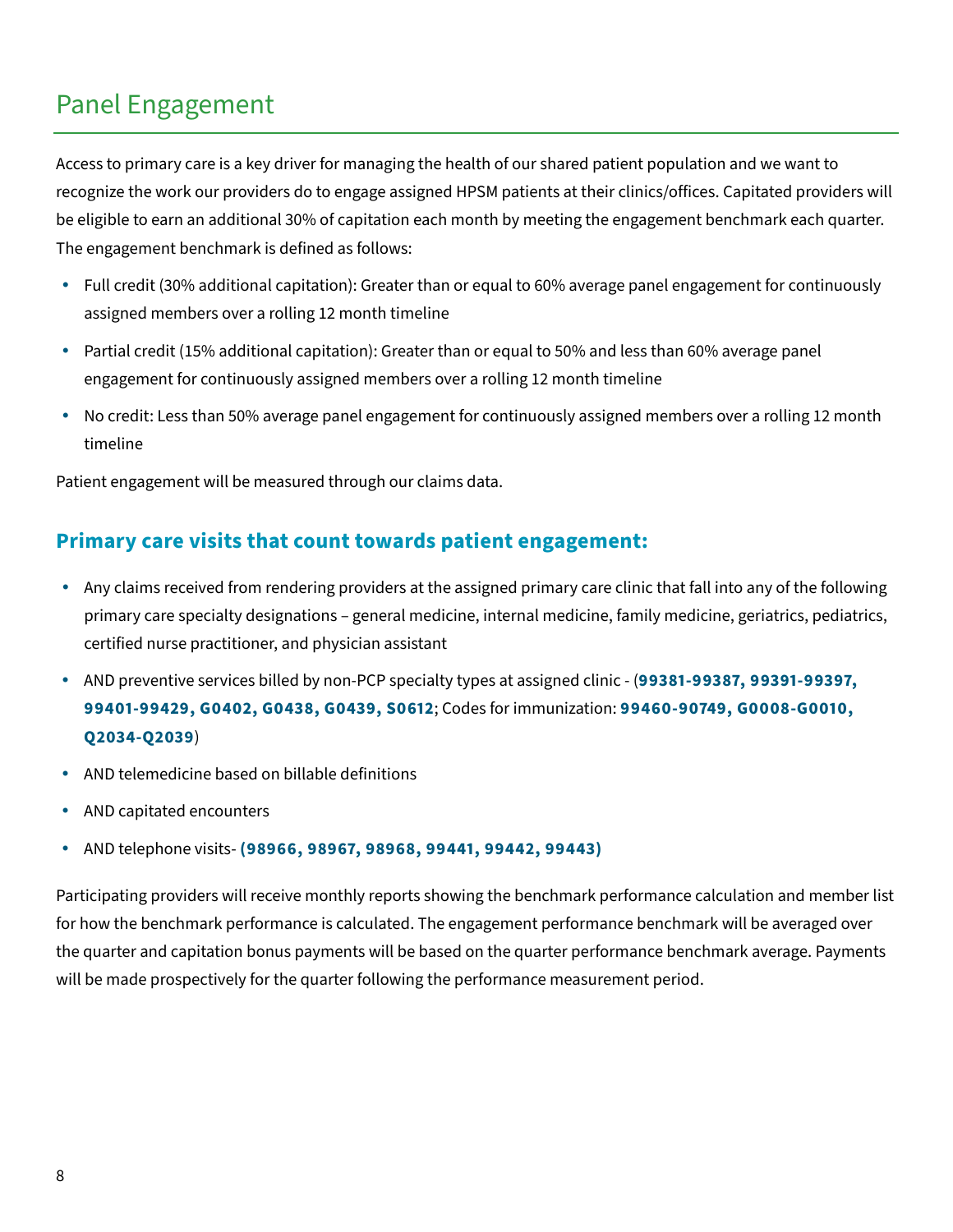# Panel Engagement

Access to primary care is a key driver for managing the health of our shared patient population and we want to recognize the work our providers do to engage assigned HPSM patients at their clinics/offices. Capitated providers will be eligible to earn an additional 30% of capitation each month by meeting the engagement benchmark each quarter. The engagement benchmark is defined as follows:

- Full credit (30% additional capitation): Greater than or equal to 60% average panel engagement for continuously assigned members over a rolling 12 month timeline
- Partial credit (15% additional capitation): Greater than or equal to 50% and less than 60% average panel engagement for continuously assigned members over a rolling 12 month timeline
- No credit: Less than 50% average panel engagement for continuously assigned members over a rolling 12 month timeline

Patient engagement will be measured through our claims data.

## Primary care visits that count towards patient engagement:

- Any claims received from rendering providers at the assigned primary care clinic that fall into any of the following primary care specialty designations – general medicine, internal medicine, family medicine, geriatrics, pediatrics, certified nurse practitioner, and physician assistant
- AND preventive services billed by non-PCP specialty types at assigned clinic - (**99381-99387, 99391-99397, 99401-99429, G0402, G0438, G0439, S0612**; Codes for immunization: **99460-90749, G0008-G0010, Q2034-Q2039**)
- AND telemedicine based on billable definitions
- AND capitated encounters
- AND telephone visits- **(98966, 98967, 98968, 99441, 99442, 99443)**

Participating providers will receive monthly reports showing the benchmark performance calculation and member list for how the benchmark performance is calculated. The engagement performance benchmark will be averaged over the quarter and capitation bonus payments will be based on the quarter performance benchmark average. Payments will be made prospectively for the quarter following the performance measurement period.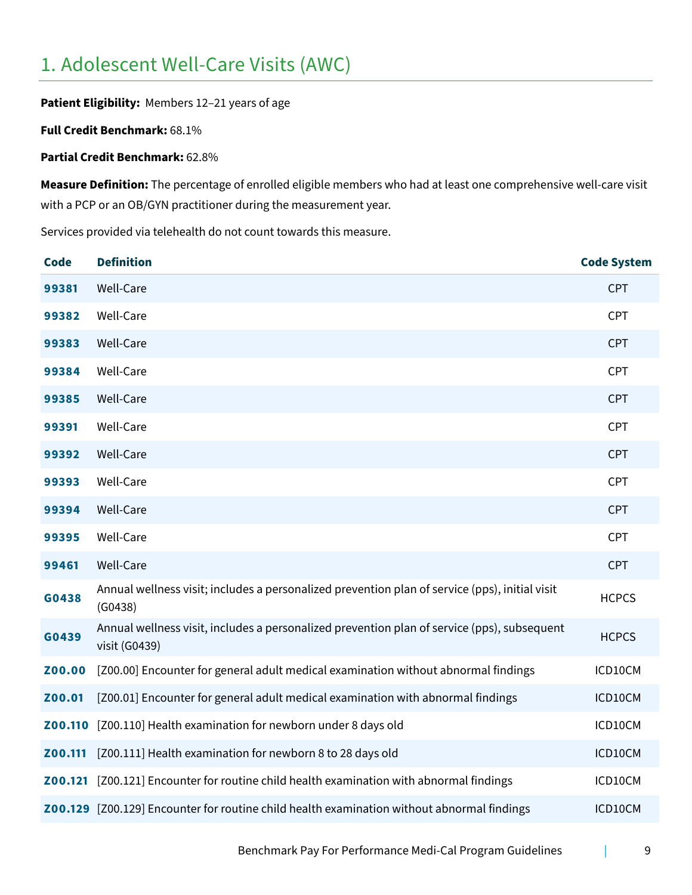# 1. Adolescent Well-Care Visits (AWC)

**Patient Eligibility:** Members 12–21 years of age

**Full Credit Benchmark:** 68.1%

**Partial Credit Benchmark:** 62.8%

**Measure Definition:** The percentage of enrolled eligible members who had at least one comprehensive well-care visit with a PCP or an OB/GYN practitioner during the measurement year.

Services provided via telehealth do not count towards this measure.

| Code | Definition | Code System |
|---|---|---|
| 99381 | Well-Care | CPT |
| 99382 | Well-Care | CPT |
| 99383 | Well-Care | CPT |
| 99384 | Well-Care | CPT |
| 99385 | Well-Care | CPT |
| 99391 | Well-Care | CPT |
| 99392 | Well-Care | CPT |
| 99393 | Well-Care | CPT |
| 99394 | Well-Care | CPT |
| 99395 | Well-Care | CPT |
| 99461 | Well-Care | CPT |
| G0438 | Annual wellness visit; includes a personalized prevention plan of service (pps), initial visit (G0438) | HCPCS |
| G0439 | Annual wellness visit, includes a personalized prevention plan of service (pps), subsequent visit (G0439) | HCPCS |
| Z00.00 | [Z00.00] Encounter for general adult medical examination without abnormal findings | ICD10CM |
| Z00.01 | [Z00.01] Encounter for general adult medical examination with abnormal findings | ICD10CM |
| Z00.110 | [Z00.110] Health examination for newborn under 8 days old | ICD10CM |
| Z00.111 | [Z00.111] Health examination for newborn 8 to 28 days old | ICD10CM |
| Z00.121 | [Z00.121] Encounter for routine child health examination with abnormal findings | ICD10CM |
| Z00.129 | [Z00.129] Encounter for routine child health examination without abnormal findings | ICD10CM |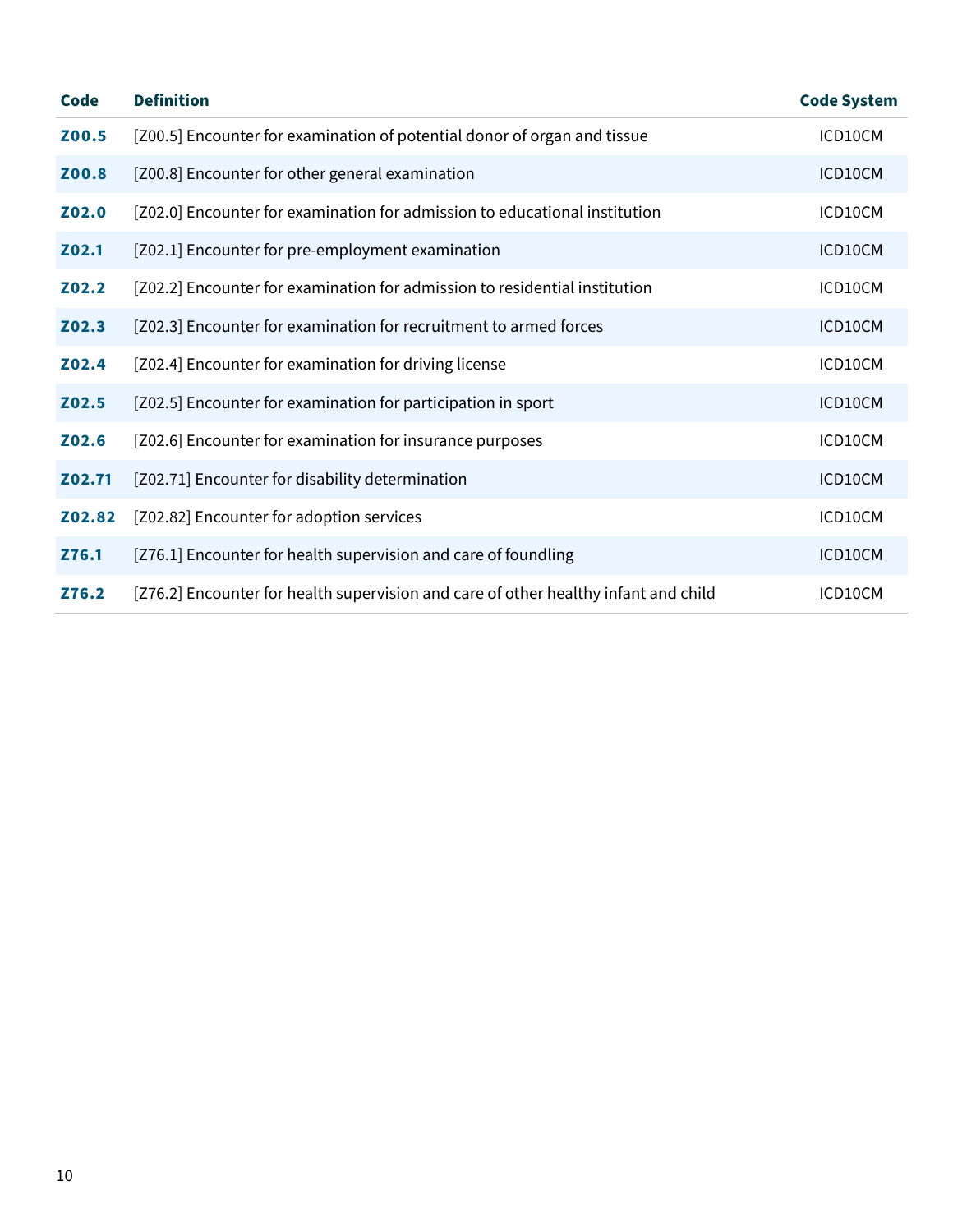| Code | Definition | Code System |
| --- | --- | --- |
| **Z00.5** | [Z00.5] Encounter for examination of potential donor of organ and tissue | ICD10CM |
| **Z00.8** | [Z00.8] Encounter for other general examination | ICD10CM |
| **Z02.0** | [Z02.0] Encounter for examination for admission to educational institution | ICD10CM |
| **Z02.1** | [Z02.1] Encounter for pre-employment examination | ICD10CM |
| **Z02.2** | [Z02.2] Encounter for examination for admission to residential institution | ICD10CM |
| **Z02.3** | [Z02.3] Encounter for examination for recruitment to armed forces | ICD10CM |
| **Z02.4** | [Z02.4] Encounter for examination for driving license | ICD10CM |
| **Z02.5** | [Z02.5] Encounter for examination for participation in sport | ICD10CM |
| **Z02.6** | [Z02.6] Encounter for examination for insurance purposes | ICD10CM |
| **Z02.71** | [Z02.71] Encounter for disability determination | ICD10CM |
| **Z02.82** | [Z02.82] Encounter for adoption services | ICD10CM |
| **Z76.1** | [Z76.1] Encounter for health supervision and care of foundling | ICD10CM |
| **Z76.2** | [Z76.2] Encounter for health supervision and care of other healthy infant and child | ICD10CM |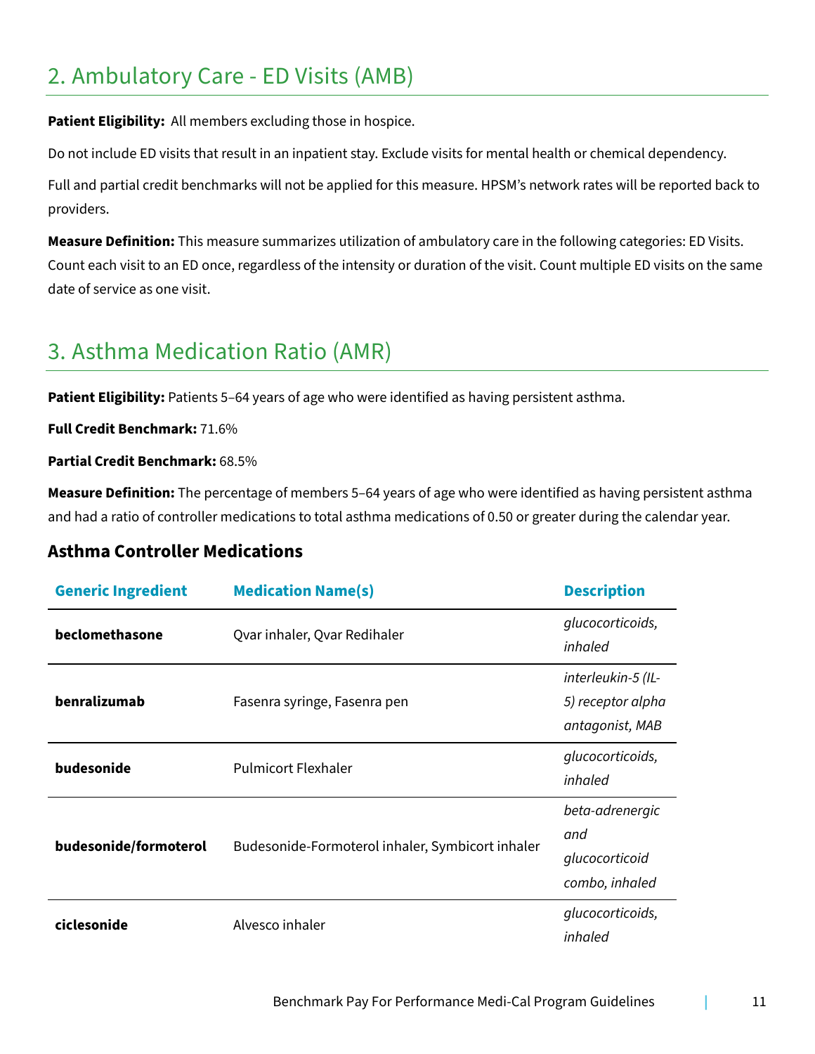## 2. Ambulatory Care - ED Visits (AMB)

**Patient Eligibility:** All members excluding those in hospice.

Do not include ED visits that result in an inpatient stay. Exclude visits for mental health or chemical dependency.

Full and partial credit benchmarks will not be applied for this measure. HPSM's network rates will be reported back to providers.

**Measure Definition:** This measure summarizes utilization of ambulatory care in the following categories: ED Visits. Count each visit to an ED once, regardless of the intensity or duration of the visit. Count multiple ED visits on the same date of service as one visit.

## 3. Asthma Medication Ratio (AMR)

**Patient Eligibility:** Patients 5–64 years of age who were identified as having persistent asthma.

**Full Credit Benchmark:** 71.6%

**Partial Credit Benchmark:** 68.5%

**Measure Definition:** The percentage of members 5–64 years of age who were identified as having persistent asthma and had a ratio of controller medications to total asthma medications of 0.50 or greater during the calendar year.

### Asthma Controller Medications

| Generic Ingredient | Medication Name(s) | Description |
|---|---|---|
| **beclomethasone** | Qvar inhaler, Qvar Redihaler | *glucocorticoids, inhaled* |
| **benralizumab** | Fasenra syringe, Fasenra pen | *interleukin-5 (IL-5) receptor alpha antagonist, MAB* |
| **budesonide** | Pulmicort Flexhaler | *glucocorticoids, inhaled* |
| **budesonide/formoterol** | Budesonide-Formoterol inhaler, Symbicort inhaler | *beta-adrenergic and glucocorticoid combo, inhaled* |
| **ciclesonide** | Alvesco inhaler | *glucocorticoids, inhaled* |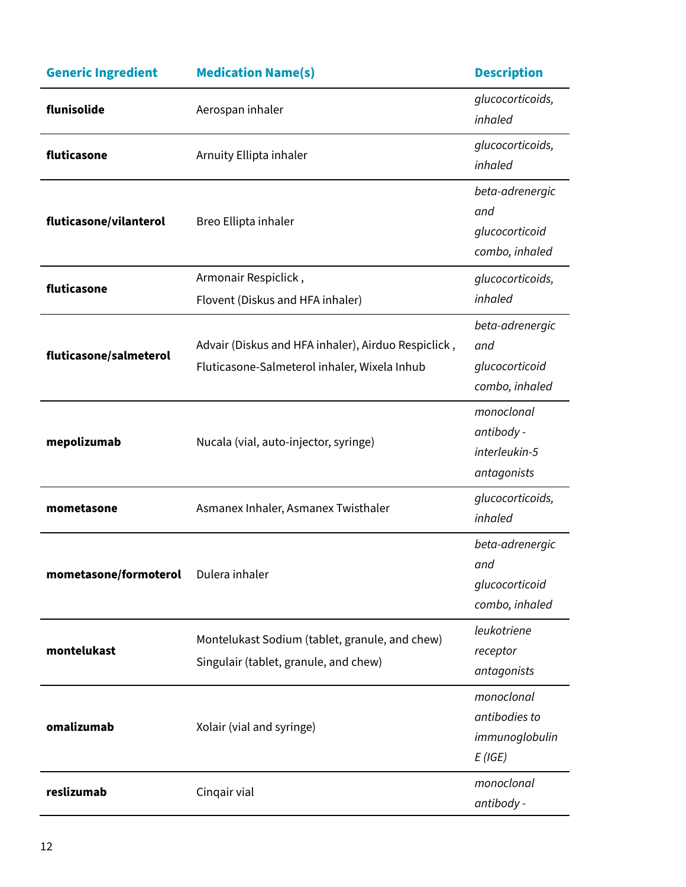| Generic Ingredient | Medication Name(s) | Description |
|---|---|---|
| **flunisolide** | Aerospan inhaler | *glucocorticoids, inhaled* |
| **fluticasone** | Arnuity Ellipta inhaler | *glucocorticoids, inhaled* |
| **fluticasone/vilanterol** | Breo Ellipta inhaler | *beta-adrenergic and glucocorticoid combo, inhaled* |
| **fluticasone** | Armonair Respiclick , Flovent (Diskus and HFA inhaler) | *glucocorticoids, inhaled* |
| **fluticasone/salmeterol** | Advair (Diskus and HFA inhaler), Airduo Respiclick , Fluticasone-Salmeterol inhaler, Wixela Inhub | *beta-adrenergic and glucocorticoid combo, inhaled* |
| **mepolizumab** | Nucala (vial, auto-injector, syringe) | *monoclonal antibody - interleukin-5 antagonists* |
| **mometasone** | Asmanex Inhaler, Asmanex Twisthaler | *glucocorticoids, inhaled* |
| **mometasone/formoterol** | Dulera inhaler | *beta-adrenergic and glucocorticoid combo, inhaled* |
| **montelukast** | Montelukast Sodium (tablet, granule, and chew) Singulair (tablet, granule, and chew) | *leukotriene receptor antagonists* |
| **omalizumab** | Xolair (vial and syringe) | *monoclonal antibodies to immunoglobulin E (IGE)* |
| **reslizumab** | Cinqair vial | *monoclonal antibody -* |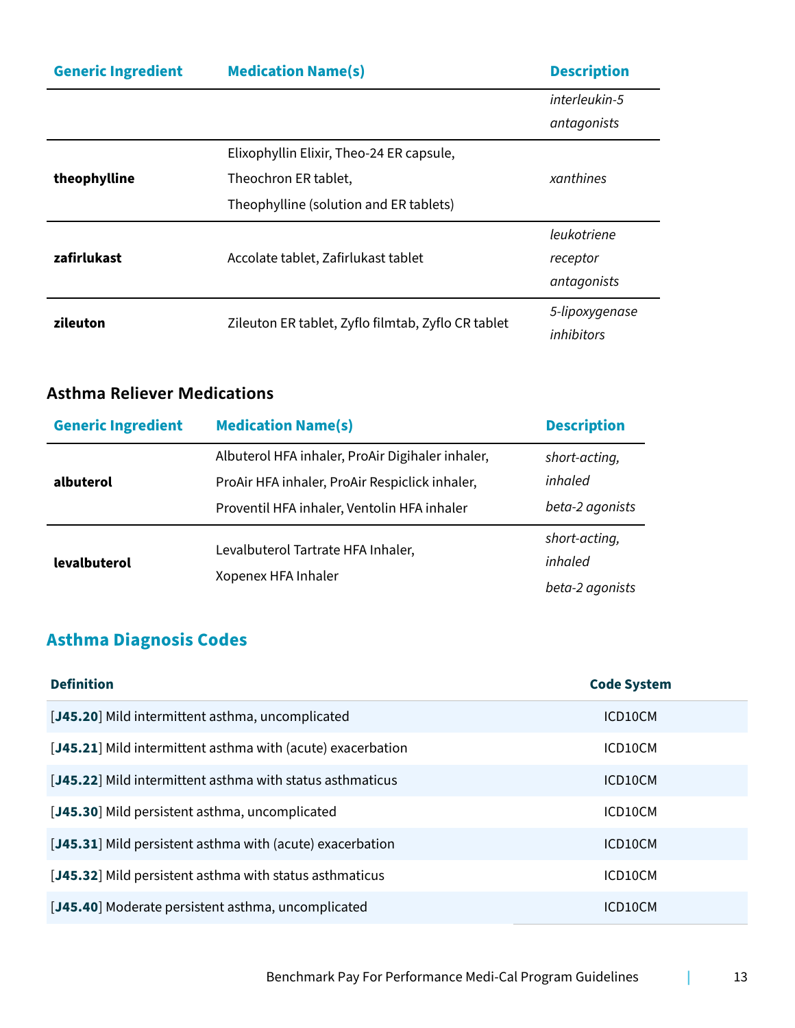| Generic Ingredient | Medication Name(s) | Description |
| --- | --- | --- |
| | | *interleukin-5 antagonists* |
| **theophylline** | Elixophyllin Elixir, Theo-24 ER capsule, Theochron ER tablet, Theophylline (solution and ER tablets) | *xanthines* |
| **zafirlukast** | Accolate tablet, Zafirlukast tablet | *leukotriene receptor antagonists* |
| **zileuton** | Zileuton ER tablet, Zyflo filmtab, Zyflo CR tablet | *5-lipoxygenase inhibitors* |

### Asthma Reliever Medications

| Generic Ingredient | Medication Name(s) | Description |
| --- | --- | --- |
| **albuterol** | Albuterol HFA inhaler, ProAir Digihaler inhaler, ProAir HFA inhaler, ProAir Respiclick inhaler, Proventil HFA inhaler, Ventolin HFA inhaler | *short-acting, inhaled beta-2 agonists* |
| **levalbuterol** | Levalbuterol Tartrate HFA Inhaler, Xopenex HFA Inhaler | *short-acting, inhaled beta-2 agonists* |

## Asthma Diagnosis Codes

| Definition | Code System |
| --- | --- |
| [**J45.20**] Mild intermittent asthma, uncomplicated | ICD10CM |
| [**J45.21**] Mild intermittent asthma with (acute) exacerbation | ICD10CM |
| [**J45.22**] Mild intermittent asthma with status asthmaticus | ICD10CM |
| [**J45.30**] Mild persistent asthma, uncomplicated | ICD10CM |
| [**J45.31**] Mild persistent asthma with (acute) exacerbation | ICD10CM |
| [**J45.32**] Mild persistent asthma with status asthmaticus | ICD10CM |
| [**J45.40**] Moderate persistent asthma, uncomplicated | ICD10CM |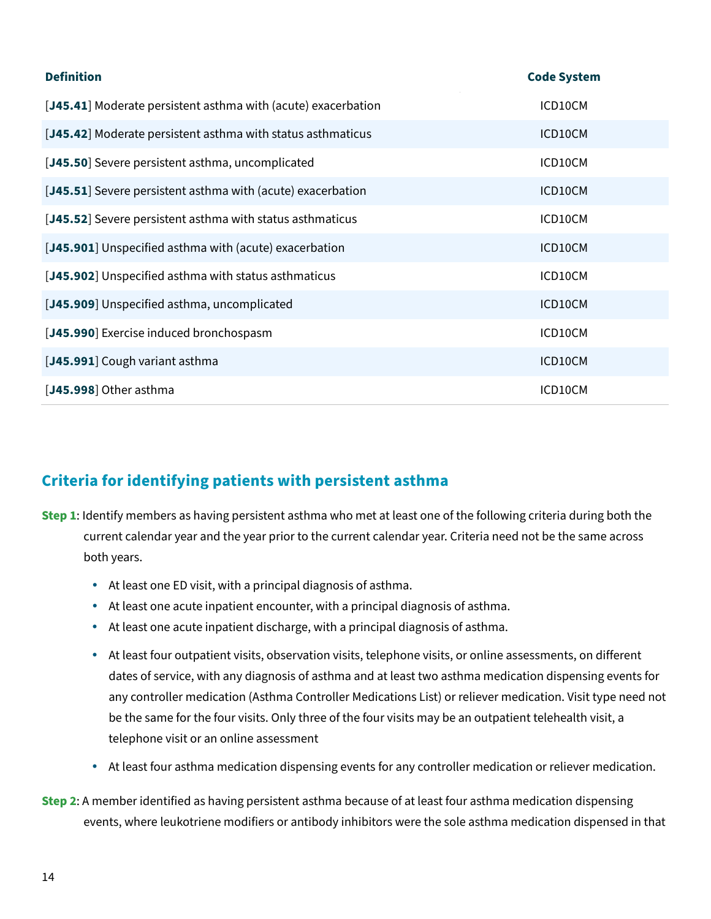| Definition | Code System |
|---|---|
| [**J45.41**] Moderate persistent asthma with (acute) exacerbation | ICD10CM |
| [**J45.42**] Moderate persistent asthma with status asthmaticus | ICD10CM |
| [**J45.50**] Severe persistent asthma, uncomplicated | ICD10CM |
| [**J45.51**] Severe persistent asthma with (acute) exacerbation | ICD10CM |
| [**J45.52**] Severe persistent asthma with status asthmaticus | ICD10CM |
| [**J45.901**] Unspecified asthma with (acute) exacerbation | ICD10CM |
| [**J45.902**] Unspecified asthma with status asthmaticus | ICD10CM |
| [**J45.909**] Unspecified asthma, uncomplicated | ICD10CM |
| [**J45.990**] Exercise induced bronchospasm | ICD10CM |
| [**J45.991**] Cough variant asthma | ICD10CM |
| [**J45.998**] Other asthma | ICD10CM |

## Criteria for identifying patients with persistent asthma

**Step 1**: Identify members as having persistent asthma who met at least one of the following criteria during both the current calendar year and the year prior to the current calendar year. Criteria need not be the same across both years.

- At least one ED visit, with a principal diagnosis of asthma.
- At least one acute inpatient encounter, with a principal diagnosis of asthma.
- At least one acute inpatient discharge, with a principal diagnosis of asthma.
- At least four outpatient visits, observation visits, telephone visits, or online assessments, on different dates of service, with any diagnosis of asthma and at least two asthma medication dispensing events for any controller medication (Asthma Controller Medications List) or reliever medication. Visit type need not be the same for the four visits. Only three of the four visits may be an outpatient telehealth visit, a telephone visit or an online assessment
- At least four asthma medication dispensing events for any controller medication or reliever medication.

**Step 2**: A member identified as having persistent asthma because of at least four asthma medication dispensing events, where leukotriene modifiers or antibody inhibitors were the sole asthma medication dispensed in that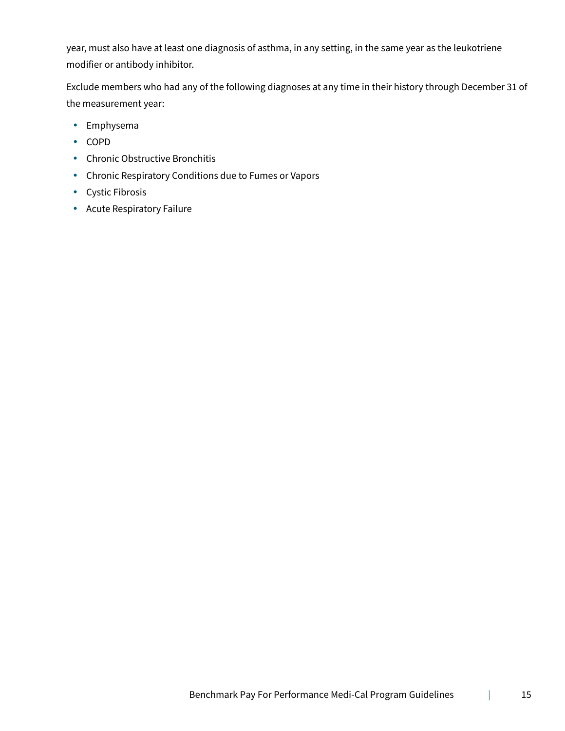year, must also have at least one diagnosis of asthma, in any setting, in the same year as the leukotriene modifier or antibody inhibitor.

Exclude members who had any of the following diagnoses at any time in their history through December 31 of the measurement year:

- Emphysema
- COPD
- Chronic Obstructive Bronchitis
- Chronic Respiratory Conditions due to Fumes or Vapors
- Cystic Fibrosis
- Acute Respiratory Failure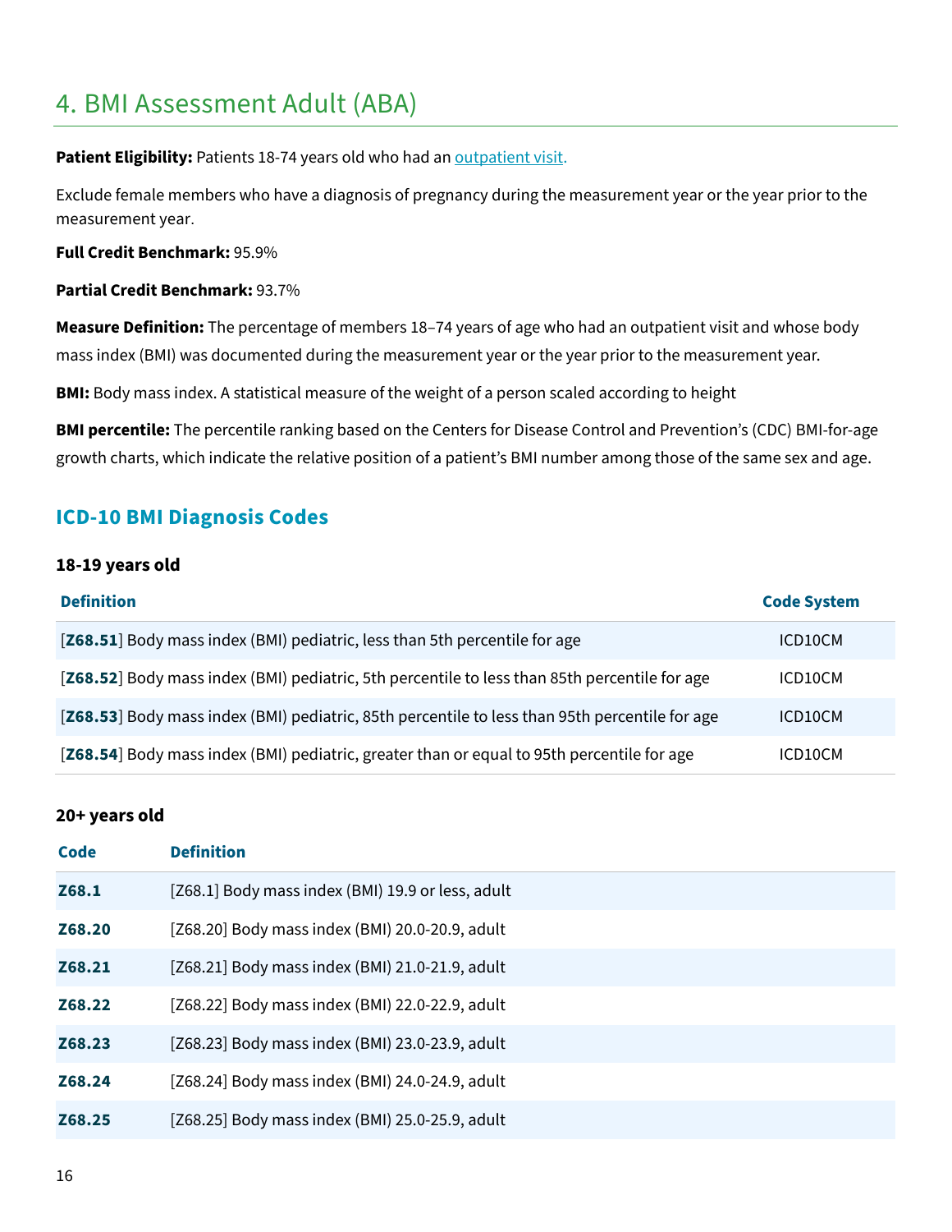# 4. BMI Assessment Adult (ABA)

**Patient Eligibility:** Patients 18-74 years old who had an outpatient visit.

Exclude female members who have a diagnosis of pregnancy during the measurement year or the year prior to the measurement year.

**Full Credit Benchmark:** 95.9%

**Partial Credit Benchmark:** 93.7%

**Measure Definition:** The percentage of members 18–74 years of age who had an outpatient visit and whose body mass index (BMI) was documented during the measurement year or the year prior to the measurement year.

**BMI:** Body mass index. A statistical measure of the weight of a person scaled according to height

**BMI percentile:** The percentile ranking based on the Centers for Disease Control and Prevention's (CDC) BMI-for-age growth charts, which indicate the relative position of a patient's BMI number among those of the same sex and age.

## ICD-10 BMI Diagnosis Codes

### 18-19 years old

| Definition | Code System |
|---|---|
| [**Z68.51**] Body mass index (BMI) pediatric, less than 5th percentile for age | ICD10CM |
| [**Z68.52**] Body mass index (BMI) pediatric, 5th percentile to less than 85th percentile for age | ICD10CM |
| [**Z68.53**] Body mass index (BMI) pediatric, 85th percentile to less than 95th percentile for age | ICD10CM |
| [**Z68.54**] Body mass index (BMI) pediatric, greater than or equal to 95th percentile for age | ICD10CM |

### 20+ years old

| Code | Definition |
|---|---|
| **Z68.1** | [Z68.1] Body mass index (BMI) 19.9 or less, adult |
| **Z68.20** | [Z68.20] Body mass index (BMI) 20.0-20.9, adult |
| **Z68.21** | [Z68.21] Body mass index (BMI) 21.0-21.9, adult |
| **Z68.22** | [Z68.22] Body mass index (BMI) 22.0-22.9, adult |
| **Z68.23** | [Z68.23] Body mass index (BMI) 23.0-23.9, adult |
| **Z68.24** | [Z68.24] Body mass index (BMI) 24.0-24.9, adult |
| **Z68.25** | [Z68.25] Body mass index (BMI) 25.0-25.9, adult |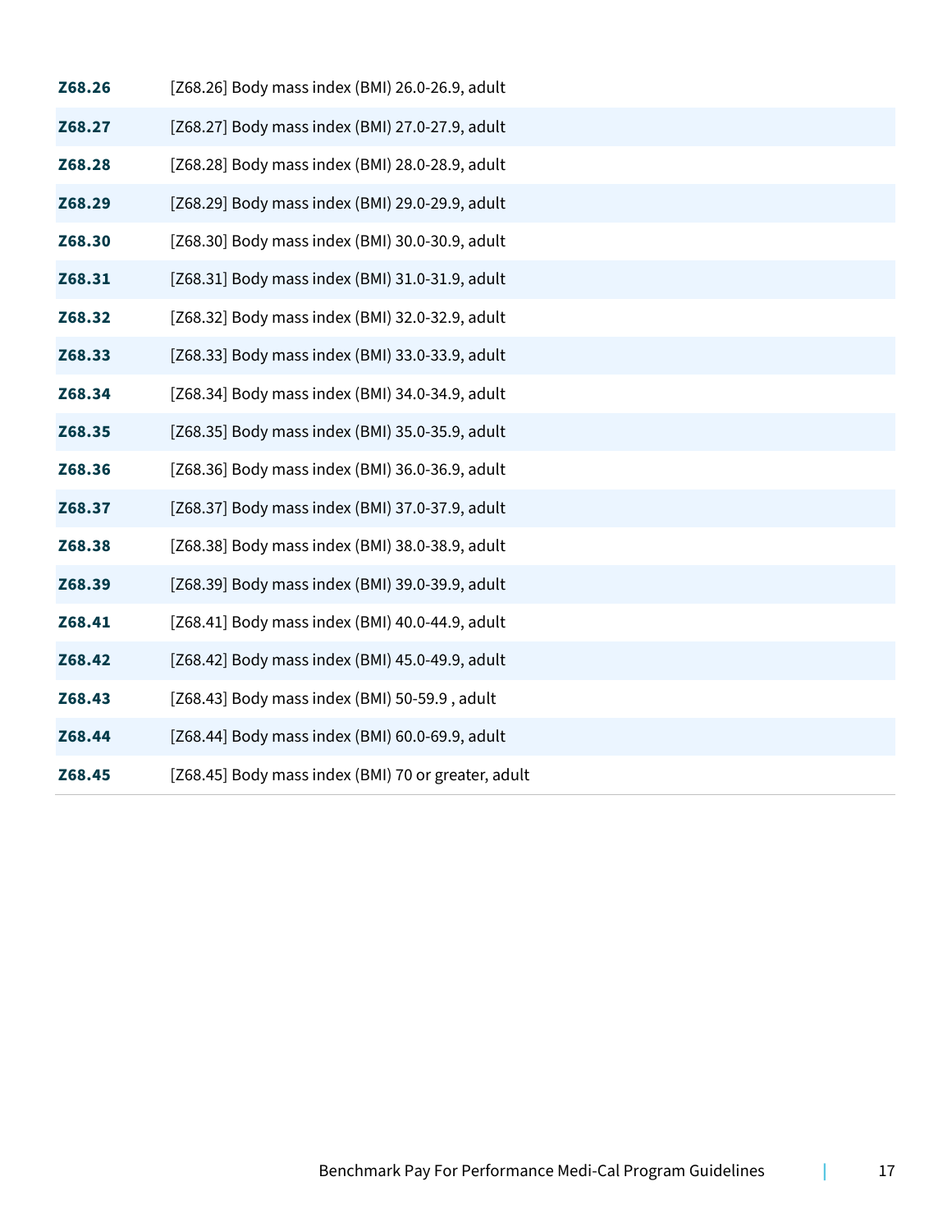| | |
|---|---|
| **Z68.26** | [Z68.26] Body mass index (BMI) 26.0-26.9, adult |
| **Z68.27** | [Z68.27] Body mass index (BMI) 27.0-27.9, adult |
| **Z68.28** | [Z68.28] Body mass index (BMI) 28.0-28.9, adult |
| **Z68.29** | [Z68.29] Body mass index (BMI) 29.0-29.9, adult |
| **Z68.30** | [Z68.30] Body mass index (BMI) 30.0-30.9, adult |
| **Z68.31** | [Z68.31] Body mass index (BMI) 31.0-31.9, adult |
| **Z68.32** | [Z68.32] Body mass index (BMI) 32.0-32.9, adult |
| **Z68.33** | [Z68.33] Body mass index (BMI) 33.0-33.9, adult |
| **Z68.34** | [Z68.34] Body mass index (BMI) 34.0-34.9, adult |
| **Z68.35** | [Z68.35] Body mass index (BMI) 35.0-35.9, adult |
| **Z68.36** | [Z68.36] Body mass index (BMI) 36.0-36.9, adult |
| **Z68.37** | [Z68.37] Body mass index (BMI) 37.0-37.9, adult |
| **Z68.38** | [Z68.38] Body mass index (BMI) 38.0-38.9, adult |
| **Z68.39** | [Z68.39] Body mass index (BMI) 39.0-39.9, adult |
| **Z68.41** | [Z68.41] Body mass index (BMI) 40.0-44.9, adult |
| **Z68.42** | [Z68.42] Body mass index (BMI) 45.0-49.9, adult |
| **Z68.43** | [Z68.43] Body mass index (BMI) 50-59.9 , adult |
| **Z68.44** | [Z68.44] Body mass index (BMI) 60.0-69.9, adult |
| **Z68.45** | [Z68.45] Body mass index (BMI) 70 or greater, adult |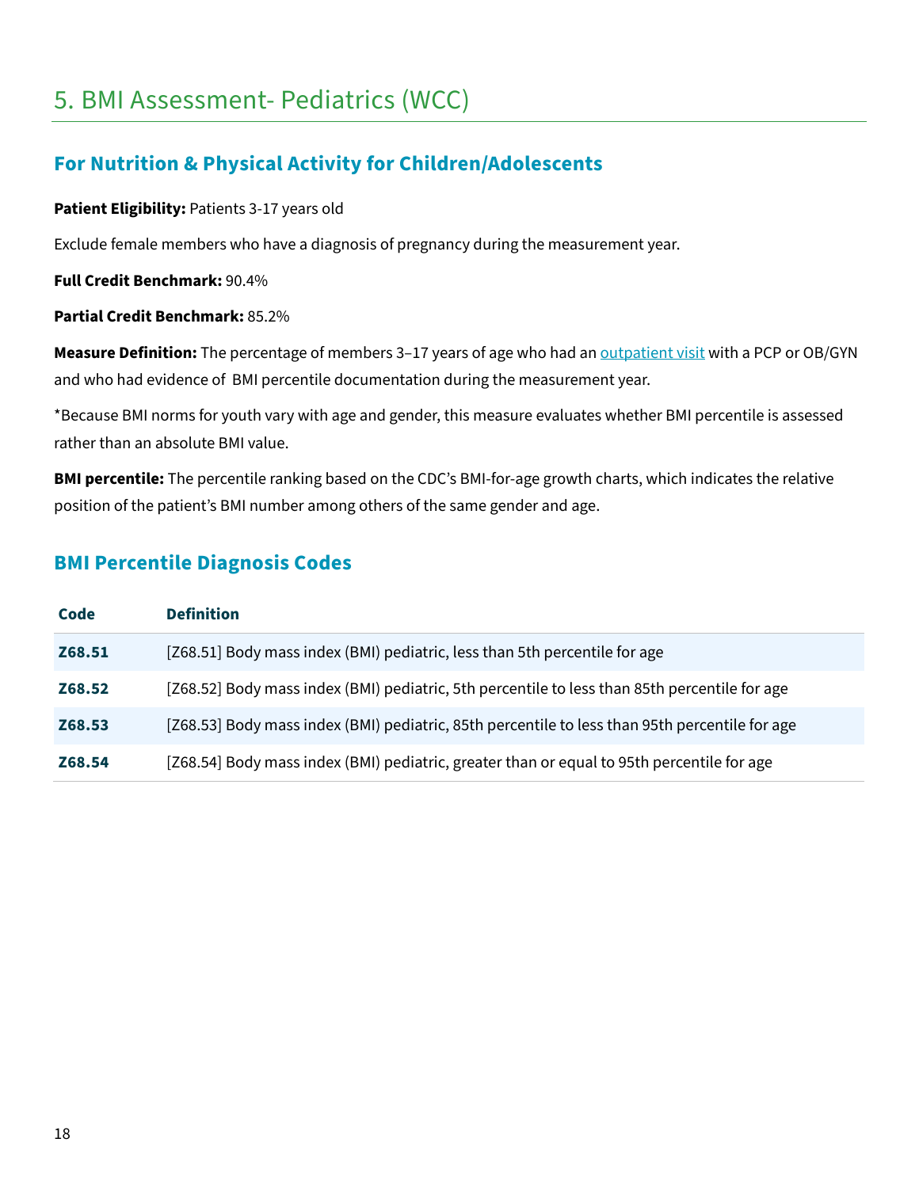# 5. BMI Assessment- Pediatrics (WCC)

## For Nutrition & Physical Activity for Children/Adolescents

**Patient Eligibility:** Patients 3-17 years old

Exclude female members who have a diagnosis of pregnancy during the measurement year.

**Full Credit Benchmark:** 90.4%

**Partial Credit Benchmark:** 85.2%

**Measure Definition:** The percentage of members 3–17 years of age who had an outpatient visit with a PCP or OB/GYN and who had evidence of BMI percentile documentation during the measurement year.

*Because BMI norms for youth vary with age and gender, this measure evaluates whether BMI percentile is assessed rather than an absolute BMI value.

**BMI percentile:** The percentile ranking based on the CDC's BMI-for-age growth charts, which indicates the relative position of the patient's BMI number among others of the same gender and age.

## BMI Percentile Diagnosis Codes

| Code | Definition |
|---|---|
| **Z68.51** | [Z68.51] Body mass index (BMI) pediatric, less than 5th percentile for age |
| **Z68.52** | [Z68.52] Body mass index (BMI) pediatric, 5th percentile to less than 85th percentile for age |
| **Z68.53** | [Z68.53] Body mass index (BMI) pediatric, 85th percentile to less than 95th percentile for age |
| **Z68.54** | [Z68.54] Body mass index (BMI) pediatric, greater than or equal to 95th percentile for age |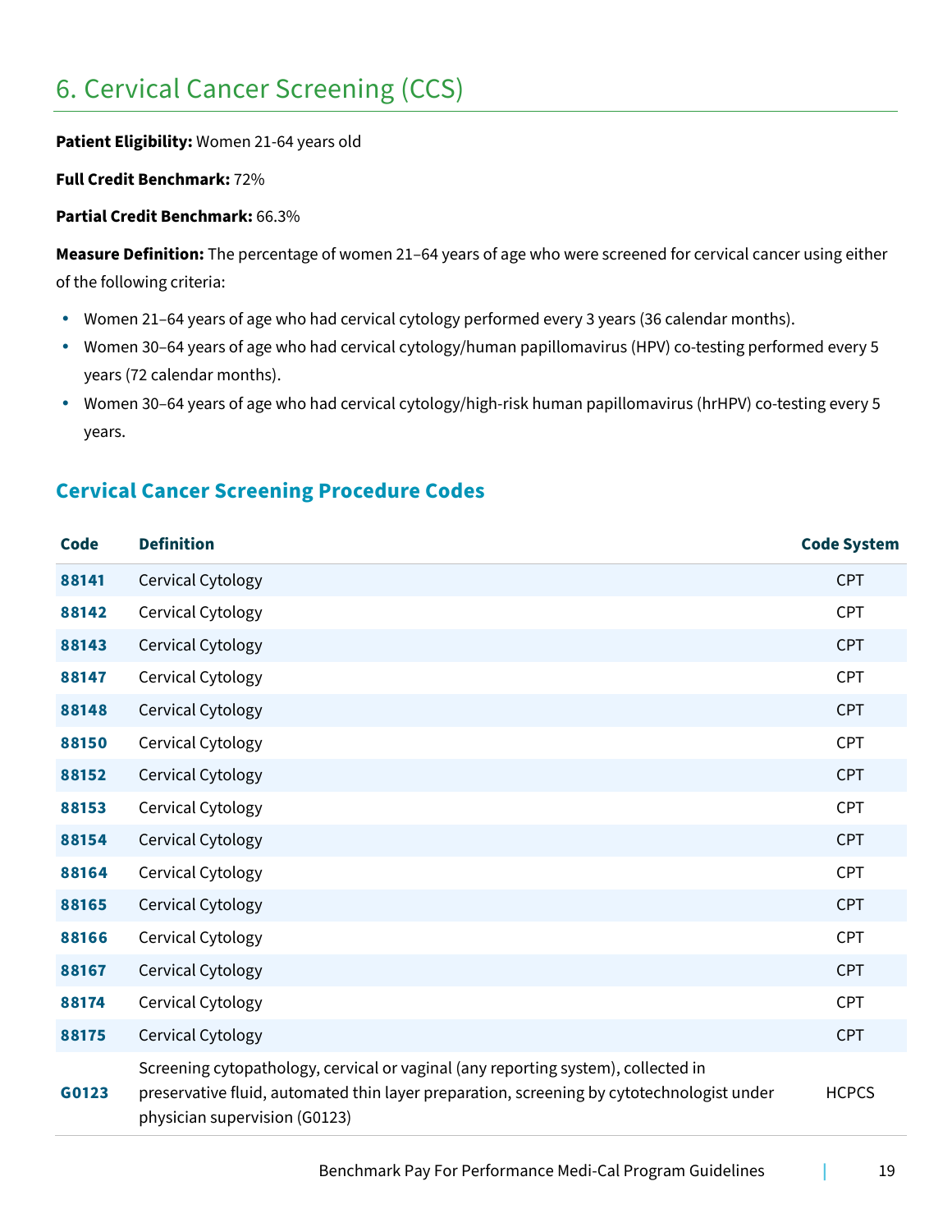# 6. Cervical Cancer Screening (CCS)

**Patient Eligibility:** Women 21-64 years old

**Full Credit Benchmark:** 72%

**Partial Credit Benchmark:** 66.3%

**Measure Definition:** The percentage of women 21–64 years of age who were screened for cervical cancer using either of the following criteria:

- Women 21–64 years of age who had cervical cytology performed every 3 years (36 calendar months).
- Women 30–64 years of age who had cervical cytology/human papillomavirus (HPV) co-testing performed every 5 years (72 calendar months).
- Women 30–64 years of age who had cervical cytology/high-risk human papillomavirus (hrHPV) co-testing every 5 years.

## Cervical Cancer Screening Procedure Codes

| Code | Definition | Code System |
|---|---|---|
| **88141** | Cervical Cytology | CPT |
| **88142** | Cervical Cytology | CPT |
| **88143** | Cervical Cytology | CPT |
| **88147** | Cervical Cytology | CPT |
| **88148** | Cervical Cytology | CPT |
| **88150** | Cervical Cytology | CPT |
| **88152** | Cervical Cytology | CPT |
| **88153** | Cervical Cytology | CPT |
| **88154** | Cervical Cytology | CPT |
| **88164** | Cervical Cytology | CPT |
| **88165** | Cervical Cytology | CPT |
| **88166** | Cervical Cytology | CPT |
| **88167** | Cervical Cytology | CPT |
| **88174** | Cervical Cytology | CPT |
| **88175** | Cervical Cytology | CPT |
| **G0123** | Screening cytopathology, cervical or vaginal (any reporting system), collected in preservative fluid, automated thin layer preparation, screening by cytotechnologist under physician supervision (G0123) | HCPCS |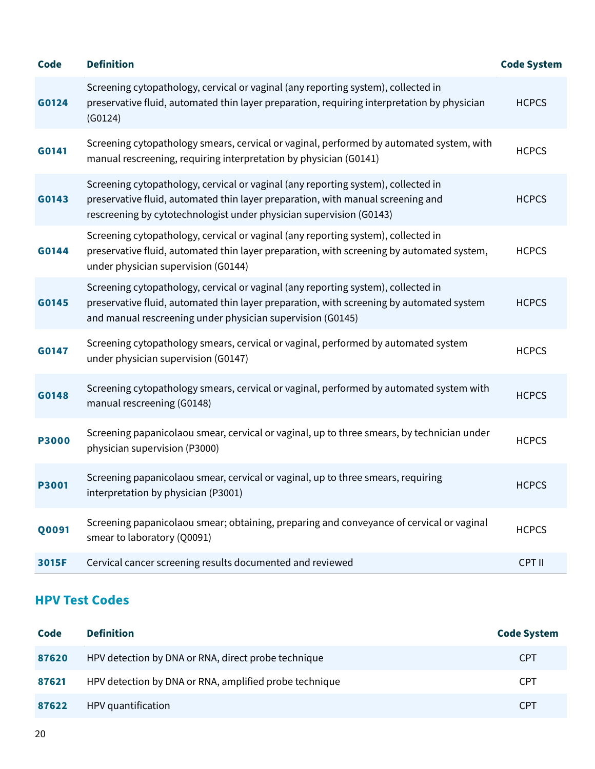| Code | Definition | Code System |
|---|---|---|
| **G0124** | Screening cytopathology, cervical or vaginal (any reporting system), collected in preservative fluid, automated thin layer preparation, requiring interpretation by physician (G0124) | HCPCS |
| **G0141** | Screening cytopathology smears, cervical or vaginal, performed by automated system, with manual rescreening, requiring interpretation by physician (G0141) | HCPCS |
| **G0143** | Screening cytopathology, cervical or vaginal (any reporting system), collected in preservative fluid, automated thin layer preparation, with manual screening and rescreening by cytotechnologist under physician supervision (G0143) | HCPCS |
| **G0144** | Screening cytopathology, cervical or vaginal (any reporting system), collected in preservative fluid, automated thin layer preparation, with screening by automated system, under physician supervision (G0144) | HCPCS |
| **G0145** | Screening cytopathology, cervical or vaginal (any reporting system), collected in preservative fluid, automated thin layer preparation, with screening by automated system and manual rescreening under physician supervision (G0145) | HCPCS |
| **G0147** | Screening cytopathology smears, cervical or vaginal, performed by automated system under physician supervision (G0147) | HCPCS |
| **G0148** | Screening cytopathology smears, cervical or vaginal, performed by automated system with manual rescreening (G0148) | HCPCS |
| **P3000** | Screening papanicolaou smear, cervical or vaginal, up to three smears, by technician under physician supervision (P3000) | HCPCS |
| **P3001** | Screening papanicolaou smear, cervical or vaginal, up to three smears, requiring interpretation by physician (P3001) | HCPCS |
| **Q0091** | Screening papanicolaou smear; obtaining, preparing and conveyance of cervical or vaginal smear to laboratory (Q0091) | HCPCS |
| **3015F** | Cervical cancer screening results documented and reviewed | CPT II |

## HPV Test Codes

| Code | Definition | Code System |
|---|---|---|
| **87620** | HPV detection by DNA or RNA, direct probe technique | CPT |
| **87621** | HPV detection by DNA or RNA, amplified probe technique | CPT |
| **87622** | HPV quantification | CPT |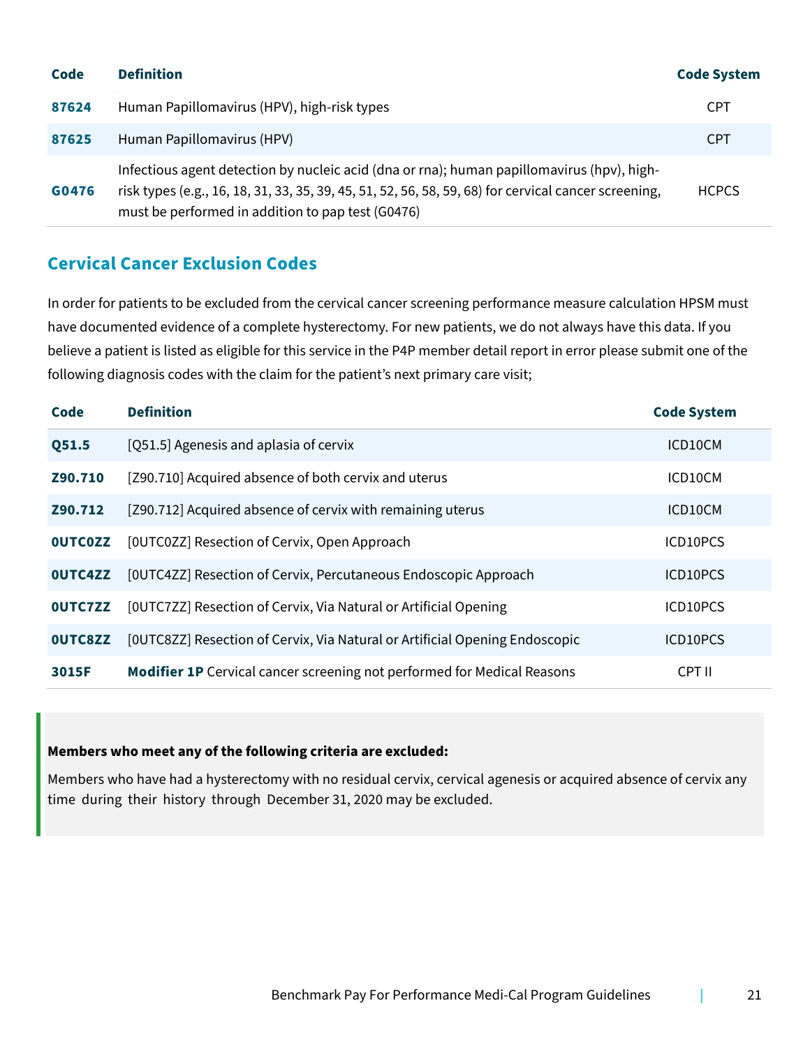| Code | Definition | Code System |
|---|---|---|
| 87624 | Human Papillomavirus (HPV), high-risk types | CPT |
| 87625 | Human Papillomavirus (HPV) | CPT |
| G0476 | Infectious agent detection by nucleic acid (dna or rna); human papillomavirus (hpv), high-risk types (e.g., 16, 18, 31, 33, 35, 39, 45, 51, 52, 56, 58, 59, 68) for cervical cancer screening, must be performed in addition to pap test (G0476) | HCPCS |

## Cervical Cancer Exclusion Codes

In order for patients to be excluded from the cervical cancer screening performance measure calculation HPSM must have documented evidence of a complete hysterectomy. For new patients, we do not always have this data. If you believe a patient is listed as eligible for this service in the P4P member detail report in error please submit one of the following diagnosis codes with the claim for the patient's next primary care visit;

| Code | Definition | Code System |
|---|---|---|
| Q51.5 | [Q51.5] Agenesis and aplasia of cervix | ICD10CM |
| Z90.710 | [Z90.710] Acquired absence of both cervix and uterus | ICD10CM |
| Z90.712 | [Z90.712] Acquired absence of cervix with remaining uterus | ICD10CM |
| 0UTC0ZZ | [0UTC0ZZ] Resection of Cervix, Open Approach | ICD10PCS |
| 0UTC4ZZ | [0UTC4ZZ] Resection of Cervix, Percutaneous Endoscopic Approach | ICD10PCS |
| 0UTC7ZZ | [0UTC7ZZ] Resection of Cervix, Via Natural or Artificial Opening | ICD10PCS |
| 0UTC8ZZ | [0UTC8ZZ] Resection of Cervix, Via Natural or Artificial Opening Endoscopic | ICD10PCS |
| 3015F | **Modifier 1P** Cervical cancer screening not performed for Medical Reasons | CPT II |

**Members who meet any of the following criteria are excluded:**

Members who have had a hysterectomy with no residual cervix, cervical agenesis or acquired absence of cervix any time during their history through December 31, 2020 may be excluded.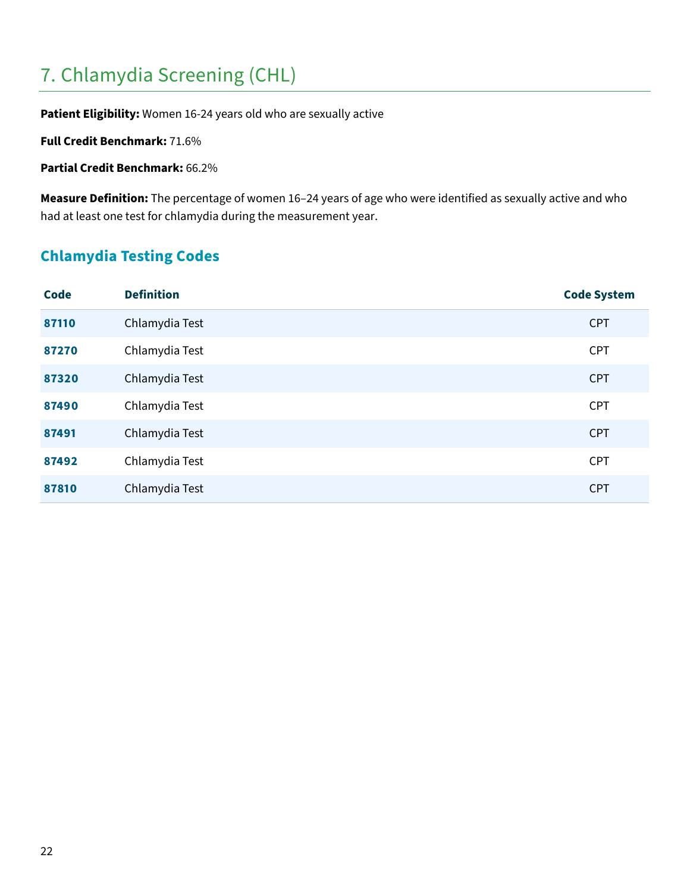# 7. Chlamydia Screening (CHL)

**Patient Eligibility:** Women 16-24 years old who are sexually active

**Full Credit Benchmark:** 71.6%

**Partial Credit Benchmark:** 66.2%

**Measure Definition:** The percentage of women 16–24 years of age who were identified as sexually active and who had at least one test for chlamydia during the measurement year.

## Chlamydia Testing Codes

| Code | Definition | Code System |
|---|---|---|
| **87110** | Chlamydia Test | CPT |
| **87270** | Chlamydia Test | CPT |
| **87320** | Chlamydia Test | CPT |
| **87490** | Chlamydia Test | CPT |
| **87491** | Chlamydia Test | CPT |
| **87492** | Chlamydia Test | CPT |
| **87810** | Chlamydia Test | CPT |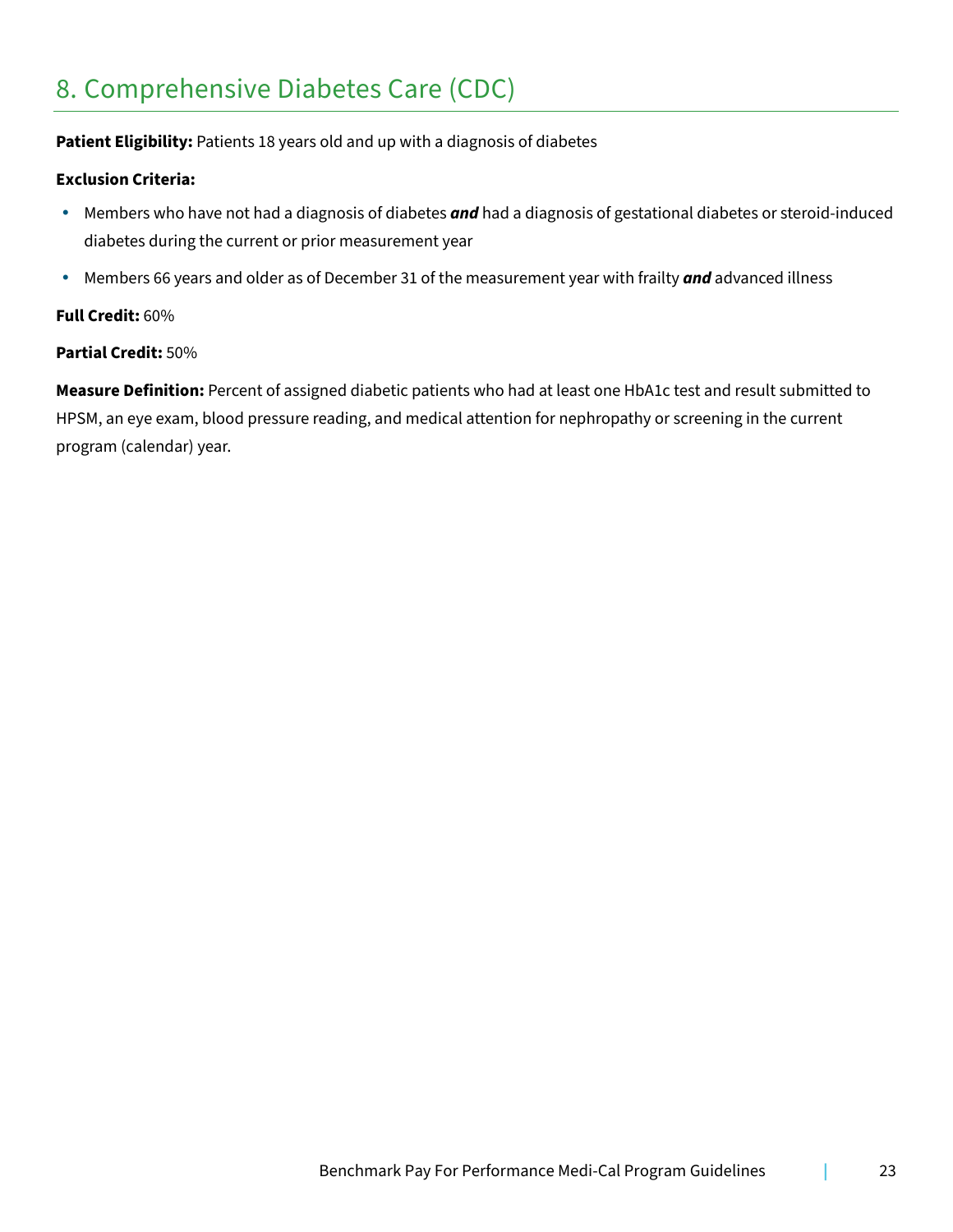## 8. Comprehensive Diabetes Care (CDC)

**Patient Eligibility:** Patients 18 years old and up with a diagnosis of diabetes

**Exclusion Criteria:**

- Members who have not had a diagnosis of diabetes ***and*** had a diagnosis of gestational diabetes or steroid-induced diabetes during the current or prior measurement year
- Members 66 years and older as of December 31 of the measurement year with frailty ***and*** advanced illness

**Full Credit:** 60%

**Partial Credit:** 50%

**Measure Definition:** Percent of assigned diabetic patients who had at least one HbA1c test and result submitted to HPSM, an eye exam, blood pressure reading, and medical attention for nephropathy or screening in the current program (calendar) year.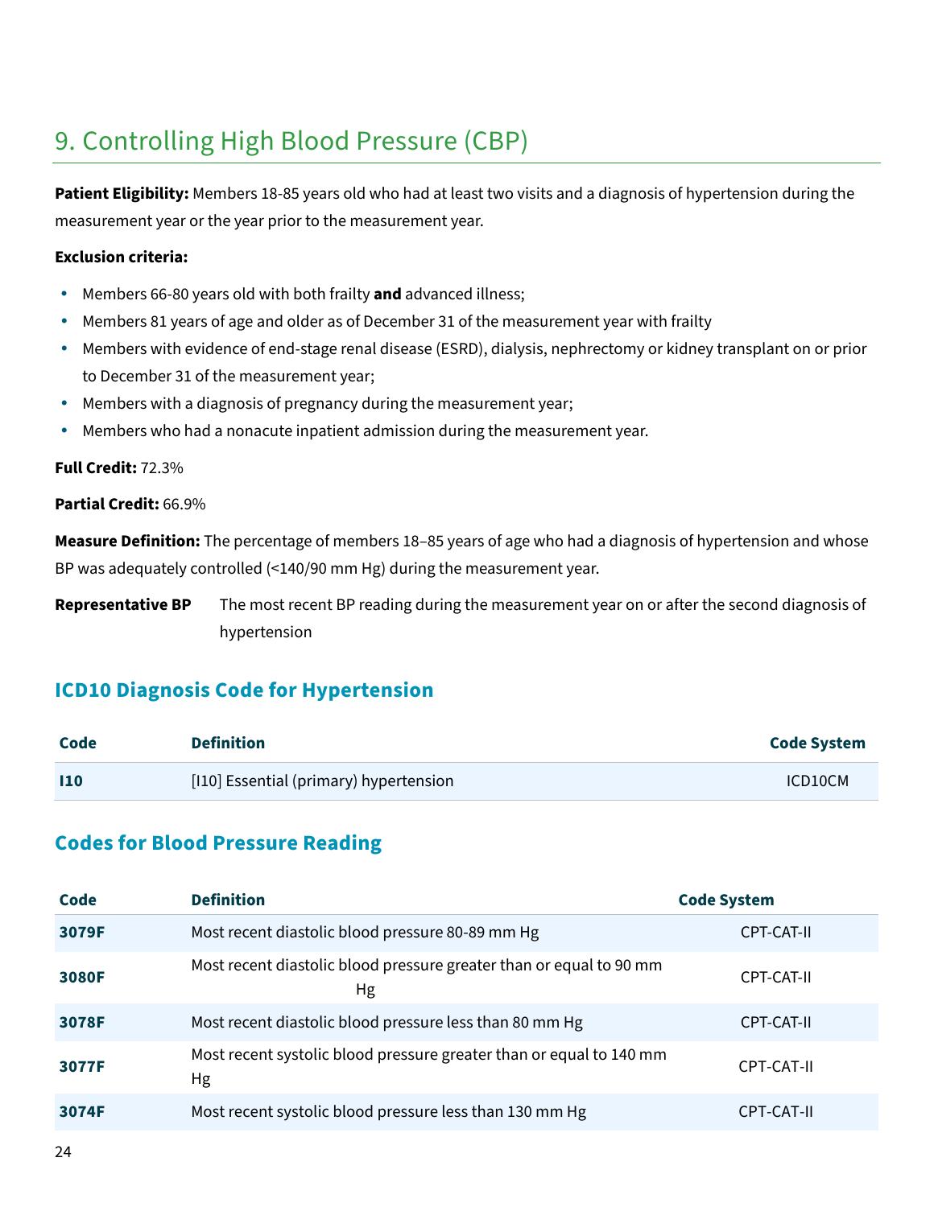## 9. Controlling High Blood Pressure (CBP)

**Patient Eligibility:** Members 18-85 years old who had at least two visits and a diagnosis of hypertension during the measurement year or the year prior to the measurement year.

**Exclusion criteria:**

- Members 66-80 years old with both frailty **and** advanced illness;
- Members 81 years of age and older as of December 31 of the measurement year with frailty
- Members with evidence of end-stage renal disease (ESRD), dialysis, nephrectomy or kidney transplant on or prior to December 31 of the measurement year;
- Members with a diagnosis of pregnancy during the measurement year;
- Members who had a nonacute inpatient admission during the measurement year.

**Full Credit:** 72.3%

**Partial Credit:** 66.9%

**Measure Definition:** The percentage of members 18–85 years of age who had a diagnosis of hypertension and whose BP was adequately controlled (<140/90 mm Hg) during the measurement year.

**Representative BP** The most recent BP reading during the measurement year on or after the second diagnosis of hypertension

### ICD10 Diagnosis Code for Hypertension

| Code | Definition | Code System |
|---|---|---|
| **I10** | [I10] Essential (primary) hypertension | ICD10CM |

### Codes for Blood Pressure Reading

| Code | Definition | Code System |
|---|---|---|
| **3079F** | Most recent diastolic blood pressure 80-89 mm Hg | CPT-CAT-II |
| **3080F** | Most recent diastolic blood pressure greater than or equal to 90 mm Hg | CPT-CAT-II |
| **3078F** | Most recent diastolic blood pressure less than 80 mm Hg | CPT-CAT-II |
| **3077F** | Most recent systolic blood pressure greater than or equal to 140 mm Hg | CPT-CAT-II |
| **3074F** | Most recent systolic blood pressure less than 130 mm Hg | CPT-CAT-II |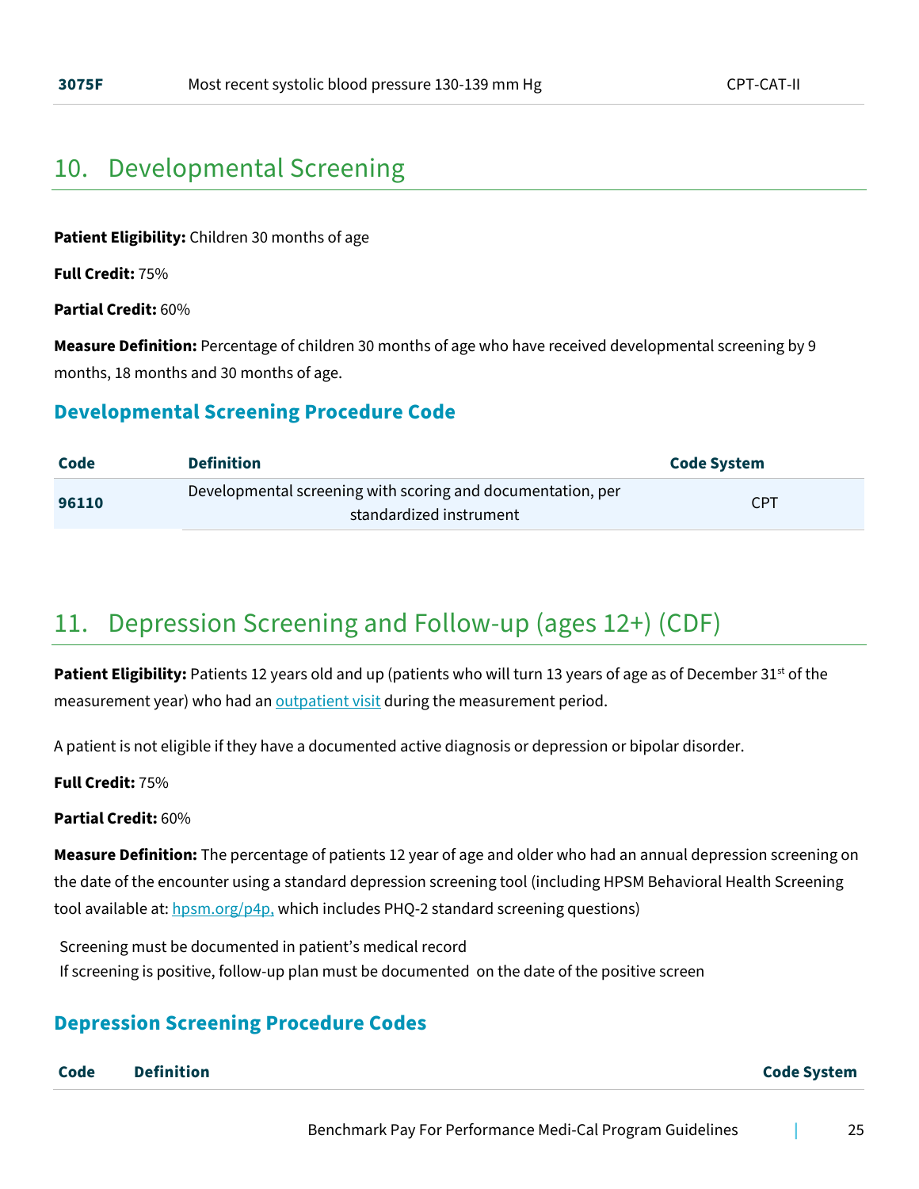| 3075F | Most recent systolic blood pressure 130-139 mm Hg | CPT-CAT-II |
|---|---|---|

## 10. Developmental Screening

**Patient Eligibility:** Children 30 months of age

**Full Credit:** 75%

**Partial Credit:** 60%

**Measure Definition:** Percentage of children 30 months of age who have received developmental screening by 9 months, 18 months and 30 months of age.

### Developmental Screening Procedure Code

| Code | Definition | Code System |
|---|---|---|
| **96110** | Developmental screening with scoring and documentation, per standardized instrument | CPT |

## 11. Depression Screening and Follow-up (ages 12+) (CDF)

**Patient Eligibility:** Patients 12 years old and up (patients who will turn 13 years of age as of December 31st of the measurement year) who had an outpatient visit during the measurement period.

A patient is not eligible if they have a documented active diagnosis or depression or bipolar disorder.

**Full Credit:** 75%

**Partial Credit:** 60%

**Measure Definition:** The percentage of patients 12 year of age and older who had an annual depression screening on the date of the encounter using a standard depression screening tool (including HPSM Behavioral Health Screening tool available at: hpsm.org/p4p, which includes PHQ-2 standard screening questions)

Screening must be documented in patient's medical record
If screening is positive, follow-up plan must be documented on the date of the positive screen

### Depression Screening Procedure Codes

| Code | Definition | Code System |
|---|---|---|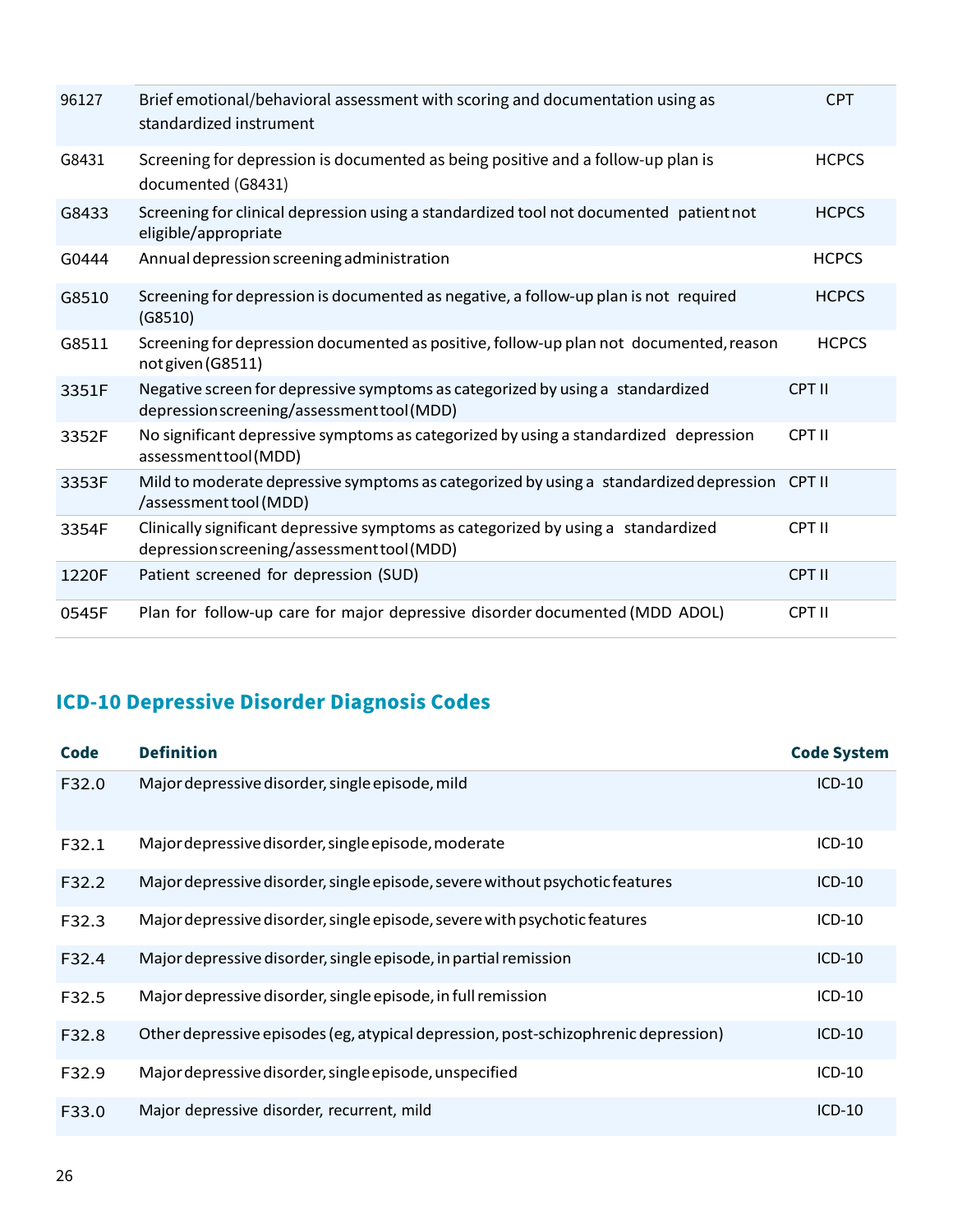| | | |
|---|---|---|
| 96127 | Brief emotional/behavioral assessment with scoring and documentation using as standardized instrument | CPT |
| G8431 | Screening for depression is documented as being positive and a follow-up plan is documented (G8431) | HCPCS |
| G8433 | Screening for clinical depression using a standardized tool not documented patient not eligible/appropriate | HCPCS |
| G0444 | Annual depression screening administration | HCPCS |
| G8510 | Screening for depression is documented as negative, a follow-up plan is not required (G8510) | HCPCS |
| G8511 | Screening for depression documented as positive, follow-up plan not documented, reason not given (G8511) | HCPCS |
| 3351F | Negative screen for depressive symptoms as categorized by using a standardized depression screening/assessment tool (MDD) | CPT II |
| 3352F | No significant depressive symptoms as categorized by using a standardized depression assessment tool (MDD) | CPT II |
| 3353F | Mild to moderate depressive symptoms as categorized by using a standardized depression /assessment tool (MDD) | CPT II |
| 3354F | Clinically significant depressive symptoms as categorized by using a standardized depression screening/assessment tool (MDD) | CPT II |
| 1220F | Patient screened for depression (SUD) | CPT II |
| 0545F | Plan for follow-up care for major depressive disorder documented (MDD ADOL) | CPT II |

## ICD-10 Depressive Disorder Diagnosis Codes

| Code | Definition | Code System |
|---|---|---|
| F32.0 | Major depressive disorder, single episode, mild | ICD-10 |
| F32.1 | Major depressive disorder, single episode, moderate | ICD-10 |
| F32.2 | Major depressive disorder, single episode, severe without psychotic features | ICD-10 |
| F32.3 | Major depressive disorder, single episode, severe with psychotic features | ICD-10 |
| F32.4 | Major depressive disorder, single episode, in partial remission | ICD-10 |
| F32.5 | Major depressive disorder, single episode, in full remission | ICD-10 |
| F32.8 | Other depressive episodes (eg, atypical depression, post-schizophrenic depression) | ICD-10 |
| F32.9 | Major depressive disorder, single episode, unspecified | ICD-10 |
| F33.0 | Major depressive disorder, recurrent, mild | ICD-10 |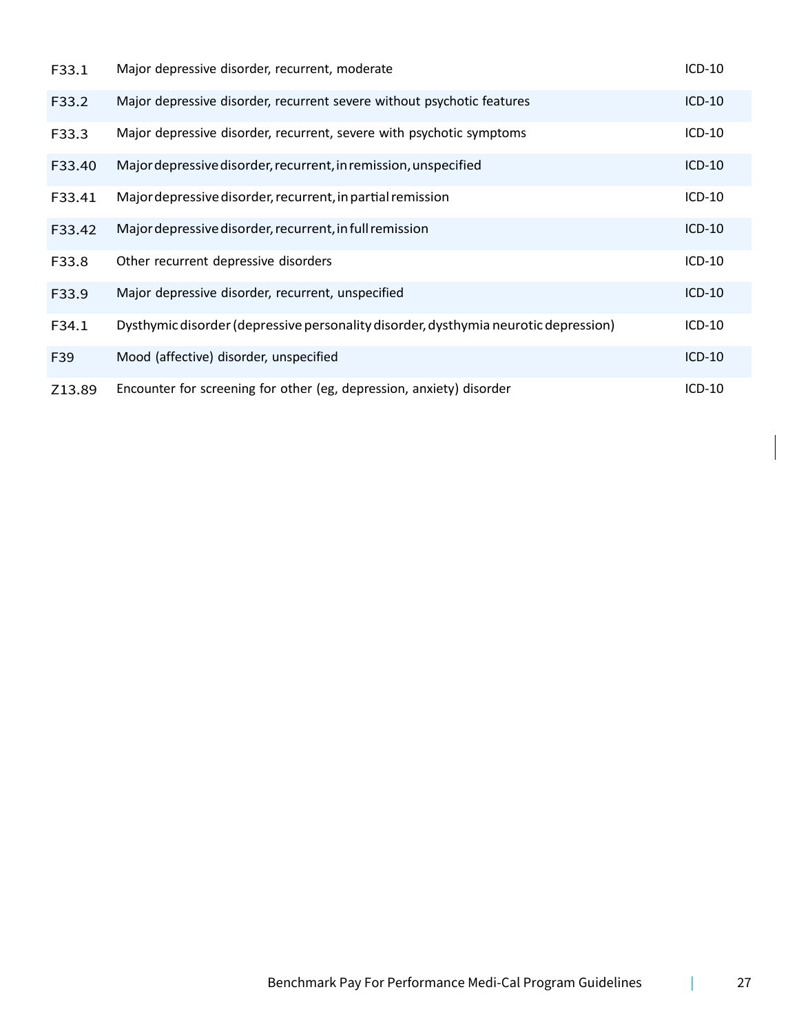| | | |
|---|---|---|
| F33.1 | Major depressive disorder, recurrent, moderate | ICD-10 |
| F33.2 | Major depressive disorder, recurrent severe without psychotic features | ICD-10 |
| F33.3 | Major depressive disorder, recurrent, severe with psychotic symptoms | ICD-10 |
| F33.40 | Major depressive disorder, recurrent, in remission, unspecified | ICD-10 |
| F33.41 | Major depressive disorder, recurrent, in partial remission | ICD-10 |
| F33.42 | Major depressive disorder, recurrent, in full remission | ICD-10 |
| F33.8 | Other recurrent depressive disorders | ICD-10 |
| F33.9 | Major depressive disorder, recurrent, unspecified | ICD-10 |
| F34.1 | Dysthymic disorder (depressive personality disorder, dysthymia neurotic depression) | ICD-10 |
| F39 | Mood (affective) disorder, unspecified | ICD-10 |
| Z13.89 | Encounter for screening for other (eg, depression, anxiety) disorder | ICD-10 |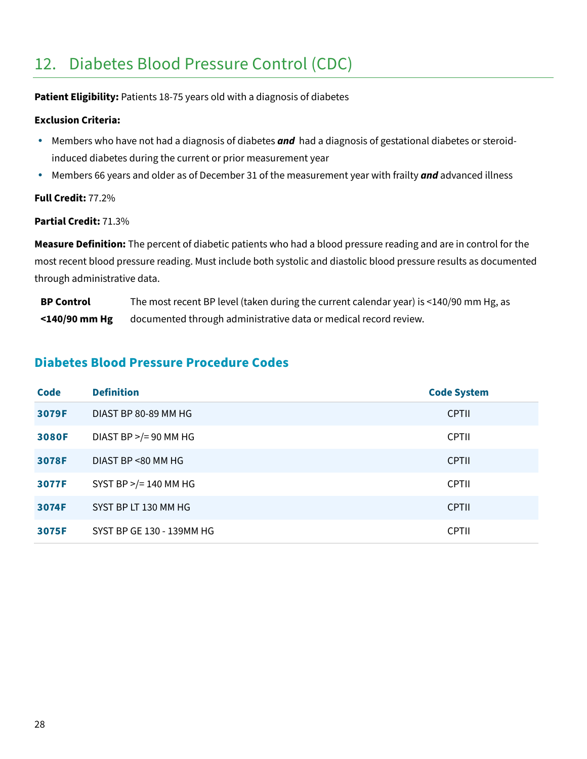## 12. Diabetes Blood Pressure Control (CDC)

**Patient Eligibility:** Patients 18-75 years old with a diagnosis of diabetes

**Exclusion Criteria:**

- Members who have not had a diagnosis of diabetes ***and*** had a diagnosis of gestational diabetes or steroid-induced diabetes during the current or prior measurement year
- Members 66 years and older as of December 31 of the measurement year with frailty ***and*** advanced illness

**Full Credit:** 77.2%

**Partial Credit:** 71.3%

**Measure Definition:** The percent of diabetic patients who had a blood pressure reading and are in control for the most recent blood pressure reading. Must include both systolic and diastolic blood pressure results as documented through administrative data.

| | |
|---|---|
| **BP Control <140/90 mm Hg** | The most recent BP level (taken during the current calendar year) is <140/90 mm Hg, as documented through administrative data or medical record review. |

### Diabetes Blood Pressure Procedure Codes

| Code | Definition | Code System |
|---|---|---|
| **3079F** | DIAST BP 80-89 MM HG | CPTII |
| **3080F** | DIAST BP >/= 90 MM HG | CPTII |
| **3078F** | DIAST BP <80 MM HG | CPTII |
| **3077F** | SYST BP >/= 140 MM HG | CPTII |
| **3074F** | SYST BP LT 130 MM HG | CPTII |
| **3075F** | SYST BP GE 130 - 139MM HG | CPTII |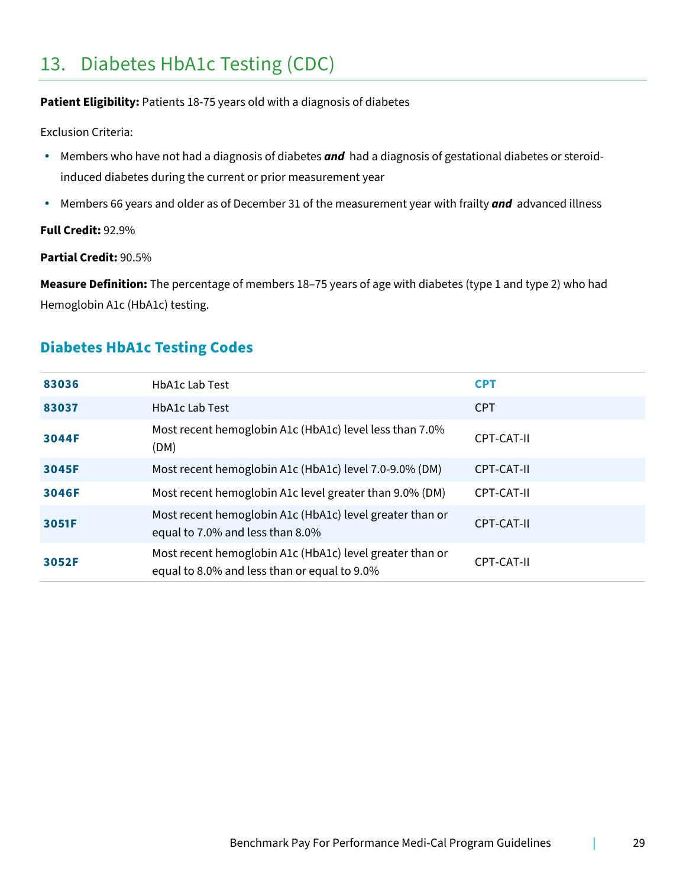## 13. Diabetes HbA1c Testing (CDC)

**Patient Eligibility:** Patients 18-75 years old with a diagnosis of diabetes

Exclusion Criteria:

- Members who have not had a diagnosis of diabetes ***and*** had a diagnosis of gestational diabetes or steroid-induced diabetes during the current or prior measurement year
- Members 66 years and older as of December 31 of the measurement year with frailty ***and*** advanced illness

**Full Credit:** 92.9%

**Partial Credit:** 90.5%

**Measure Definition:** The percentage of members 18–75 years of age with diabetes (type 1 and type 2) who had Hemoglobin A1c (HbA1c) testing.

### Diabetes HbA1c Testing Codes

| Code | Description | Code Type |
|---|---|---|
| **83036** | HbA1c Lab Test | **CPT** |
| **83037** | HbA1c Lab Test | CPT |
| **3044F** | Most recent hemoglobin A1c (HbA1c) level less than 7.0% (DM) | CPT-CAT-II |
| **3045F** | Most recent hemoglobin A1c (HbA1c) level 7.0-9.0% (DM) | CPT-CAT-II |
| **3046F** | Most recent hemoglobin A1c level greater than 9.0% (DM) | CPT-CAT-II |
| **3051F** | Most recent hemoglobin A1c (HbA1c) level greater than or equal to 7.0% and less than 8.0% | CPT-CAT-II |
| **3052F** | Most recent hemoglobin A1c (HbA1c) level greater than or equal to 8.0% and less than or equal to 9.0% | CPT-CAT-II |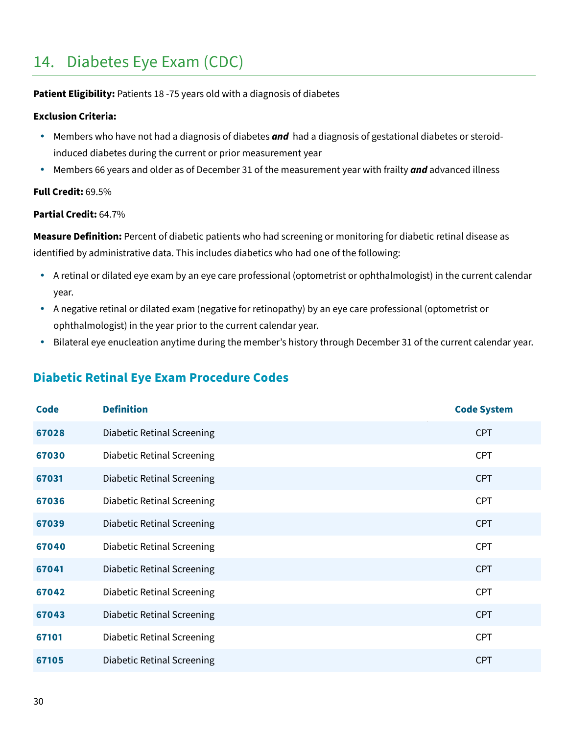## 14. Diabetes Eye Exam (CDC)

**Patient Eligibility:** Patients 18 -75 years old with a diagnosis of diabetes

**Exclusion Criteria:**

- Members who have not had a diagnosis of diabetes ***and*** had a diagnosis of gestational diabetes or steroid-induced diabetes during the current or prior measurement year
- Members 66 years and older as of December 31 of the measurement year with frailty ***and*** advanced illness

**Full Credit:** 69.5%

**Partial Credit:** 64.7%

**Measure Definition:** Percent of diabetic patients who had screening or monitoring for diabetic retinal disease as identified by administrative data. This includes diabetics who had one of the following:

- A retinal or dilated eye exam by an eye care professional (optometrist or ophthalmologist) in the current calendar year.
- A negative retinal or dilated exam (negative for retinopathy) by an eye care professional (optometrist or ophthalmologist) in the year prior to the current calendar year.
- Bilateral eye enucleation anytime during the member's history through December 31 of the current calendar year.

### Diabetic Retinal Eye Exam Procedure Codes

| Code | Definition | Code System |
|---|---|---|
| **67028** | Diabetic Retinal Screening | CPT |
| **67030** | Diabetic Retinal Screening | CPT |
| **67031** | Diabetic Retinal Screening | CPT |
| **67036** | Diabetic Retinal Screening | CPT |
| **67039** | Diabetic Retinal Screening | CPT |
| **67040** | Diabetic Retinal Screening | CPT |
| **67041** | Diabetic Retinal Screening | CPT |
| **67042** | Diabetic Retinal Screening | CPT |
| **67043** | Diabetic Retinal Screening | CPT |
| **67101** | Diabetic Retinal Screening | CPT |
| **67105** | Diabetic Retinal Screening | CPT |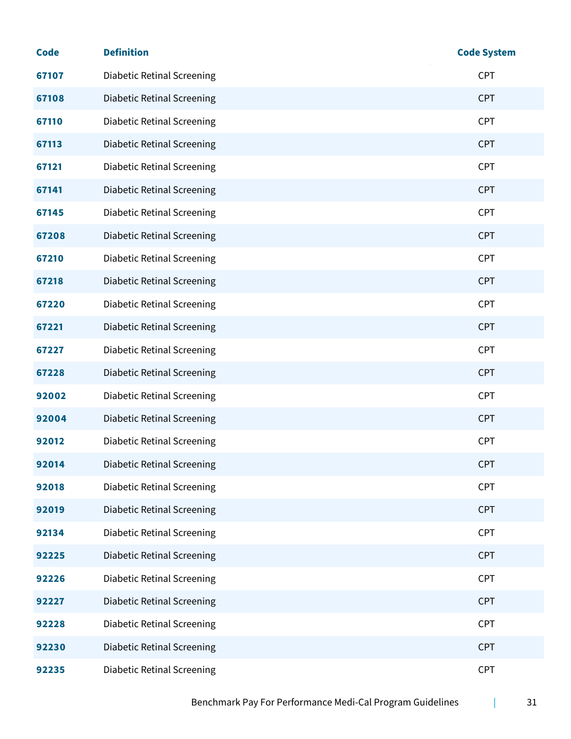| Code | Definition | Code System |
|---|---|---|
| 67107 | Diabetic Retinal Screening | CPT |
| 67108 | Diabetic Retinal Screening | CPT |
| 67110 | Diabetic Retinal Screening | CPT |
| 67113 | Diabetic Retinal Screening | CPT |
| 67121 | Diabetic Retinal Screening | CPT |
| 67141 | Diabetic Retinal Screening | CPT |
| 67145 | Diabetic Retinal Screening | CPT |
| 67208 | Diabetic Retinal Screening | CPT |
| 67210 | Diabetic Retinal Screening | CPT |
| 67218 | Diabetic Retinal Screening | CPT |
| 67220 | Diabetic Retinal Screening | CPT |
| 67221 | Diabetic Retinal Screening | CPT |
| 67227 | Diabetic Retinal Screening | CPT |
| 67228 | Diabetic Retinal Screening | CPT |
| 92002 | Diabetic Retinal Screening | CPT |
| 92004 | Diabetic Retinal Screening | CPT |
| 92012 | Diabetic Retinal Screening | CPT |
| 92014 | Diabetic Retinal Screening | CPT |
| 92018 | Diabetic Retinal Screening | CPT |
| 92019 | Diabetic Retinal Screening | CPT |
| 92134 | Diabetic Retinal Screening | CPT |
| 92225 | Diabetic Retinal Screening | CPT |
| 92226 | Diabetic Retinal Screening | CPT |
| 92227 | Diabetic Retinal Screening | CPT |
| 92228 | Diabetic Retinal Screening | CPT |
| 92230 | Diabetic Retinal Screening | CPT |
| 92235 | Diabetic Retinal Screening | CPT |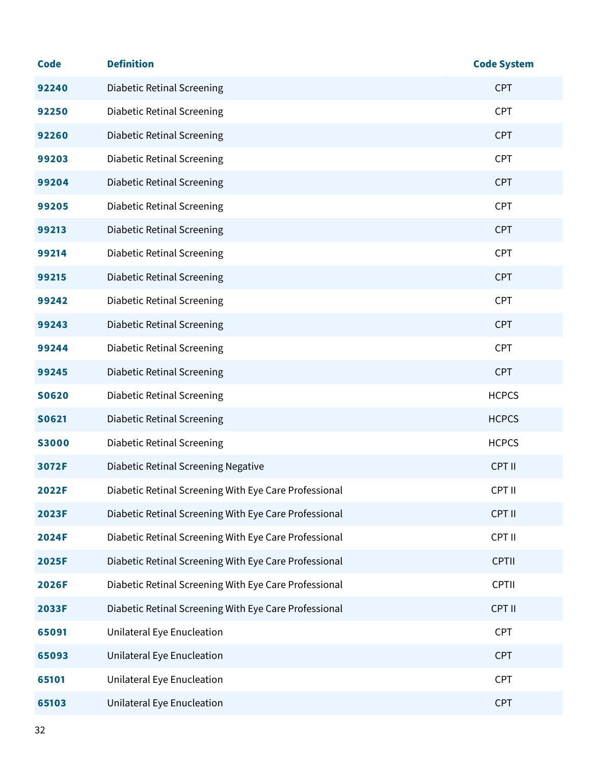| Code | Definition | Code System |
|---|---|---|
| 92240 | Diabetic Retinal Screening | CPT |
| 92250 | Diabetic Retinal Screening | CPT |
| 92260 | Diabetic Retinal Screening | CPT |
| 99203 | Diabetic Retinal Screening | CPT |
| 99204 | Diabetic Retinal Screening | CPT |
| 99205 | Diabetic Retinal Screening | CPT |
| 99213 | Diabetic Retinal Screening | CPT |
| 99214 | Diabetic Retinal Screening | CPT |
| 99215 | Diabetic Retinal Screening | CPT |
| 99242 | Diabetic Retinal Screening | CPT |
| 99243 | Diabetic Retinal Screening | CPT |
| 99244 | Diabetic Retinal Screening | CPT |
| 99245 | Diabetic Retinal Screening | CPT |
| S0620 | Diabetic Retinal Screening | HCPCS |
| S0621 | Diabetic Retinal Screening | HCPCS |
| S3000 | Diabetic Retinal Screening | HCPCS |
| 3072F | Diabetic Retinal Screening Negative | CPT II |
| 2022F | Diabetic Retinal Screening With Eye Care Professional | CPT II |
| 2023F | Diabetic Retinal Screening With Eye Care Professional | CPT II |
| 2024F | Diabetic Retinal Screening With Eye Care Professional | CPT II |
| 2025F | Diabetic Retinal Screening With Eye Care Professional | CPTII |
| 2026F | Diabetic Retinal Screening With Eye Care Professional | CPTII |
| 2033F | Diabetic Retinal Screening With Eye Care Professional | CPT II |
| 65091 | Unilateral Eye Enucleation | CPT |
| 65093 | Unilateral Eye Enucleation | CPT |
| 65101 | Unilateral Eye Enucleation | CPT |
| 65103 | Unilateral Eye Enucleation | CPT |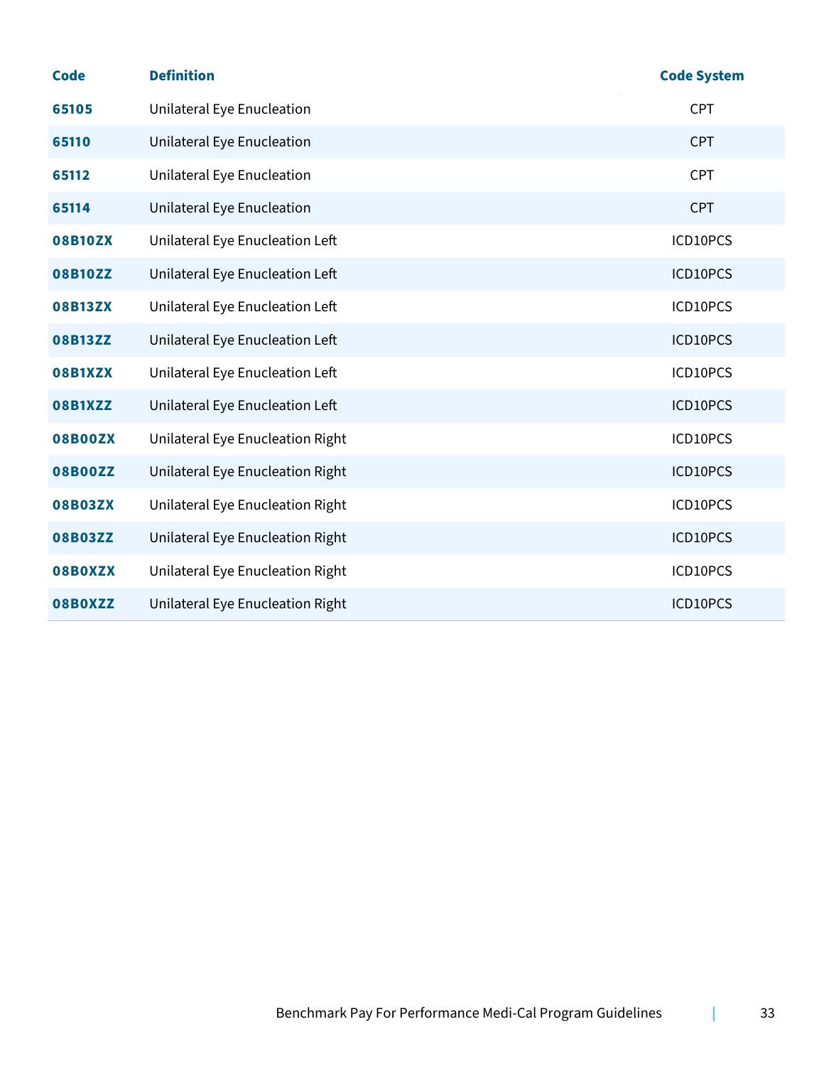| Code | Definition | Code System |
|---|---|---|
| 65105 | Unilateral Eye Enucleation | CPT |
| 65110 | Unilateral Eye Enucleation | CPT |
| 65112 | Unilateral Eye Enucleation | CPT |
| 65114 | Unilateral Eye Enucleation | CPT |
| 08B10ZX | Unilateral Eye Enucleation Left | ICD10PCS |
| 08B10ZZ | Unilateral Eye Enucleation Left | ICD10PCS |
| 08B13ZX | Unilateral Eye Enucleation Left | ICD10PCS |
| 08B13ZZ | Unilateral Eye Enucleation Left | ICD10PCS |
| 08B1XZX | Unilateral Eye Enucleation Left | ICD10PCS |
| 08B1XZZ | Unilateral Eye Enucleation Left | ICD10PCS |
| 08B00ZX | Unilateral Eye Enucleation Right | ICD10PCS |
| 08B00ZZ | Unilateral Eye Enucleation Right | ICD10PCS |
| 08B03ZX | Unilateral Eye Enucleation Right | ICD10PCS |
| 08B03ZZ | Unilateral Eye Enucleation Right | ICD10PCS |
| 08B0XZX | Unilateral Eye Enucleation Right | ICD10PCS |
| 08B0XZZ | Unilateral Eye Enucleation Right | ICD10PCS |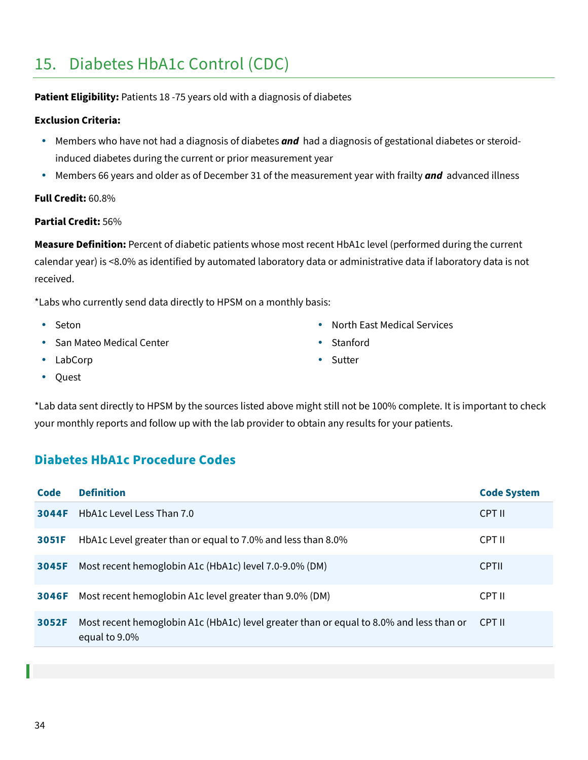## 15. Diabetes HbA1c Control (CDC)

**Patient Eligibility:** Patients 18 -75 years old with a diagnosis of diabetes

**Exclusion Criteria:**

- Members who have not had a diagnosis of diabetes ***and*** had a diagnosis of gestational diabetes or steroid-induced diabetes during the current or prior measurement year
- Members 66 years and older as of December 31 of the measurement year with frailty ***and*** advanced illness

**Full Credit:** 60.8%

**Partial Credit:** 56%

**Measure Definition:** Percent of diabetic patients whose most recent HbA1c level (performed during the current calendar year) is <8.0% as identified by automated laboratory data or administrative data if laboratory data is not received.

*Labs who currently send data directly to HPSM on a monthly basis:

- Seton
- San Mateo Medical Center
- LabCorp
- Quest
- North East Medical Services
- Stanford
- Sutter

*Lab data sent directly to HPSM by the sources listed above might still not be 100% complete. It is important to check your monthly reports and follow up with the lab provider to obtain any results for your patients.

### Diabetes HbA1c Procedure Codes

| Code | Definition | Code System |
|---|---|---|
| **3044F** | HbA1c Level Less Than 7.0 | CPT II |
| **3051F** | HbA1c Level greater than or equal to 7.0% and less than 8.0% | CPT II |
| **3045F** | Most recent hemoglobin A1c (HbA1c) level 7.0-9.0% (DM) | CPTII |
| **3046F** | Most recent hemoglobin A1c level greater than 9.0% (DM) | CPT II |
| **3052F** | Most recent hemoglobin A1c (HbA1c) level greater than or equal to 8.0% and less than or equal to 9.0% | CPT II |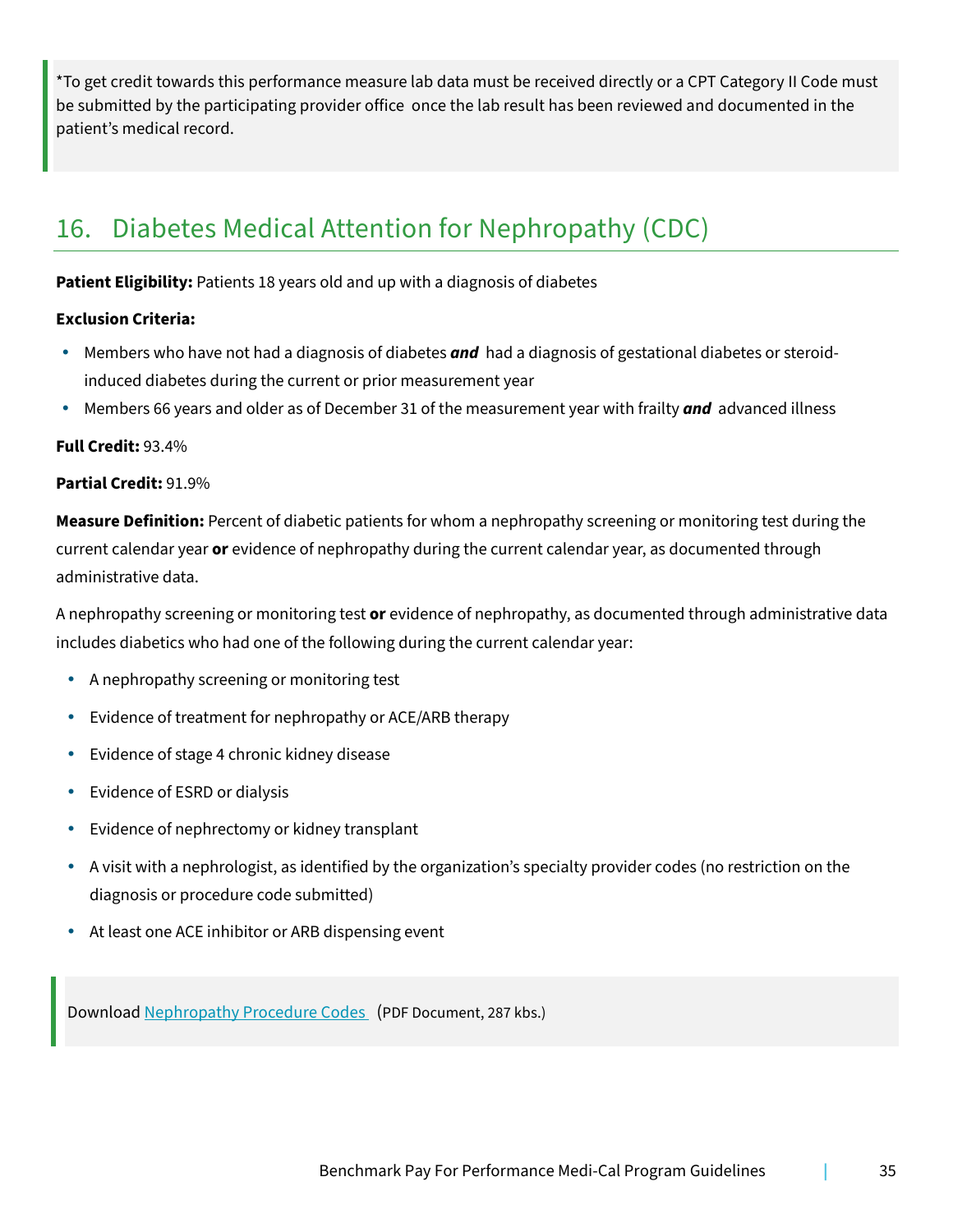*To get credit towards this performance measure lab data must be received directly or a CPT Category II Code must be submitted by the participating provider office once the lab result has been reviewed and documented in the patient's medical record.

## 16. Diabetes Medical Attention for Nephropathy (CDC)

**Patient Eligibility:** Patients 18 years old and up with a diagnosis of diabetes

**Exclusion Criteria:**

- Members who have not had a diagnosis of diabetes ***and*** had a diagnosis of gestational diabetes or steroid-induced diabetes during the current or prior measurement year
- Members 66 years and older as of December 31 of the measurement year with frailty ***and*** advanced illness

**Full Credit:** 93.4%

**Partial Credit:** 91.9%

**Measure Definition:** Percent of diabetic patients for whom a nephropathy screening or monitoring test during the current calendar year **or** evidence of nephropathy during the current calendar year, as documented through administrative data.

A nephropathy screening or monitoring test **or** evidence of nephropathy, as documented through administrative data includes diabetics who had one of the following during the current calendar year:

- A nephropathy screening or monitoring test
- Evidence of treatment for nephropathy or ACE/ARB therapy
- Evidence of stage 4 chronic kidney disease
- Evidence of ESRD or dialysis
- Evidence of nephrectomy or kidney transplant
- A visit with a nephrologist, as identified by the organization's specialty provider codes (no restriction on the diagnosis or procedure code submitted)
- At least one ACE inhibitor or ARB dispensing event

Download Nephropathy Procedure Codes (PDF Document, 287 kbs.)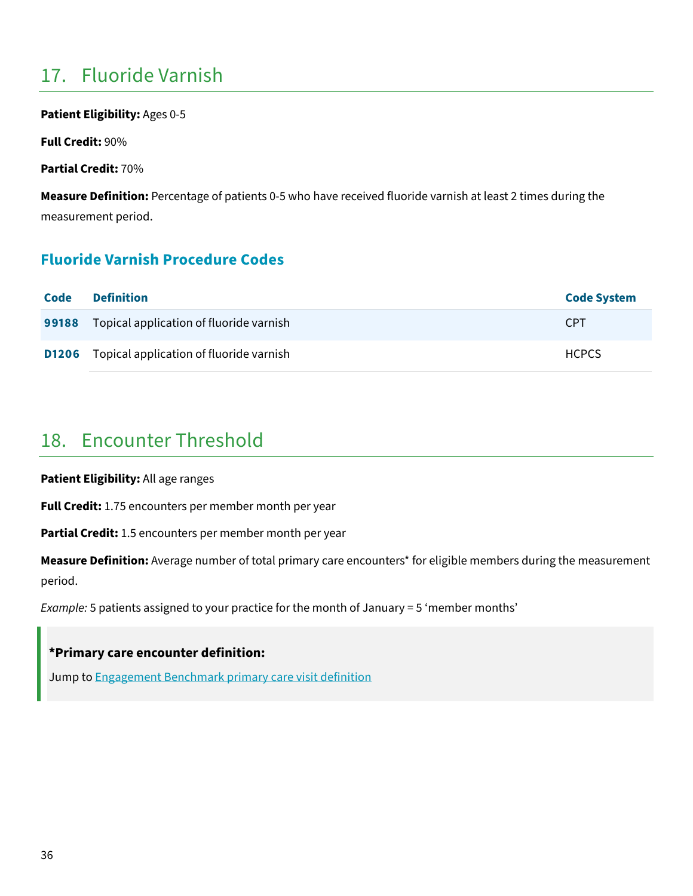## 17. Fluoride Varnish

**Patient Eligibility:** Ages 0-5

**Full Credit:** 90%

**Partial Credit:** 70%

**Measure Definition:** Percentage of patients 0-5 who have received fluoride varnish at least 2 times during the measurement period.

### Fluoride Varnish Procedure Codes

| Code | Definition | Code System |
| --- | --- | --- |
| **99188** | Topical application of fluoride varnish | CPT |
| **D1206** | Topical application of fluoride varnish | HCPCS |

## 18. Encounter Threshold

**Patient Eligibility:** All age ranges

**Full Credit:** 1.75 encounters per member month per year

**Partial Credit:** 1.5 encounters per member month per year

**Measure Definition:** Average number of total primary care encounters* for eligible members during the measurement period.

*Example:* 5 patients assigned to your practice for the month of January = 5 'member months'

> **\*Primary care encounter definition:**
>
> Jump to Engagement Benchmark primary care visit definition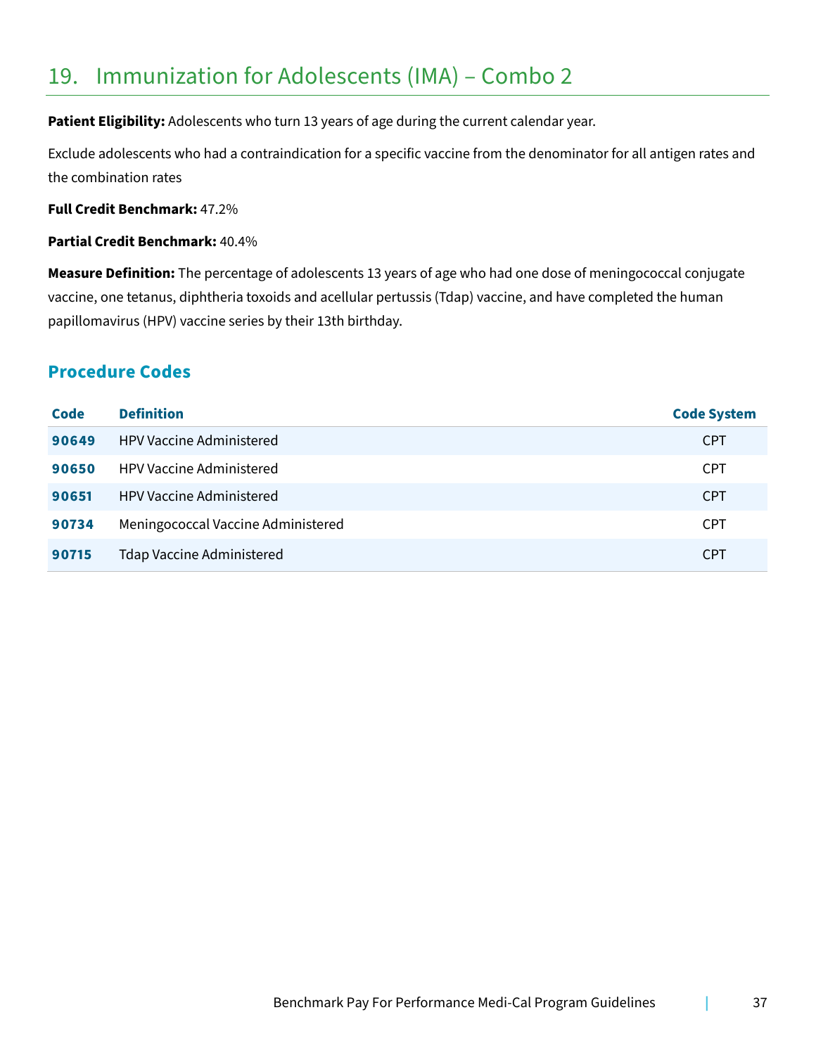## 19. Immunization for Adolescents (IMA) – Combo 2

**Patient Eligibility:** Adolescents who turn 13 years of age during the current calendar year.

Exclude adolescents who had a contraindication for a specific vaccine from the denominator for all antigen rates and the combination rates

**Full Credit Benchmark:** 47.2%

**Partial Credit Benchmark:** 40.4%

**Measure Definition:** The percentage of adolescents 13 years of age who had one dose of meningococcal conjugate vaccine, one tetanus, diphtheria toxoids and acellular pertussis (Tdap) vaccine, and have completed the human papillomavirus (HPV) vaccine series by their 13th birthday.

### Procedure Codes

| Code | Definition | Code System |
|---|---|---|
| **90649** | HPV Vaccine Administered | CPT |
| **90650** | HPV Vaccine Administered | CPT |
| **90651** | HPV Vaccine Administered | CPT |
| **90734** | Meningococcal Vaccine Administered | CPT |
| **90715** | Tdap Vaccine Administered | CPT |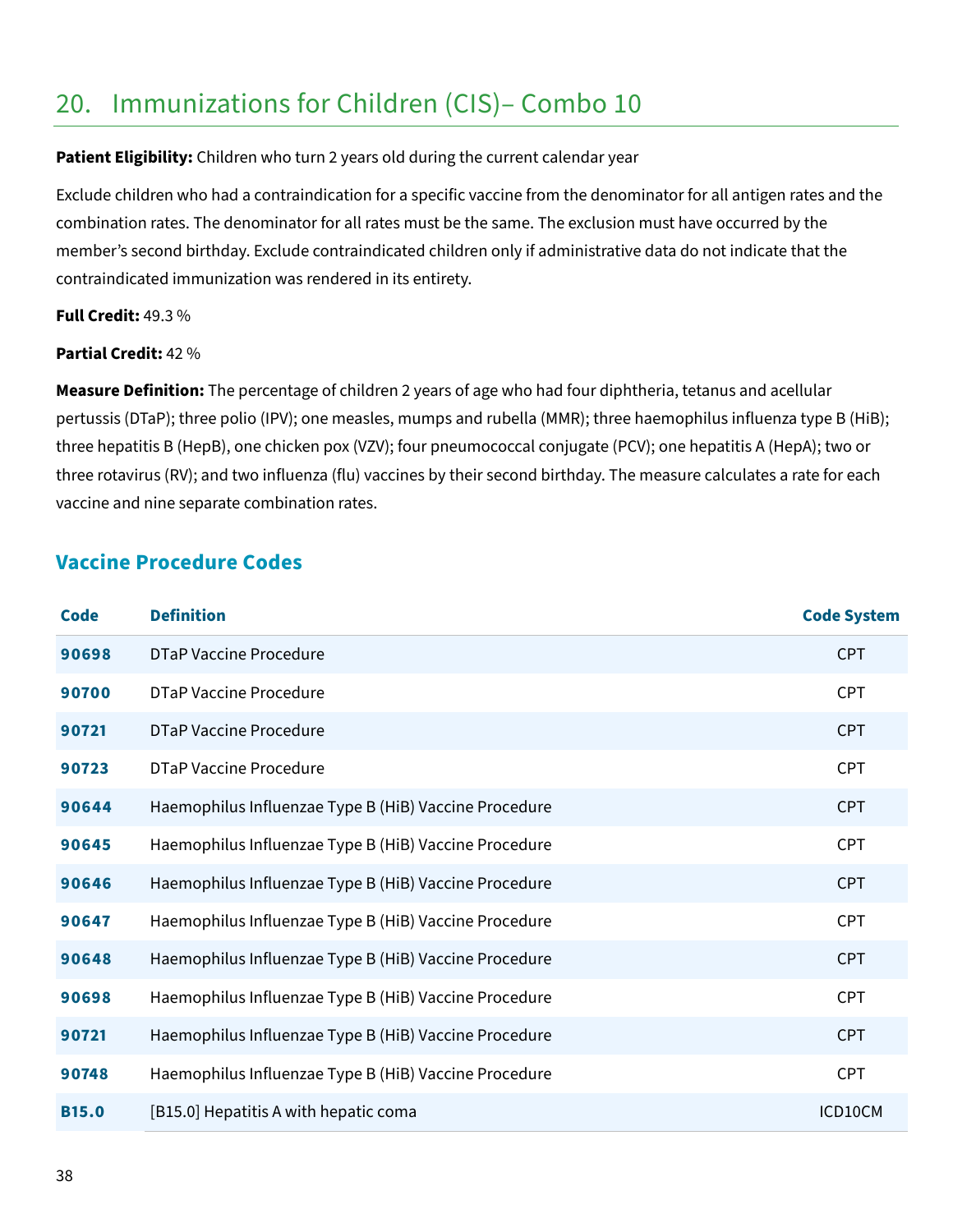# 20. Immunizations for Children (CIS)– Combo 10

**Patient Eligibility:** Children who turn 2 years old during the current calendar year

Exclude children who had a contraindication for a specific vaccine from the denominator for all antigen rates and the combination rates. The denominator for all rates must be the same. The exclusion must have occurred by the member's second birthday. Exclude contraindicated children only if administrative data do not indicate that the contraindicated immunization was rendered in its entirety.

**Full Credit:** 49.3 %

**Partial Credit:** 42 %

**Measure Definition:** The percentage of children 2 years of age who had four diphtheria, tetanus and acellular pertussis (DTaP); three polio (IPV); one measles, mumps and rubella (MMR); three haemophilus influenza type B (HiB); three hepatitis B (HepB), one chicken pox (VZV); four pneumococcal conjugate (PCV); one hepatitis A (HepA); two or three rotavirus (RV); and two influenza (flu) vaccines by their second birthday. The measure calculates a rate for each vaccine and nine separate combination rates.

## Vaccine Procedure Codes

| Code | Definition | Code System |
|---|---|---|
| **90698** | DTaP Vaccine Procedure | CPT |
| **90700** | DTaP Vaccine Procedure | CPT |
| **90721** | DTaP Vaccine Procedure | CPT |
| **90723** | DTaP Vaccine Procedure | CPT |
| **90644** | Haemophilus Influenzae Type B (HiB) Vaccine Procedure | CPT |
| **90645** | Haemophilus Influenzae Type B (HiB) Vaccine Procedure | CPT |
| **90646** | Haemophilus Influenzae Type B (HiB) Vaccine Procedure | CPT |
| **90647** | Haemophilus Influenzae Type B (HiB) Vaccine Procedure | CPT |
| **90648** | Haemophilus Influenzae Type B (HiB) Vaccine Procedure | CPT |
| **90698** | Haemophilus Influenzae Type B (HiB) Vaccine Procedure | CPT |
| **90721** | Haemophilus Influenzae Type B (HiB) Vaccine Procedure | CPT |
| **90748** | Haemophilus Influenzae Type B (HiB) Vaccine Procedure | CPT |
| **B15.0** | [B15.0] Hepatitis A with hepatic coma | ICD10CM |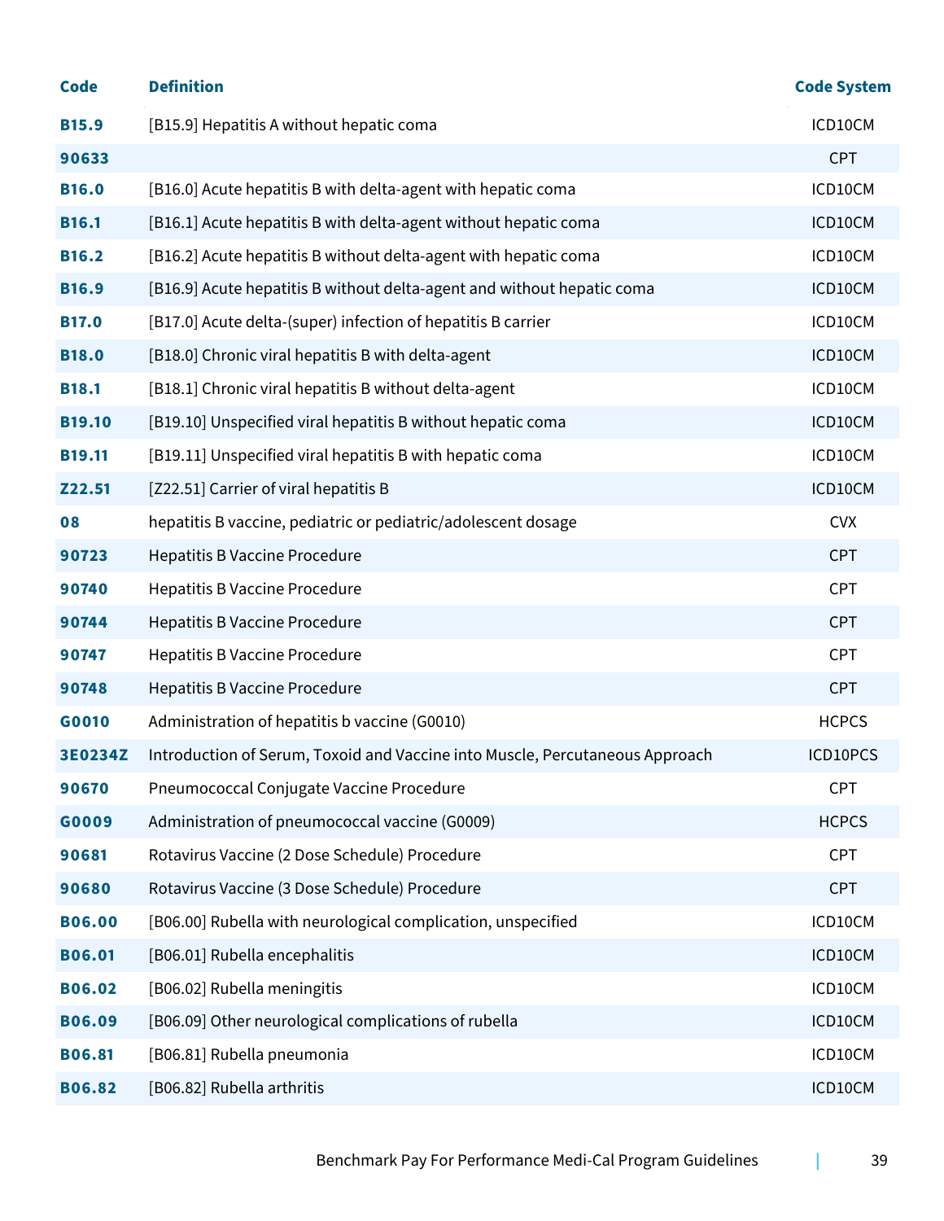| Code | Definition | Code System |
|---|---|---|
| B15.9 | [B15.9] Hepatitis A without hepatic coma | ICD10CM |
| 90633 | | CPT |
| B16.0 | [B16.0] Acute hepatitis B with delta-agent with hepatic coma | ICD10CM |
| B16.1 | [B16.1] Acute hepatitis B with delta-agent without hepatic coma | ICD10CM |
| B16.2 | [B16.2] Acute hepatitis B without delta-agent with hepatic coma | ICD10CM |
| B16.9 | [B16.9] Acute hepatitis B without delta-agent and without hepatic coma | ICD10CM |
| B17.0 | [B17.0] Acute delta-(super) infection of hepatitis B carrier | ICD10CM |
| B18.0 | [B18.0] Chronic viral hepatitis B with delta-agent | ICD10CM |
| B18.1 | [B18.1] Chronic viral hepatitis B without delta-agent | ICD10CM |
| B19.10 | [B19.10] Unspecified viral hepatitis B without hepatic coma | ICD10CM |
| B19.11 | [B19.11] Unspecified viral hepatitis B with hepatic coma | ICD10CM |
| Z22.51 | [Z22.51] Carrier of viral hepatitis B | ICD10CM |
| 08 | hepatitis B vaccine, pediatric or pediatric/adolescent dosage | CVX |
| 90723 | Hepatitis B Vaccine Procedure | CPT |
| 90740 | Hepatitis B Vaccine Procedure | CPT |
| 90744 | Hepatitis B Vaccine Procedure | CPT |
| 90747 | Hepatitis B Vaccine Procedure | CPT |
| 90748 | Hepatitis B Vaccine Procedure | CPT |
| G0010 | Administration of hepatitis b vaccine (G0010) | HCPCS |
| 3E0234Z | Introduction of Serum, Toxoid and Vaccine into Muscle, Percutaneous Approach | ICD10PCS |
| 90670 | Pneumococcal Conjugate Vaccine Procedure | CPT |
| G0009 | Administration of pneumococcal vaccine (G0009) | HCPCS |
| 90681 | Rotavirus Vaccine (2 Dose Schedule) Procedure | CPT |
| 90680 | Rotavirus Vaccine (3 Dose Schedule) Procedure | CPT |
| B06.00 | [B06.00] Rubella with neurological complication, unspecified | ICD10CM |
| B06.01 | [B06.01] Rubella encephalitis | ICD10CM |
| B06.02 | [B06.02] Rubella meningitis | ICD10CM |
| B06.09 | [B06.09] Other neurological complications of rubella | ICD10CM |
| B06.81 | [B06.81] Rubella pneumonia | ICD10CM |
| B06.82 | [B06.82] Rubella arthritis | ICD10CM |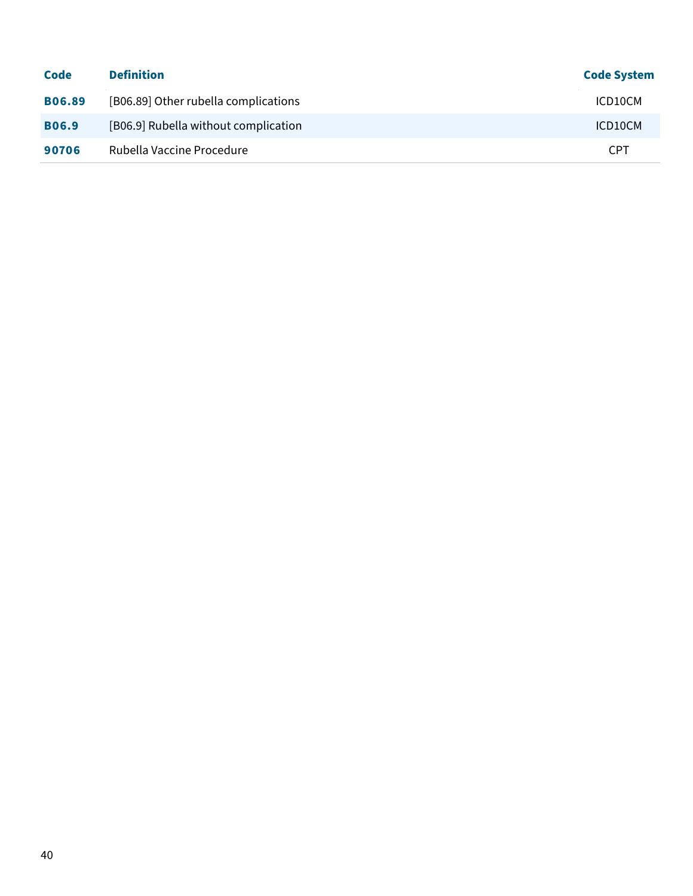| Code | Definition | Code System |
| --- | --- | --- |
| **B06.89** | [B06.89] Other rubella complications | ICD10CM |
| **B06.9** | [B06.9] Rubella without complication | ICD10CM |
| **90706** | Rubella Vaccine Procedure | CPT |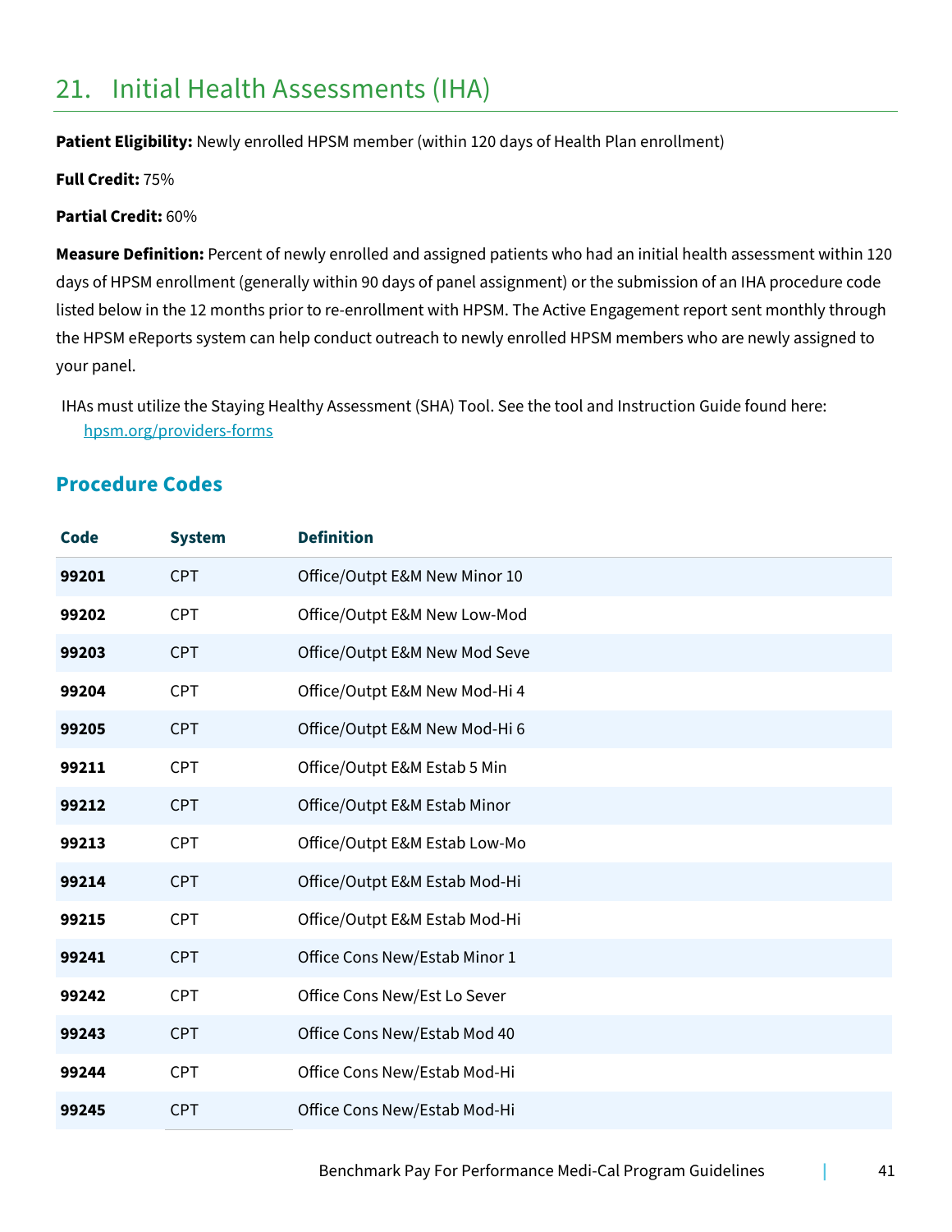# 21. Initial Health Assessments (IHA)

**Patient Eligibility:** Newly enrolled HPSM member (within 120 days of Health Plan enrollment)

**Full Credit:** 75%

**Partial Credit:** 60%

**Measure Definition:** Percent of newly enrolled and assigned patients who had an initial health assessment within 120 days of HPSM enrollment (generally within 90 days of panel assignment) or the submission of an IHA procedure code listed below in the 12 months prior to re-enrollment with HPSM. The Active Engagement report sent monthly through the HPSM eReports system can help conduct outreach to newly enrolled HPSM members who are newly assigned to your panel.

IHAs must utilize the Staying Healthy Assessment (SHA) Tool. See the tool and Instruction Guide found here: hpsm.org/providers-forms

## Procedure Codes

| Code | System | Definition |
|---|---|---|
| **99201** | CPT | Office/Outpt E&M New Minor 10 |
| **99202** | CPT | Office/Outpt E&M New Low-Mod |
| **99203** | CPT | Office/Outpt E&M New Mod Seve |
| **99204** | CPT | Office/Outpt E&M New Mod-Hi 4 |
| **99205** | CPT | Office/Outpt E&M New Mod-Hi 6 |
| **99211** | CPT | Office/Outpt E&M Estab 5 Min |
| **99212** | CPT | Office/Outpt E&M Estab Minor |
| **99213** | CPT | Office/Outpt E&M Estab Low-Mo |
| **99214** | CPT | Office/Outpt E&M Estab Mod-Hi |
| **99215** | CPT | Office/Outpt E&M Estab Mod-Hi |
| **99241** | CPT | Office Cons New/Estab Minor 1 |
| **99242** | CPT | Office Cons New/Est Lo Sever |
| **99243** | CPT | Office Cons New/Estab Mod 40 |
| **99244** | CPT | Office Cons New/Estab Mod-Hi |
| **99245** | CPT | Office Cons New/Estab Mod-Hi |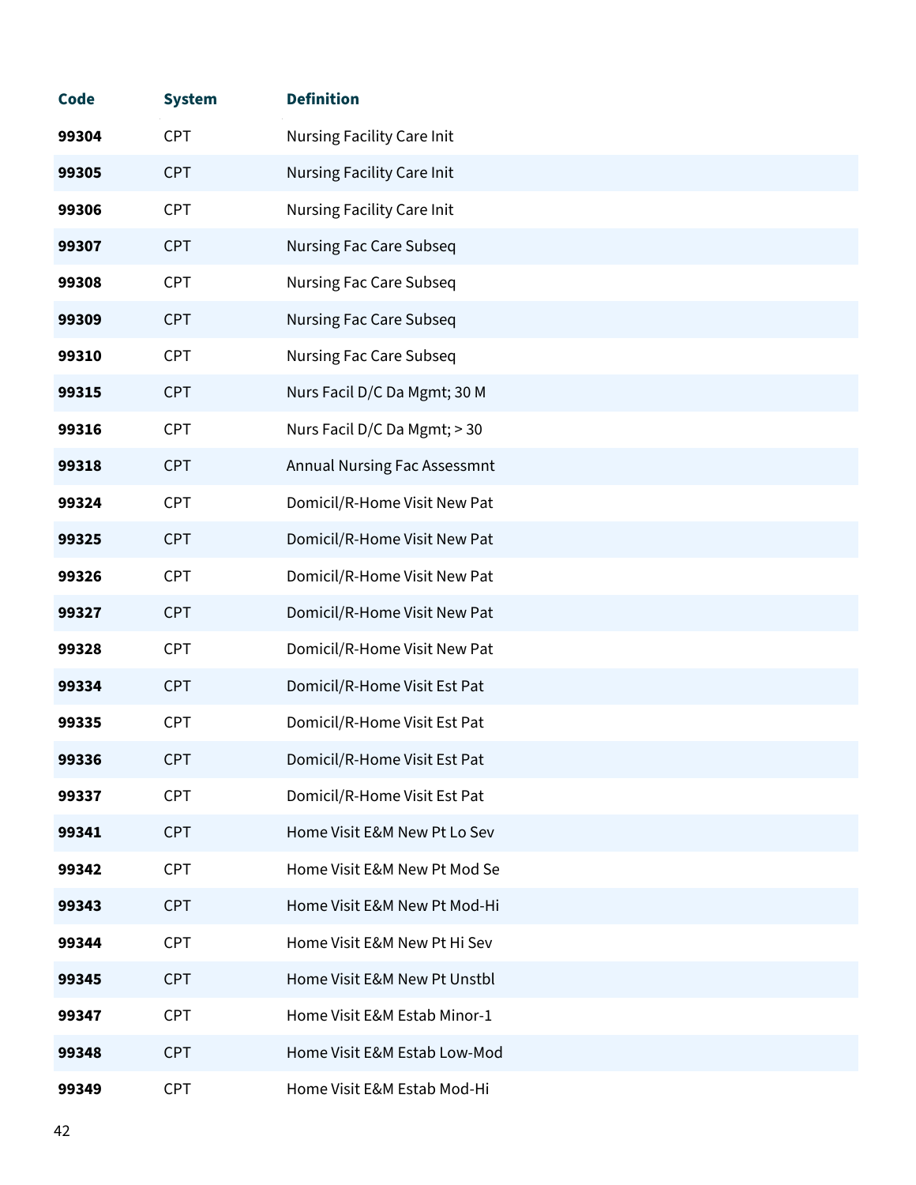| Code | System | Definition |
|---|---|---|
| **99304** | CPT | Nursing Facility Care Init |
| **99305** | CPT | Nursing Facility Care Init |
| **99306** | CPT | Nursing Facility Care Init |
| **99307** | CPT | Nursing Fac Care Subseq |
| **99308** | CPT | Nursing Fac Care Subseq |
| **99309** | CPT | Nursing Fac Care Subseq |
| **99310** | CPT | Nursing Fac Care Subseq |
| **99315** | CPT | Nurs Facil D/C Da Mgmt; 30 M |
| **99316** | CPT | Nurs Facil D/C Da Mgmt; > 30 |
| **99318** | CPT | Annual Nursing Fac Assessmnt |
| **99324** | CPT | Domicil/R-Home Visit New Pat |
| **99325** | CPT | Domicil/R-Home Visit New Pat |
| **99326** | CPT | Domicil/R-Home Visit New Pat |
| **99327** | CPT | Domicil/R-Home Visit New Pat |
| **99328** | CPT | Domicil/R-Home Visit New Pat |
| **99334** | CPT | Domicil/R-Home Visit Est Pat |
| **99335** | CPT | Domicil/R-Home Visit Est Pat |
| **99336** | CPT | Domicil/R-Home Visit Est Pat |
| **99337** | CPT | Domicil/R-Home Visit Est Pat |
| **99341** | CPT | Home Visit E&M New Pt Lo Sev |
| **99342** | CPT | Home Visit E&M New Pt Mod Se |
| **99343** | CPT | Home Visit E&M New Pt Mod-Hi |
| **99344** | CPT | Home Visit E&M New Pt Hi Sev |
| **99345** | CPT | Home Visit E&M New Pt Unstbl |
| **99347** | CPT | Home Visit E&M Estab Minor-1 |
| **99348** | CPT | Home Visit E&M Estab Low-Mod |
| **99349** | CPT | Home Visit E&M Estab Mod-Hi |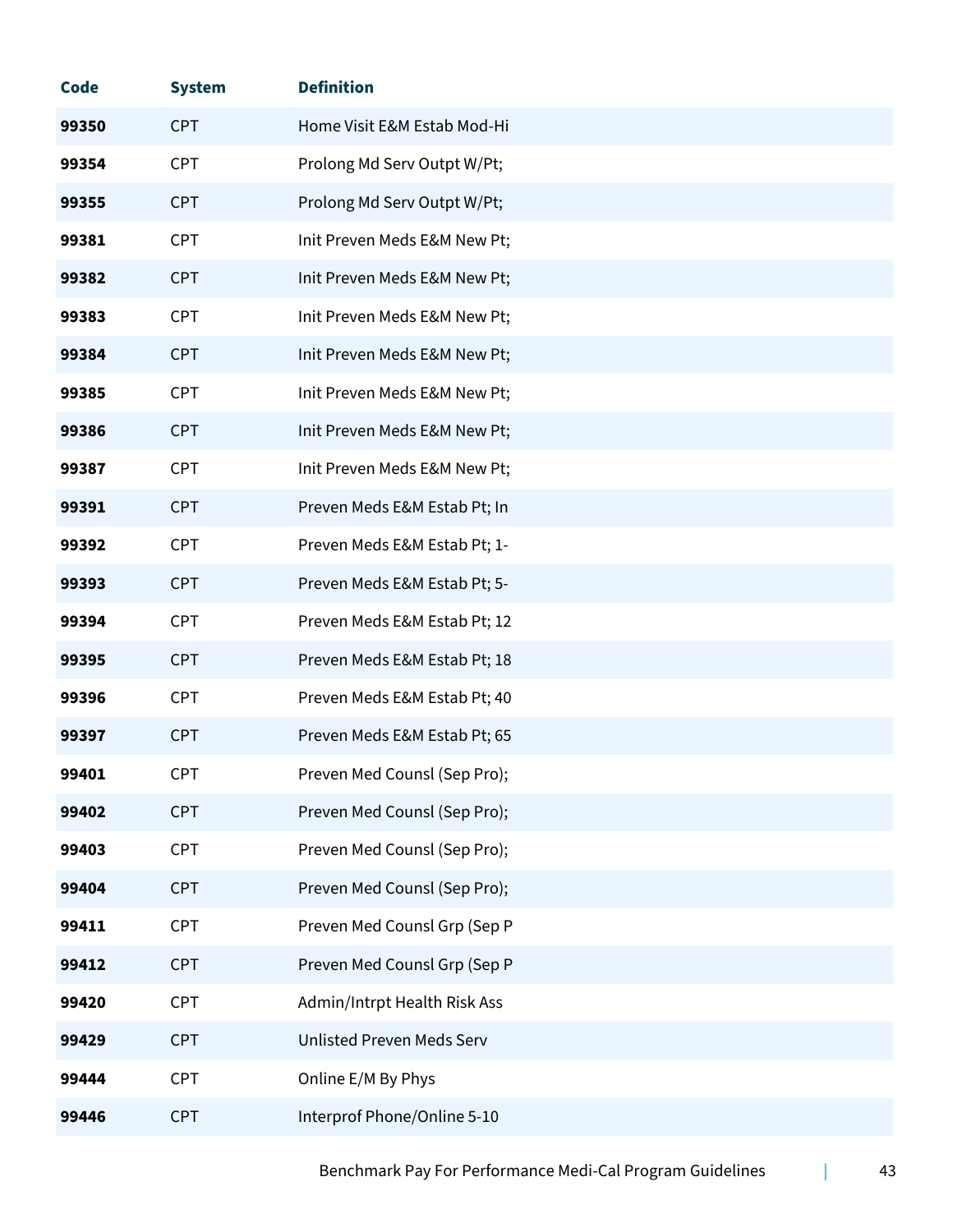| Code | System | Definition |
| --- | --- | --- |
| **99350** | CPT | Home Visit E&M Estab Mod-Hi |
| **99354** | CPT | Prolong Md Serv Outpt W/Pt; |
| **99355** | CPT | Prolong Md Serv Outpt W/Pt; |
| **99381** | CPT | Init Preven Meds E&M New Pt; |
| **99382** | CPT | Init Preven Meds E&M New Pt; |
| **99383** | CPT | Init Preven Meds E&M New Pt; |
| **99384** | CPT | Init Preven Meds E&M New Pt; |
| **99385** | CPT | Init Preven Meds E&M New Pt; |
| **99386** | CPT | Init Preven Meds E&M New Pt; |
| **99387** | CPT | Init Preven Meds E&M New Pt; |
| **99391** | CPT | Preven Meds E&M Estab Pt; In |
| **99392** | CPT | Preven Meds E&M Estab Pt; 1- |
| **99393** | CPT | Preven Meds E&M Estab Pt; 5- |
| **99394** | CPT | Preven Meds E&M Estab Pt; 12 |
| **99395** | CPT | Preven Meds E&M Estab Pt; 18 |
| **99396** | CPT | Preven Meds E&M Estab Pt; 40 |
| **99397** | CPT | Preven Meds E&M Estab Pt; 65 |
| **99401** | CPT | Preven Med Counsl (Sep Pro); |
| **99402** | CPT | Preven Med Counsl (Sep Pro); |
| **99403** | CPT | Preven Med Counsl (Sep Pro); |
| **99404** | CPT | Preven Med Counsl (Sep Pro); |
| **99411** | CPT | Preven Med Counsl Grp (Sep P |
| **99412** | CPT | Preven Med Counsl Grp (Sep P |
| **99420** | CPT | Admin/Intrpt Health Risk Ass |
| **99429** | CPT | Unlisted Preven Meds Serv |
| **99444** | CPT | Online E/M By Phys |
| **99446** | CPT | Interprof Phone/Online 5-10 |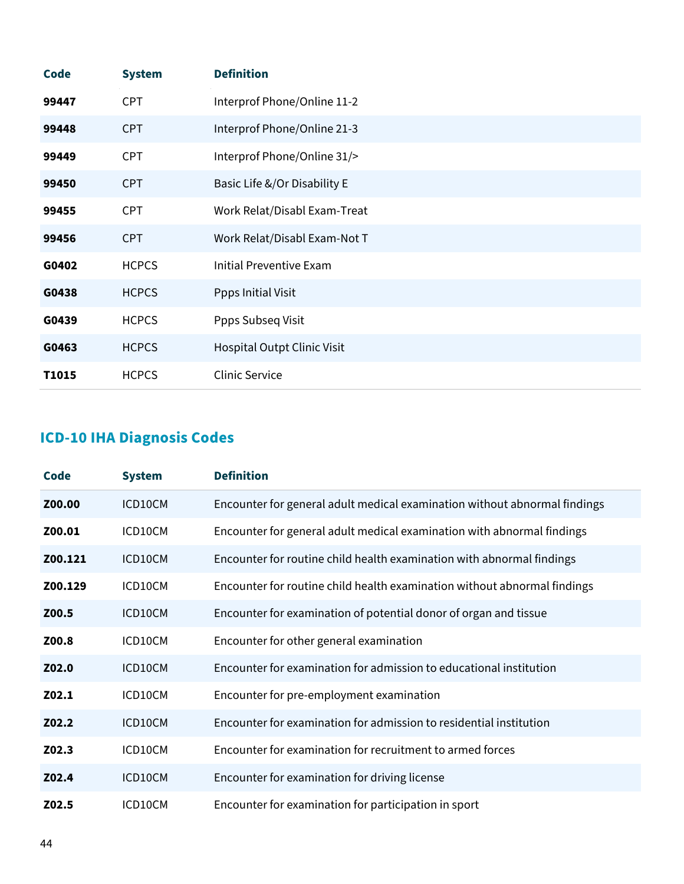| Code | System | Definition |
|---|---|---|
| **99447** | CPT | Interprof Phone/Online 11-2 |
| **99448** | CPT | Interprof Phone/Online 21-3 |
| **99449** | CPT | Interprof Phone/Online 31/> |
| **99450** | CPT | Basic Life &/Or Disability E |
| **99455** | CPT | Work Relat/Disabl Exam-Treat |
| **99456** | CPT | Work Relat/Disabl Exam-Not T |
| **G0402** | HCPCS | Initial Preventive Exam |
| **G0438** | HCPCS | Ppps Initial Visit |
| **G0439** | HCPCS | Ppps Subseq Visit |
| **G0463** | HCPCS | Hospital Outpt Clinic Visit |
| **T1015** | HCPCS | Clinic Service |

## ICD-10 IHA Diagnosis Codes

| Code | System | Definition |
|---|---|---|
| **Z00.00** | ICD10CM | Encounter for general adult medical examination without abnormal findings |
| **Z00.01** | ICD10CM | Encounter for general adult medical examination with abnormal findings |
| **Z00.121** | ICD10CM | Encounter for routine child health examination with abnormal findings |
| **Z00.129** | ICD10CM | Encounter for routine child health examination without abnormal findings |
| **Z00.5** | ICD10CM | Encounter for examination of potential donor of organ and tissue |
| **Z00.8** | ICD10CM | Encounter for other general examination |
| **Z02.0** | ICD10CM | Encounter for examination for admission to educational institution |
| **Z02.1** | ICD10CM | Encounter for pre-employment examination |
| **Z02.2** | ICD10CM | Encounter for examination for admission to residential institution |
| **Z02.3** | ICD10CM | Encounter for examination for recruitment to armed forces |
| **Z02.4** | ICD10CM | Encounter for examination for driving license |
| **Z02.5** | ICD10CM | Encounter for examination for participation in sport |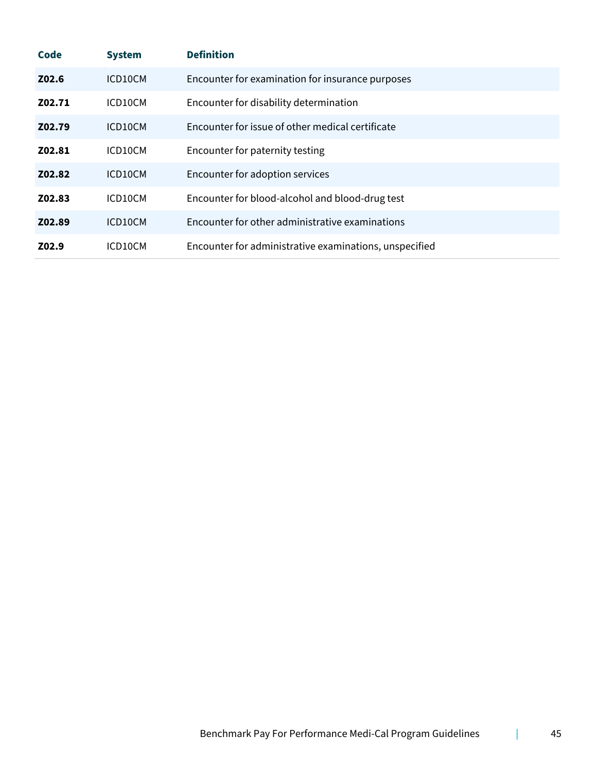| Code | System | Definition |
| --- | --- | --- |
| **Z02.6** | ICD10CM | Encounter for examination for insurance purposes |
| **Z02.71** | ICD10CM | Encounter for disability determination |
| **Z02.79** | ICD10CM | Encounter for issue of other medical certificate |
| **Z02.81** | ICD10CM | Encounter for paternity testing |
| **Z02.82** | ICD10CM | Encounter for adoption services |
| **Z02.83** | ICD10CM | Encounter for blood-alcohol and blood-drug test |
| **Z02.89** | ICD10CM | Encounter for other administrative examinations |
| **Z02.9** | ICD10CM | Encounter for administrative examinations, unspecified |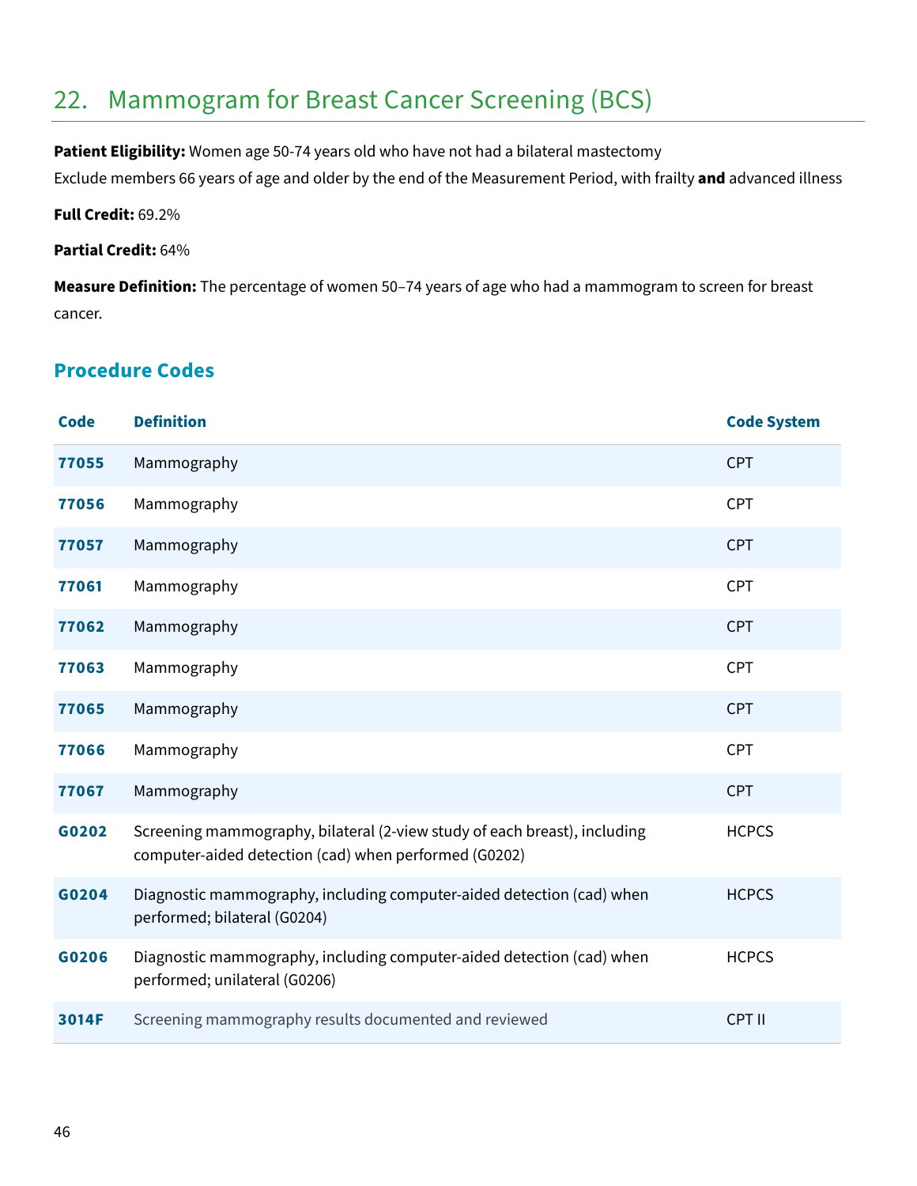# 22. Mammogram for Breast Cancer Screening (BCS)

**Patient Eligibility:** Women age 50-74 years old who have not had a bilateral mastectomy

Exclude members 66 years of age and older by the end of the Measurement Period, with frailty **and** advanced illness

**Full Credit:** 69.2%

**Partial Credit:** 64%

**Measure Definition:** The percentage of women 50–74 years of age who had a mammogram to screen for breast cancer.

## Procedure Codes

| Code | Definition | Code System |
|---|---|---|
| **77055** | Mammography | CPT |
| **77056** | Mammography | CPT |
| **77057** | Mammography | CPT |
| **77061** | Mammography | CPT |
| **77062** | Mammography | CPT |
| **77063** | Mammography | CPT |
| **77065** | Mammography | CPT |
| **77066** | Mammography | CPT |
| **77067** | Mammography | CPT |
| **G0202** | Screening mammography, bilateral (2-view study of each breast), including computer-aided detection (cad) when performed (G0202) | HCPCS |
| **G0204** | Diagnostic mammography, including computer-aided detection (cad) when performed; bilateral (G0204) | HCPCS |
| **G0206** | Diagnostic mammography, including computer-aided detection (cad) when performed; unilateral (G0206) | HCPCS |
| **3014F** | Screening mammography results documented and reviewed | CPT II |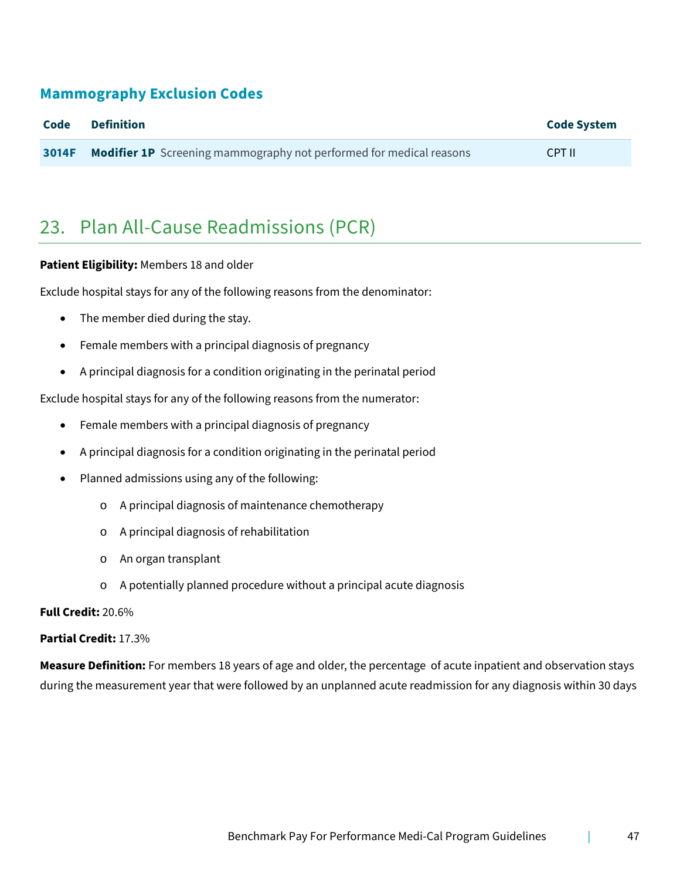### Mammography Exclusion Codes

| Code | Definition | Code System |
|---|---|---|
| **3014F** | **Modifier 1P** Screening mammography not performed for medical reasons | CPT II |

## 23. Plan All-Cause Readmissions (PCR)

**Patient Eligibility:** Members 18 and older

Exclude hospital stays for any of the following reasons from the denominator:

- The member died during the stay.
- Female members with a principal diagnosis of pregnancy
- A principal diagnosis for a condition originating in the perinatal period

Exclude hospital stays for any of the following reasons from the numerator:

- Female members with a principal diagnosis of pregnancy
- A principal diagnosis for a condition originating in the perinatal period
- Planned admissions using any of the following:
  - A principal diagnosis of maintenance chemotherapy
  - A principal diagnosis of rehabilitation
  - An organ transplant
  - A potentially planned procedure without a principal acute diagnosis

**Full Credit:** 20.6%

**Partial Credit:** 17.3%

**Measure Definition:** For members 18 years of age and older, the percentage of acute inpatient and observation stays during the measurement year that were followed by an unplanned acute readmission for any diagnosis within 30 days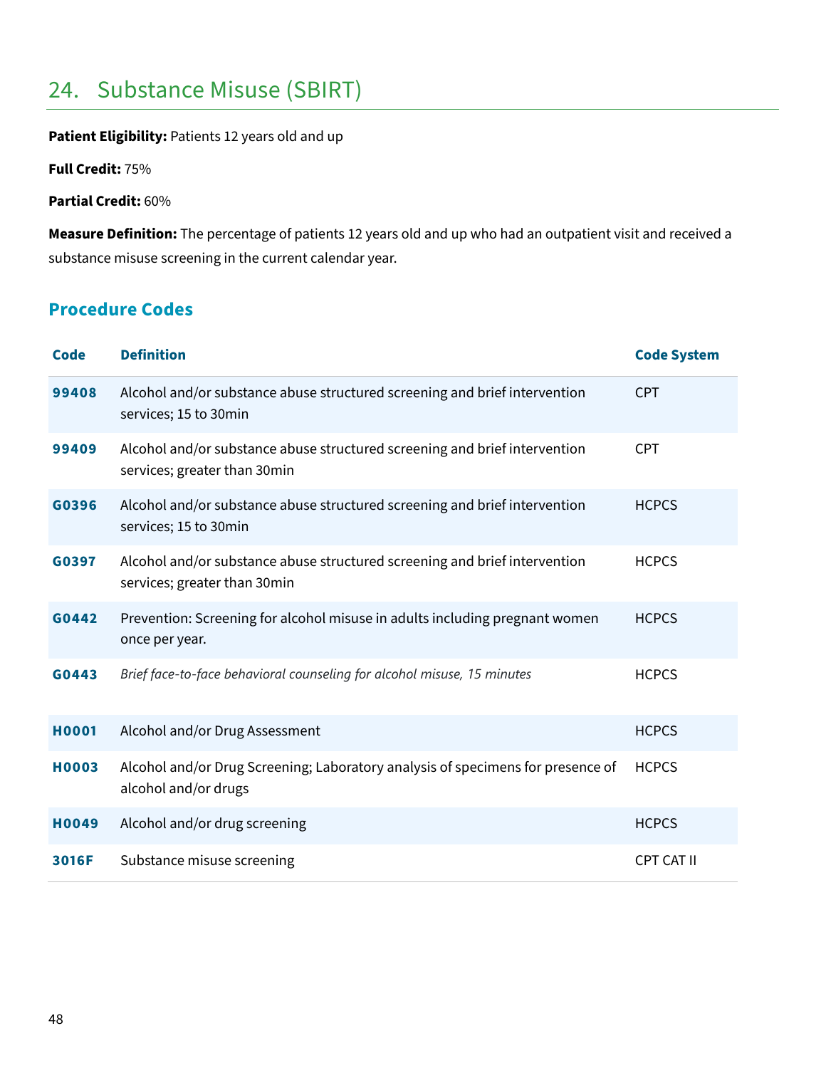## 24. Substance Misuse (SBIRT)

**Patient Eligibility:** Patients 12 years old and up

**Full Credit:** 75%

**Partial Credit:** 60%

**Measure Definition:** The percentage of patients 12 years old and up who had an outpatient visit and received a substance misuse screening in the current calendar year.

### Procedure Codes

| Code | Definition | Code System |
|---|---|---|
| **99408** | Alcohol and/or substance abuse structured screening and brief intervention services; 15 to 30min | CPT |
| **99409** | Alcohol and/or substance abuse structured screening and brief intervention services; greater than 30min | CPT |
| **G0396** | Alcohol and/or substance abuse structured screening and brief intervention services; 15 to 30min | HCPCS |
| **G0397** | Alcohol and/or substance abuse structured screening and brief intervention services; greater than 30min | HCPCS |
| **G0442** | Prevention: Screening for alcohol misuse in adults including pregnant women once per year. | HCPCS |
| **G0443** | *Brief face-to-face behavioral counseling for alcohol misuse, 15 minutes* | HCPCS |
| **H0001** | Alcohol and/or Drug Assessment | HCPCS |
| **H0003** | Alcohol and/or Drug Screening; Laboratory analysis of specimens for presence of alcohol and/or drugs | HCPCS |
| **H0049** | Alcohol and/or drug screening | HCPCS |
| **3016F** | Substance misuse screening | CPT CAT II |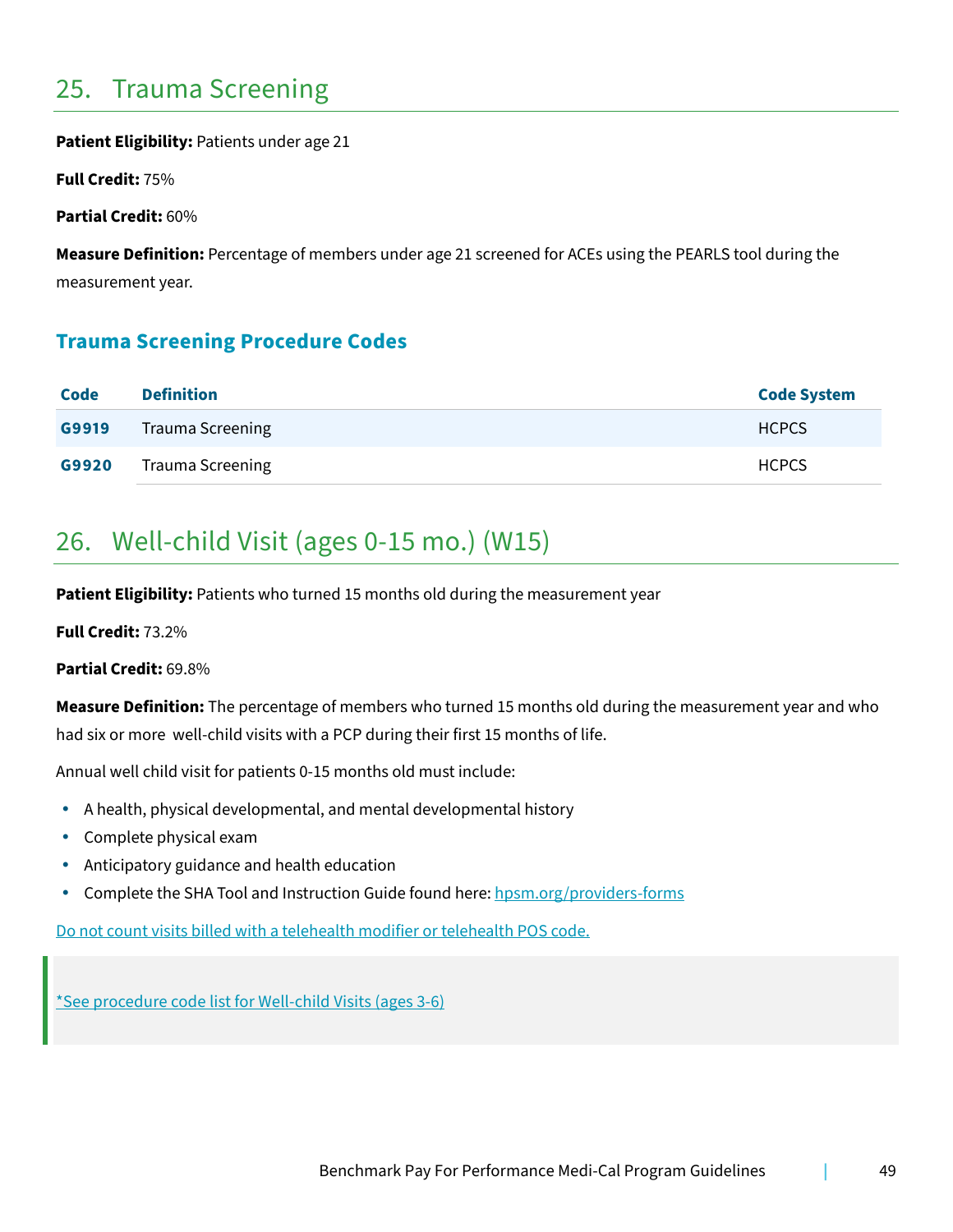## 25. Trauma Screening

**Patient Eligibility:** Patients under age 21

**Full Credit:** 75%

**Partial Credit:** 60%

**Measure Definition:** Percentage of members under age 21 screened for ACEs using the PEARLS tool during the measurement year.

### Trauma Screening Procedure Codes

| Code | Definition | Code System |
|---|---|---|
| **G9919** | Trauma Screening | HCPCS |
| **G9920** | Trauma Screening | HCPCS |

## 26. Well-child Visit (ages 0-15 mo.) (W15)

**Patient Eligibility:** Patients who turned 15 months old during the measurement year

**Full Credit:** 73.2%

**Partial Credit:** 69.8%

**Measure Definition:** The percentage of members who turned 15 months old during the measurement year and who had six or more well-child visits with a PCP during their first 15 months of life.

Annual well child visit for patients 0-15 months old must include:

- A health, physical developmental, and mental developmental history
- Complete physical exam
- Anticipatory guidance and health education
- Complete the SHA Tool and Instruction Guide found here: hpsm.org/providers-forms

Do not count visits billed with a telehealth modifier or telehealth POS code.

> *See procedure code list for Well-child Visits (ages 3-6)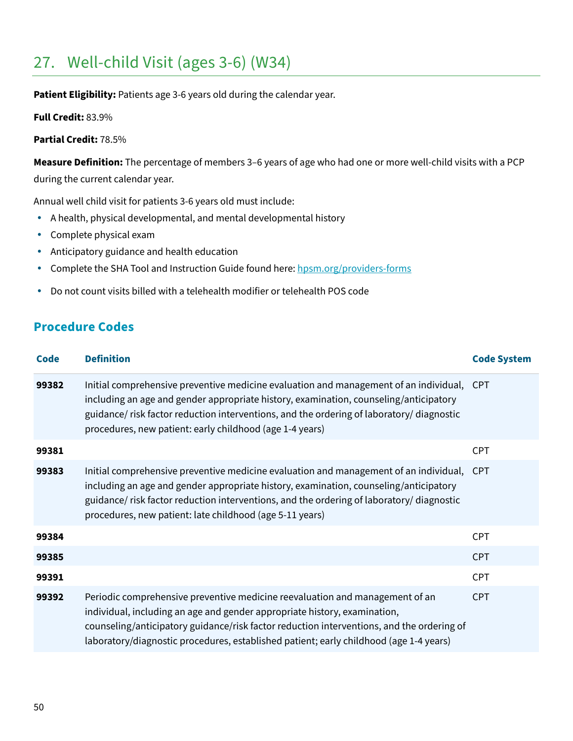# 27. Well-child Visit (ages 3-6) (W34)

**Patient Eligibility:** Patients age 3-6 years old during the calendar year.

**Full Credit:** 83.9%

**Partial Credit:** 78.5%

**Measure Definition:** The percentage of members 3–6 years of age who had one or more well-child visits with a PCP during the current calendar year.

Annual well child visit for patients 3-6 years old must include:

- A health, physical developmental, and mental developmental history
- Complete physical exam
- Anticipatory guidance and health education
- Complete the SHA Tool and Instruction Guide found here: hpsm.org/providers-forms
- Do not count visits billed with a telehealth modifier or telehealth POS code

## Procedure Codes

| Code | Definition | Code System |
|---|---|---|
| **99382** | Initial comprehensive preventive medicine evaluation and management of an individual, including an age and gender appropriate history, examination, counseling/anticipatory guidance/ risk factor reduction interventions, and the ordering of laboratory/ diagnostic procedures, new patient: early childhood (age 1-4 years) | CPT |
| **99381** | | CPT |
| **99383** | Initial comprehensive preventive medicine evaluation and management of an individual, including an age and gender appropriate history, examination, counseling/anticipatory guidance/ risk factor reduction interventions, and the ordering of laboratory/ diagnostic procedures, new patient: late childhood (age 5-11 years) | CPT |
| **99384** | | CPT |
| **99385** | | CPT |
| **99391** | | CPT |
| **99392** | Periodic comprehensive preventive medicine reevaluation and management of an individual, including an age and gender appropriate history, examination, counseling/anticipatory guidance/risk factor reduction interventions, and the ordering of laboratory/diagnostic procedures, established patient; early childhood (age 1-4 years) | CPT |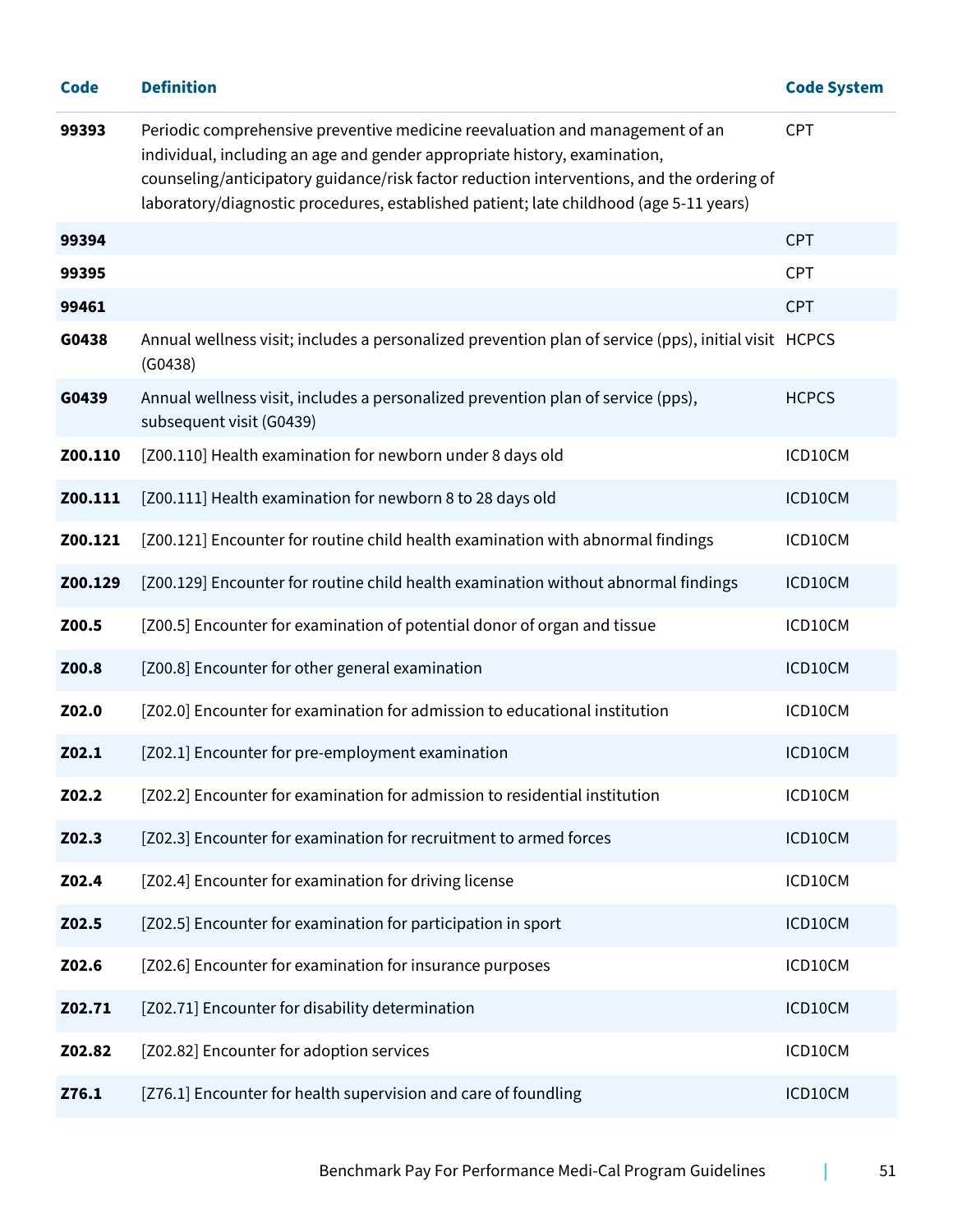| Code | Definition | Code System |
|---|---|---|
| **99393** | Periodic comprehensive preventive medicine reevaluation and management of an individual, including an age and gender appropriate history, examination, counseling/anticipatory guidance/risk factor reduction interventions, and the ordering of laboratory/diagnostic procedures, established patient; late childhood (age 5-11 years) | CPT |
| **99394** | | CPT |
| **99395** | | CPT |
| **99461** | | CPT |
| **G0438** | Annual wellness visit; includes a personalized prevention plan of service (pps), initial visit (G0438) | HCPCS |
| **G0439** | Annual wellness visit, includes a personalized prevention plan of service (pps), subsequent visit (G0439) | HCPCS |
| **Z00.110** | [Z00.110] Health examination for newborn under 8 days old | ICD10CM |
| **Z00.111** | [Z00.111] Health examination for newborn 8 to 28 days old | ICD10CM |
| **Z00.121** | [Z00.121] Encounter for routine child health examination with abnormal findings | ICD10CM |
| **Z00.129** | [Z00.129] Encounter for routine child health examination without abnormal findings | ICD10CM |
| **Z00.5** | [Z00.5] Encounter for examination of potential donor of organ and tissue | ICD10CM |
| **Z00.8** | [Z00.8] Encounter for other general examination | ICD10CM |
| **Z02.0** | [Z02.0] Encounter for examination for admission to educational institution | ICD10CM |
| **Z02.1** | [Z02.1] Encounter for pre-employment examination | ICD10CM |
| **Z02.2** | [Z02.2] Encounter for examination for admission to residential institution | ICD10CM |
| **Z02.3** | [Z02.3] Encounter for examination for recruitment to armed forces | ICD10CM |
| **Z02.4** | [Z02.4] Encounter for examination for driving license | ICD10CM |
| **Z02.5** | [Z02.5] Encounter for examination for participation in sport | ICD10CM |
| **Z02.6** | [Z02.6] Encounter for examination for insurance purposes | ICD10CM |
| **Z02.71** | [Z02.71] Encounter for disability determination | ICD10CM |
| **Z02.82** | [Z02.82] Encounter for adoption services | ICD10CM |
| **Z76.1** | [Z76.1] Encounter for health supervision and care of foundling | ICD10CM |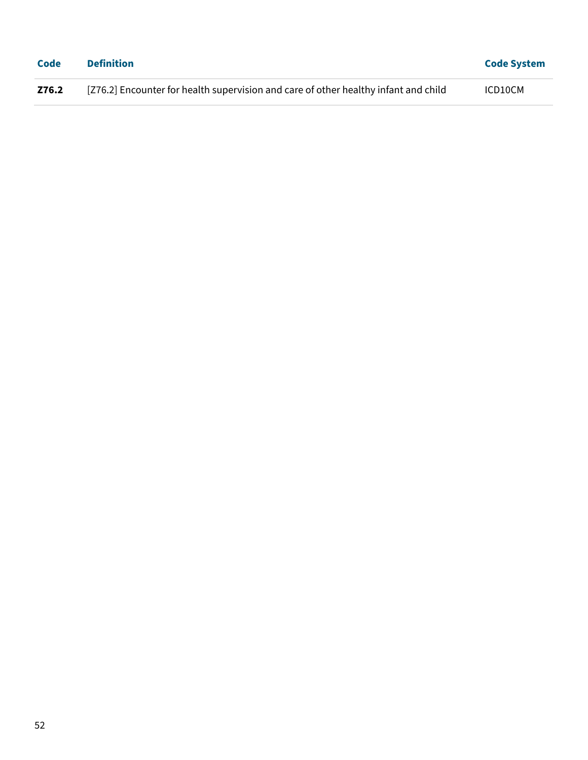| Code | Definition | Code System |
| --- | --- | --- |
| **Z76.2** | [Z76.2] Encounter for health supervision and care of other healthy infant and child | ICD10CM |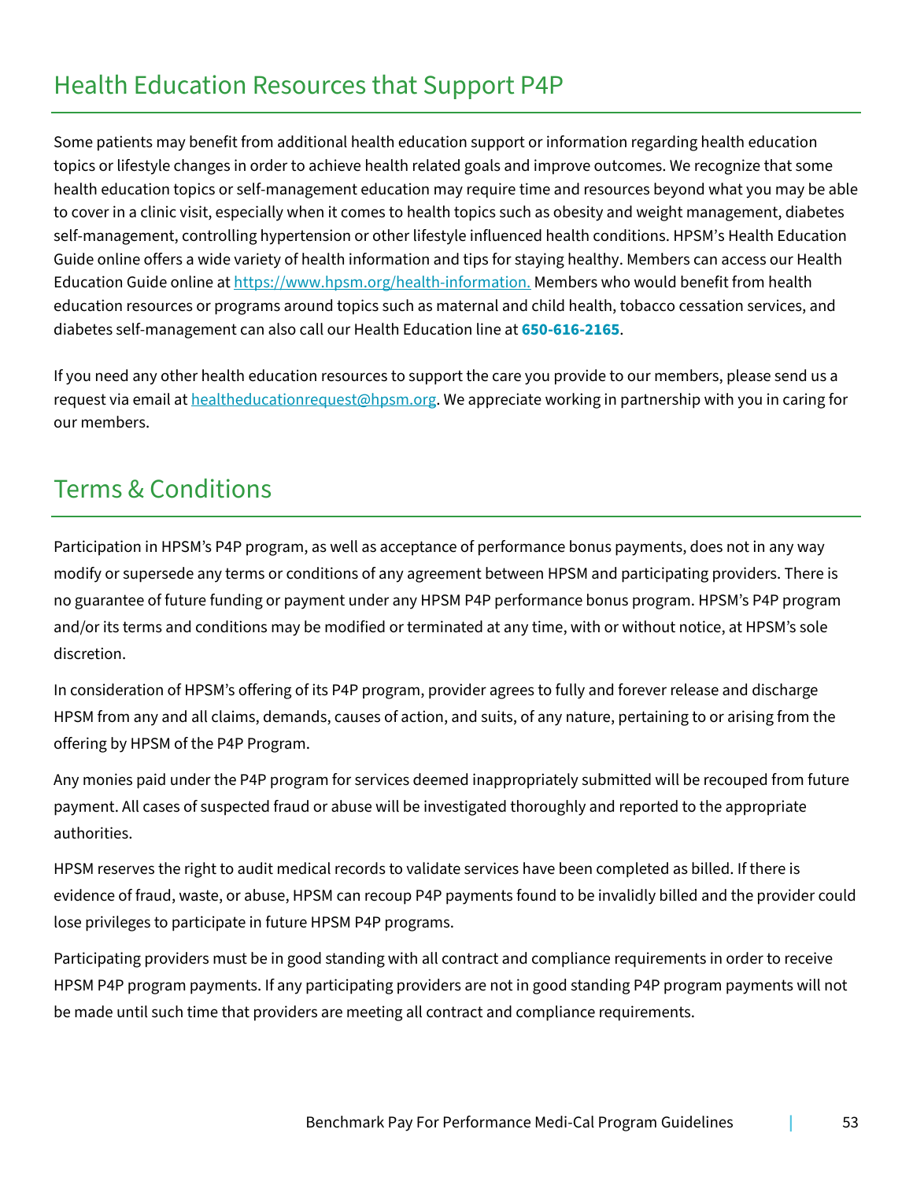## Health Education Resources that Support P4P

Some patients may benefit from additional health education support or information regarding health education topics or lifestyle changes in order to achieve health related goals and improve outcomes. We recognize that some health education topics or self-management education may require time and resources beyond what you may be able to cover in a clinic visit, especially when it comes to health topics such as obesity and weight management, diabetes self-management, controlling hypertension or other lifestyle influenced health conditions. HPSM's Health Education Guide online offers a wide variety of health information and tips for staying healthy. Members can access our Health Education Guide online at https://www.hpsm.org/health-information. Members who would benefit from health education resources or programs around topics such as maternal and child health, tobacco cessation services, and diabetes self-management can also call our Health Education line at **650-616-2165**.

If you need any other health education resources to support the care you provide to our members, please send us a request via email at healtheducationrequest@hpsm.org. We appreciate working in partnership with you in caring for our members.

## Terms & Conditions

Participation in HPSM's P4P program, as well as acceptance of performance bonus payments, does not in any way modify or supersede any terms or conditions of any agreement between HPSM and participating providers. There is no guarantee of future funding or payment under any HPSM P4P performance bonus program. HPSM's P4P program and/or its terms and conditions may be modified or terminated at any time, with or without notice, at HPSM's sole discretion.

In consideration of HPSM's offering of its P4P program, provider agrees to fully and forever release and discharge HPSM from any and all claims, demands, causes of action, and suits, of any nature, pertaining to or arising from the offering by HPSM of the P4P Program.

Any monies paid under the P4P program for services deemed inappropriately submitted will be recouped from future payment. All cases of suspected fraud or abuse will be investigated thoroughly and reported to the appropriate authorities.

HPSM reserves the right to audit medical records to validate services have been completed as billed. If there is evidence of fraud, waste, or abuse, HPSM can recoup P4P payments found to be invalidly billed and the provider could lose privileges to participate in future HPSM P4P programs.

Participating providers must be in good standing with all contract and compliance requirements in order to receive HPSM P4P program payments. If any participating providers are not in good standing P4P program payments will not be made until such time that providers are meeting all contract and compliance requirements.